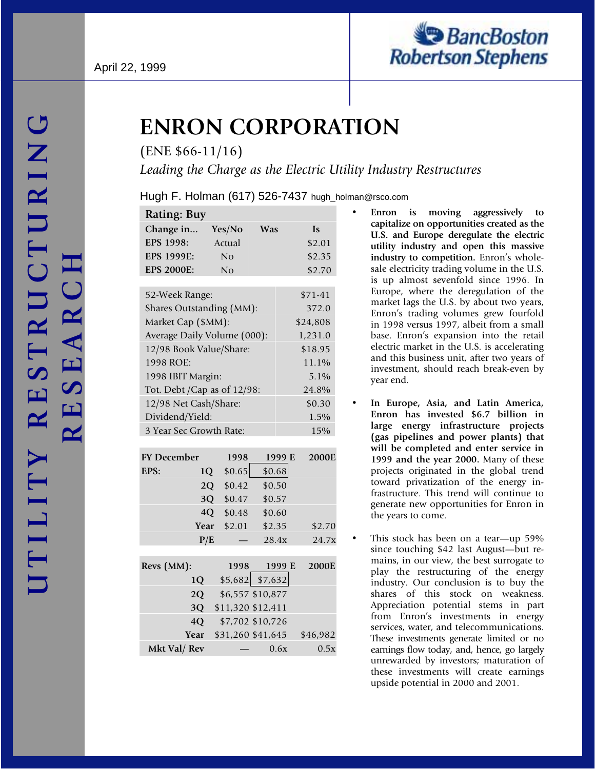April 22, 1999

BancBoston Robertson Stephens

UTILITY RESTRUCTURING RESEARCH

# ENRON CORPORATION

(ENE $66-11/16)

*Leading the Charge as the Electric Utility Industry Restructures*

Hugh F. Holman (617) 526-7437 hugh_holman@rsco.com

| Rating: Buy | | | |
|---|---|---|---|
| Change in... | Yes/No | Was | Is |
| EPS 1998: | Actual | | $2.01 |
| EPS 1999E: | No | | $2.35 |
| EPS 2000E: | No | | $2.70 |

| | |
|---|---|
| 52-Week Range: | $71-41 |
| Shares Outstanding (MM): | 372.0 |
| Market Cap ($MM): | $24,808 |
| Average Daily Volume (000): | 1,231.0 |
| 12/98 Book Value/Share: | $18.95 |
| 1998 ROE: | 11.1% |
| 1998 IBIT Margin: | 5.1% |
| Tot. Debt /Cap as of 12/98: | 24.8% |
| 12/98 Net Cash/Share: | $0.30 |
| Dividend/Yield: | 1.5% |
| 3 Year Sec Growth Rate: | 15% |

| FY December | | 1998 | 1999 E | 2000E |
|---|---|---|---|---|
| EPS: | 1Q | $0.65 | $0.68 | |
| | 2Q | $0.42 | $0.50 | |
| | 3Q | $0.47 | $0.57 | |
| | 4Q | $0.48 | $0.60 | |
| | Year | $2.01 | $2.35 | $2.70 |
| | P/E | — | 28.4x | 24.7x |

| Revs (MM): | | 1998 | 1999 E | 2000E |
|---|---|---|---|---|
| | 1Q | $5,682 | $7,632 | |
| | 2Q | $6,557 | $10,877 | |
| | 3Q | $11,320 | $12,411 | |
| | 4Q | $7,702 | $10,726 | |
| | Year | $31,260 | $41,645 | $46,982 |
| Mkt Val/ Rev | | — | 0.6x | 0.5x |

- **Enron is moving aggressively to capitalize on opportunities created as the U.S. and Europe deregulate the electric utility industry and open this massive industry to competition.** Enron's wholesale electricity trading volume in the U.S. is up almost sevenfold since 1996. In Europe, where the deregulation of the market lags the U.S. by about two years, Enron's trading volumes grew fourfold in 1998 versus 1997, albeit from a small base. Enron's expansion into the retail electric market in the U.S. is accelerating and this business unit, after two years of investment, should reach break-even by year end.

- **In Europe, Asia, and Latin America, Enron has invested $6.7 billion in large energy infrastructure projects (gas pipelines and power plants) that will be completed and enter service in 1999 and the year 2000.** Many of these projects originated in the global trend toward privatization of the energy infrastructure. This trend will continue to generate new opportunities for Enron in the years to come.

- This stock has been on a tear—up 59% since touching $42 last August—but remains, in our view, the best surrogate to play the restructuring of the energy industry. Our conclusion is to buy the shares of this stock on weakness. Appreciation potential stems in part from Enron's investments in energy services, water, and telecommunications. These investments generate limited or no earnings flow today, and, hence, go largely unrewarded by investors; maturation of these investments will create earnings upside potential in 2000 and 2001.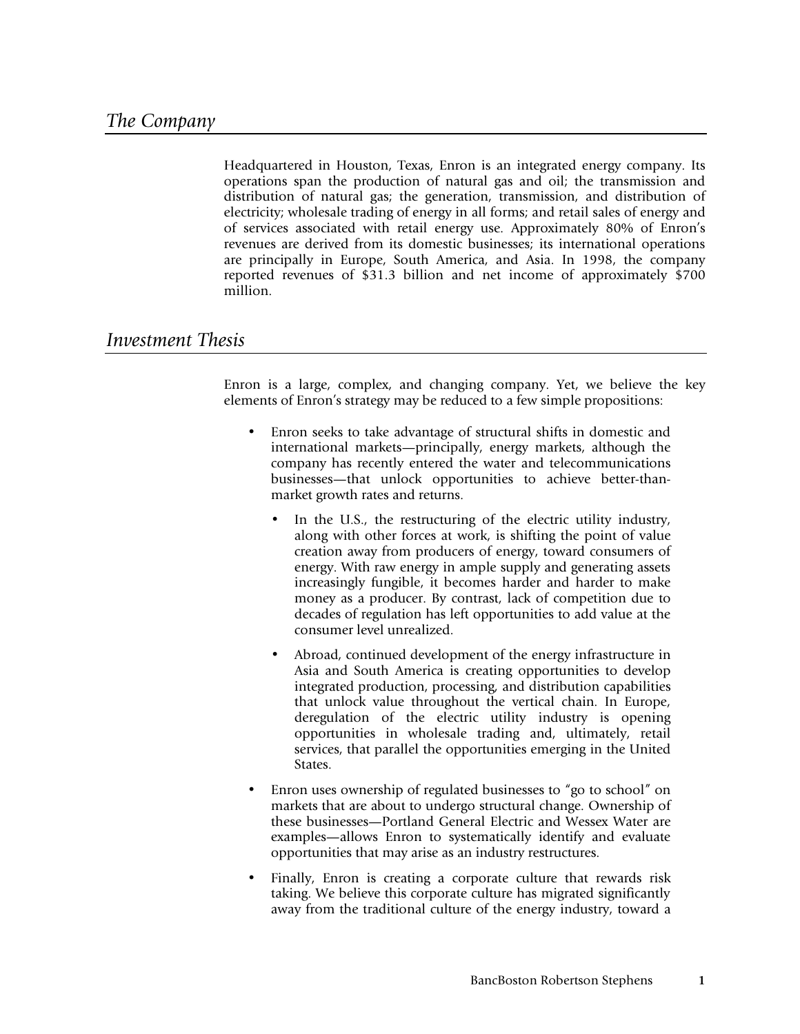## *The Company*

Headquartered in Houston, Texas, Enron is an integrated energy company. Its operations span the production of natural gas and oil; the transmission and distribution of natural gas; the generation, transmission, and distribution of electricity; wholesale trading of energy in all forms; and retail sales of energy and of services associated with retail energy use. Approximately 80% of Enron's revenues are derived from its domestic businesses; its international operations are principally in Europe, South America, and Asia. In 1998, the company reported revenues of $31.3 billion and net income of approximately $700 million.

## *Investment Thesis*

Enron is a large, complex, and changing company. Yet, we believe the key elements of Enron's strategy may be reduced to a few simple propositions:

- Enron seeks to take advantage of structural shifts in domestic and international markets—principally, energy markets, although the company has recently entered the water and telecommunications businesses—that unlock opportunities to achieve better-than-market growth rates and returns.
    - In the U.S., the restructuring of the electric utility industry, along with other forces at work, is shifting the point of value creation away from producers of energy, toward consumers of energy. With raw energy in ample supply and generating assets increasingly fungible, it becomes harder and harder to make money as a producer. By contrast, lack of competition due to decades of regulation has left opportunities to add value at the consumer level unrealized.
    - Abroad, continued development of the energy infrastructure in Asia and South America is creating opportunities to develop integrated production, processing, and distribution capabilities that unlock value throughout the vertical chain. In Europe, deregulation of the electric utility industry is opening opportunities in wholesale trading and, ultimately, retail services, that parallel the opportunities emerging in the United States.
- Enron uses ownership of regulated businesses to "go to school" on markets that are about to undergo structural change. Ownership of these businesses—Portland General Electric and Wessex Water are examples—allows Enron to systematically identify and evaluate opportunities that may arise as an industry restructures.
- Finally, Enron is creating a corporate culture that rewards risk taking. We believe this corporate culture has migrated significantly away from the traditional culture of the energy industry, toward a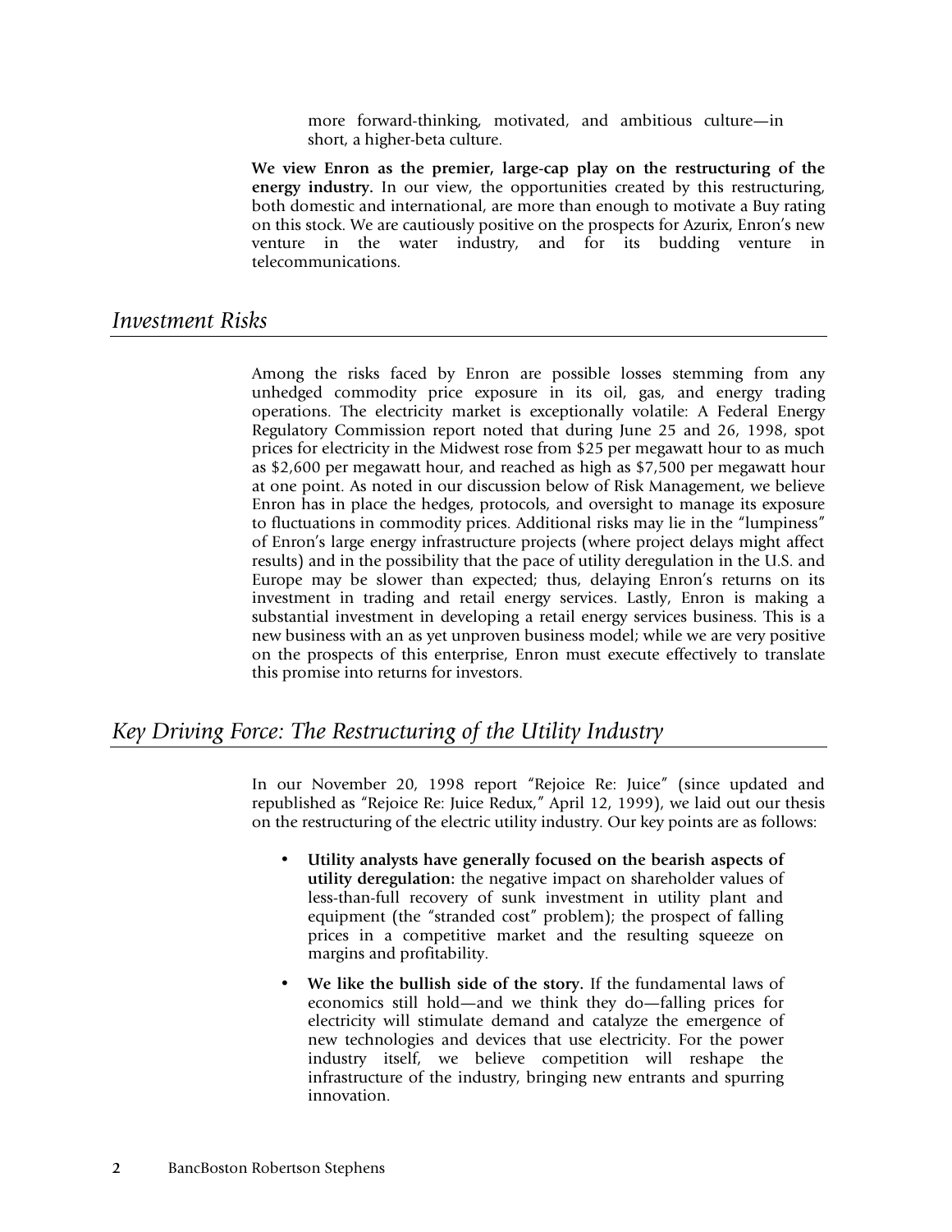more forward-thinking, motivated, and ambitious culture—in short, a higher-beta culture.

**We view Enron as the premier, large-cap play on the restructuring of the energy industry.** In our view, the opportunities created by this restructuring, both domestic and international, are more than enough to motivate a Buy rating on this stock. We are cautiously positive on the prospects for Azurix, Enron's new venture in the water industry, and for its budding venture in telecommunications.

## *Investment Risks*

Among the risks faced by Enron are possible losses stemming from any unhedged commodity price exposure in its oil, gas, and energy trading operations. The electricity market is exceptionally volatile: A Federal Energy Regulatory Commission report noted that during June 25 and 26, 1998, spot prices for electricity in the Midwest rose from $25 per megawatt hour to as much as $2,600 per megawatt hour, and reached as high as $7,500 per megawatt hour at one point. As noted in our discussion below of Risk Management, we believe Enron has in place the hedges, protocols, and oversight to manage its exposure to fluctuations in commodity prices. Additional risks may lie in the "lumpiness" of Enron's large energy infrastructure projects (where project delays might affect results) and in the possibility that the pace of utility deregulation in the U.S. and Europe may be slower than expected; thus, delaying Enron's returns on its investment in trading and retail energy services. Lastly, Enron is making a substantial investment in developing a retail energy services business. This is a new business with an as yet unproven business model; while we are very positive on the prospects of this enterprise, Enron must execute effectively to translate this promise into returns for investors.

## *Key Driving Force: The Restructuring of the Utility Industry*

In our November 20, 1998 report "Rejoice Re: Juice" (since updated and republished as "Rejoice Re: Juice Redux," April 12, 1999), we laid out our thesis on the restructuring of the electric utility industry. Our key points are as follows:

- **Utility analysts have generally focused on the bearish aspects of utility deregulation:** the negative impact on shareholder values of less-than-full recovery of sunk investment in utility plant and equipment (the "stranded cost" problem); the prospect of falling prices in a competitive market and the resulting squeeze on margins and profitability.
- **We like the bullish side of the story.** If the fundamental laws of economics still hold—and we think they do—falling prices for electricity will stimulate demand and catalyze the emergence of new technologies and devices that use electricity. For the power industry itself, we believe competition will reshape the infrastructure of the industry, bringing new entrants and spurring innovation.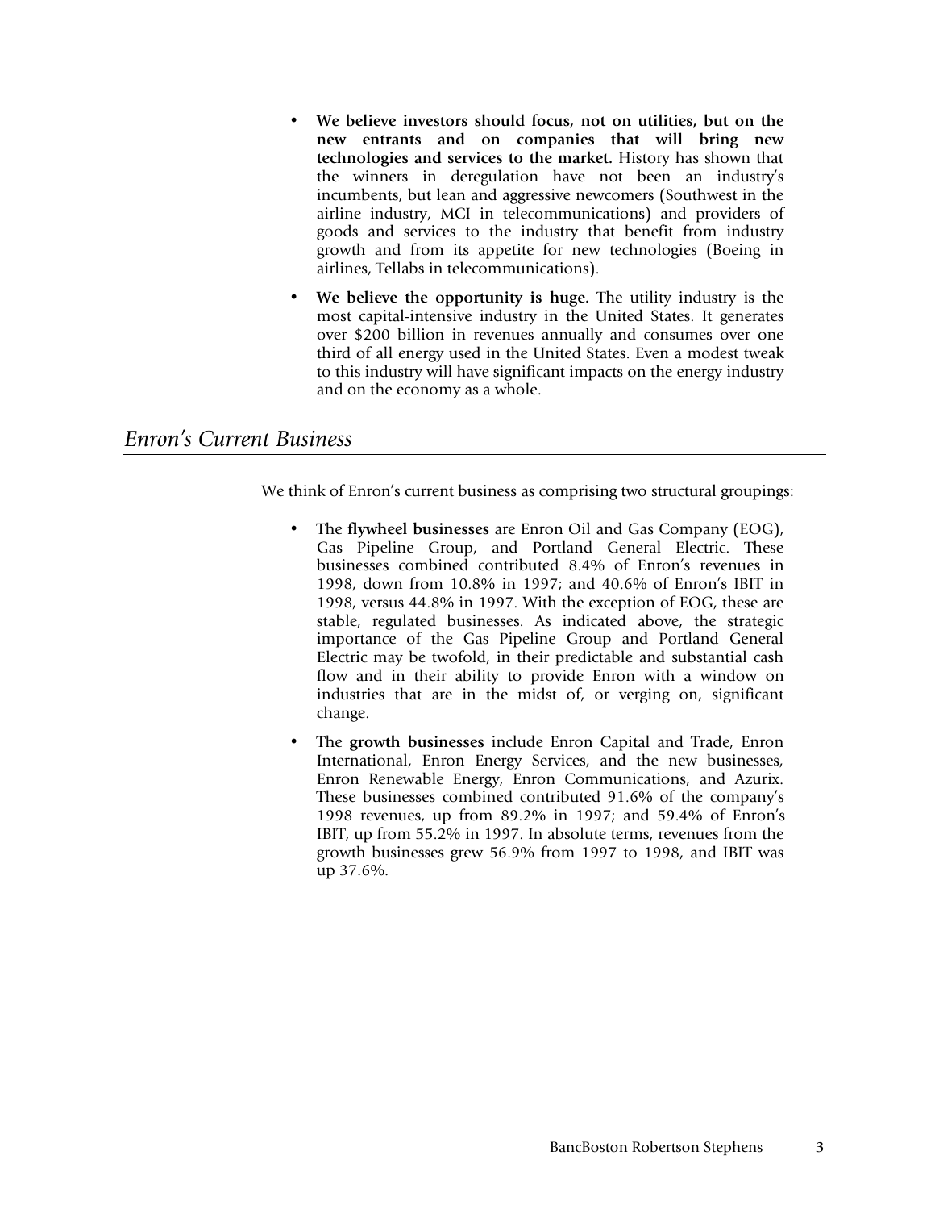- **We believe investors should focus, not on utilities, but on the new entrants and on companies that will bring new technologies and services to the market.** History has shown that the winners in deregulation have not been an industry's incumbents, but lean and aggressive newcomers (Southwest in the airline industry, MCI in telecommunications) and providers of goods and services to the industry that benefit from industry growth and from its appetite for new technologies (Boeing in airlines, Tellabs in telecommunications).
- **We believe the opportunity is huge.** The utility industry is the most capital-intensive industry in the United States. It generates over $200 billion in revenues annually and consumes over one third of all energy used in the United States. Even a modest tweak to this industry will have significant impacts on the energy industry and on the economy as a whole.

## *Enron's Current Business*

We think of Enron's current business as comprising two structural groupings:

- The **flywheel businesses** are Enron Oil and Gas Company (EOG), Gas Pipeline Group, and Portland General Electric. These businesses combined contributed 8.4% of Enron's revenues in 1998, down from 10.8% in 1997; and 40.6% of Enron's IBIT in 1998, versus 44.8% in 1997. With the exception of EOG, these are stable, regulated businesses. As indicated above, the strategic importance of the Gas Pipeline Group and Portland General Electric may be twofold, in their predictable and substantial cash flow and in their ability to provide Enron with a window on industries that are in the midst of, or verging on, significant change.
- The **growth businesses** include Enron Capital and Trade, Enron International, Enron Energy Services, and the new businesses, Enron Renewable Energy, Enron Communications, and Azurix. These businesses combined contributed 91.6% of the company's 1998 revenues, up from 89.2% in 1997; and 59.4% of Enron's IBIT, up from 55.2% in 1997. In absolute terms, revenues from the growth businesses grew 56.9% from 1997 to 1998, and IBIT was up 37.6%.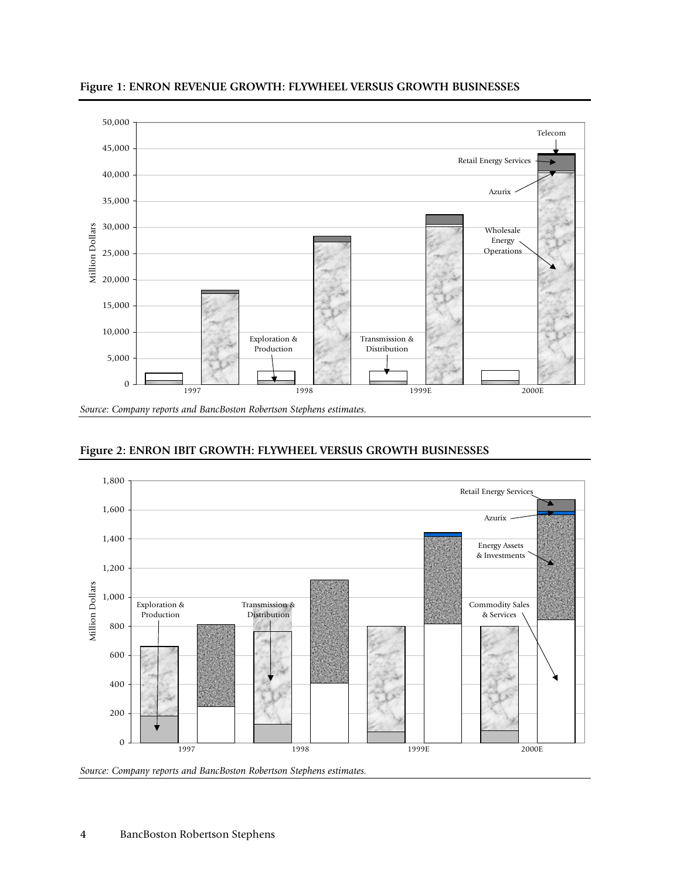**Figure 1: ENRON REVENUE GROWTH: FLYWHEEL VERSUS GROWTH BUSINESSES**

*Source: Company reports and BancBoston Robertson Stephens estimates.*

**Figure 2: ENRON IBIT GROWTH: FLYWHEEL VERSUS GROWTH BUSINESSES**

*Source: Company reports and BancBoston Robertson Stephens estimates.*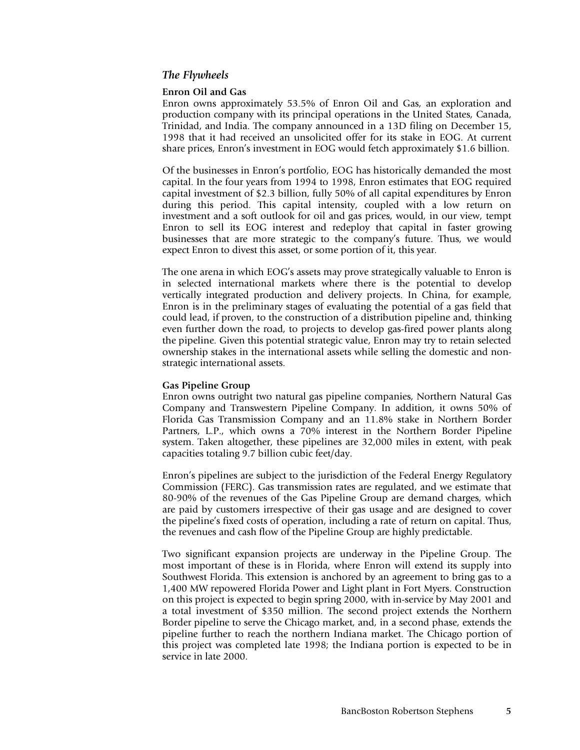## *The Flywheels*

**Enron Oil and Gas**

Enron owns approximately 53.5% of Enron Oil and Gas, an exploration and production company with its principal operations in the United States, Canada, Trinidad, and India. The company announced in a 13D filing on December 15, 1998 that it had received an unsolicited offer for its stake in EOG. At current share prices, Enron's investment in EOG would fetch approximately $1.6 billion.

Of the businesses in Enron's portfolio, EOG has historically demanded the most capital. In the four years from 1994 to 1998, Enron estimates that EOG required capital investment of $2.3 billion, fully 50% of all capital expenditures by Enron during this period. This capital intensity, coupled with a low return on investment and a soft outlook for oil and gas prices, would, in our view, tempt Enron to sell its EOG interest and redeploy that capital in faster growing businesses that are more strategic to the company's future. Thus, we would expect Enron to divest this asset, or some portion of it, this year.

The one arena in which EOG's assets may prove strategically valuable to Enron is in selected international markets where there is the potential to develop vertically integrated production and delivery projects. In China, for example, Enron is in the preliminary stages of evaluating the potential of a gas field that could lead, if proven, to the construction of a distribution pipeline and, thinking even further down the road, to projects to develop gas-fired power plants along the pipeline. Given this potential strategic value, Enron may try to retain selected ownership stakes in the international assets while selling the domestic and non-strategic international assets.

**Gas Pipeline Group**

Enron owns outright two natural gas pipeline companies, Northern Natural Gas Company and Transwestern Pipeline Company. In addition, it owns 50% of Florida Gas Transmission Company and an 11.8% stake in Northern Border Partners, L.P., which owns a 70% interest in the Northern Border Pipeline system. Taken altogether, these pipelines are 32,000 miles in extent, with peak capacities totaling 9.7 billion cubic feet/day.

Enron's pipelines are subject to the jurisdiction of the Federal Energy Regulatory Commission (FERC). Gas transmission rates are regulated, and we estimate that 80-90% of the revenues of the Gas Pipeline Group are demand charges, which are paid by customers irrespective of their gas usage and are designed to cover the pipeline's fixed costs of operation, including a rate of return on capital. Thus, the revenues and cash flow of the Pipeline Group are highly predictable.

Two significant expansion projects are underway in the Pipeline Group. The most important of these is in Florida, where Enron will extend its supply into Southwest Florida. This extension is anchored by an agreement to bring gas to a 1,400 MW repowered Florida Power and Light plant in Fort Myers. Construction on this project is expected to begin spring 2000, with in-service by May 2001 and a total investment of $350 million. The second project extends the Northern Border pipeline to serve the Chicago market, and, in a second phase, extends the pipeline further to reach the northern Indiana market. The Chicago portion of this project was completed late 1998; the Indiana portion is expected to be in service in late 2000.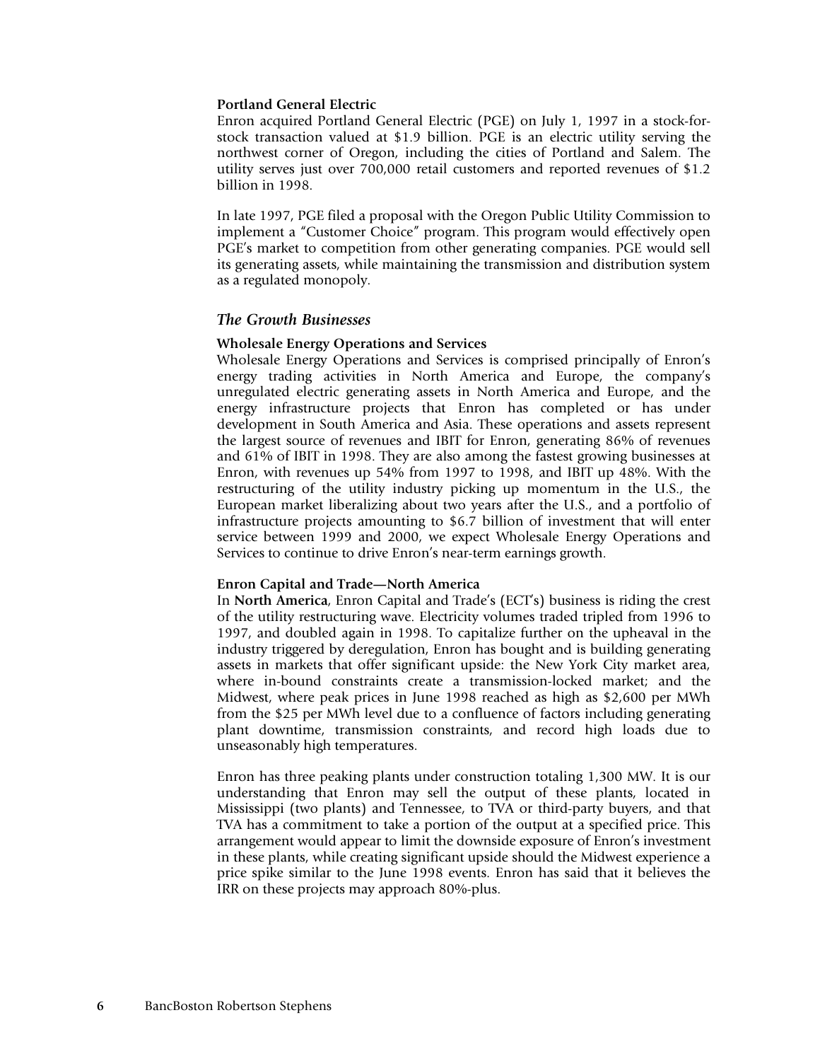**Portland General Electric**

Enron acquired Portland General Electric (PGE) on July 1, 1997 in a stock-for-stock transaction valued at $1.9 billion. PGE is an electric utility serving the northwest corner of Oregon, including the cities of Portland and Salem. The utility serves just over 700,000 retail customers and reported revenues of $1.2 billion in 1998.

In late 1997, PGE filed a proposal with the Oregon Public Utility Commission to implement a "Customer Choice" program. This program would effectively open PGE's market to competition from other generating companies. PGE would sell its generating assets, while maintaining the transmission and distribution system as a regulated monopoly.

## *The Growth Businesses*

**Wholesale Energy Operations and Services**

Wholesale Energy Operations and Services is comprised principally of Enron's energy trading activities in North America and Europe, the company's unregulated electric generating assets in North America and Europe, and the energy infrastructure projects that Enron has completed or has under development in South America and Asia. These operations and assets represent the largest source of revenues and IBIT for Enron, generating 86% of revenues and 61% of IBIT in 1998. They are also among the fastest growing businesses at Enron, with revenues up 54% from 1997 to 1998, and IBIT up 48%. With the restructuring of the utility industry picking up momentum in the U.S., the European market liberalizing about two years after the U.S., and a portfolio of infrastructure projects amounting to $6.7 billion of investment that will enter service between 1999 and 2000, we expect Wholesale Energy Operations and Services to continue to drive Enron's near-term earnings growth.

**Enron Capital and Trade—North America**

In **North America**, Enron Capital and Trade's (ECT's) business is riding the crest of the utility restructuring wave. Electricity volumes traded tripled from 1996 to 1997, and doubled again in 1998. To capitalize further on the upheaval in the industry triggered by deregulation, Enron has bought and is building generating assets in markets that offer significant upside: the New York City market area, where in-bound constraints create a transmission-locked market; and the Midwest, where peak prices in June 1998 reached as high as $2,600 per MWh from the $25 per MWh level due to a confluence of factors including generating plant downtime, transmission constraints, and record high loads due to unseasonably high temperatures.

Enron has three peaking plants under construction totaling 1,300 MW. It is our understanding that Enron may sell the output of these plants, located in Mississippi (two plants) and Tennessee, to TVA or third-party buyers, and that TVA has a commitment to take a portion of the output at a specified price. This arrangement would appear to limit the downside exposure of Enron's investment in these plants, while creating significant upside should the Midwest experience a price spike similar to the June 1998 events. Enron has said that it believes the IRR on these projects may approach 80%-plus.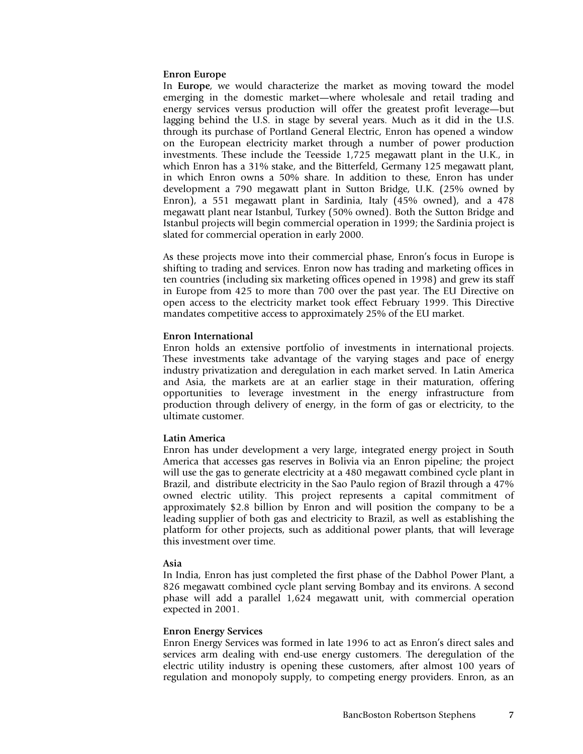**Enron Europe**

In **Europe**, we would characterize the market as moving toward the model emerging in the domestic market—where wholesale and retail trading and energy services versus production will offer the greatest profit leverage—but lagging behind the U.S. in stage by several years. Much as it did in the U.S. through its purchase of Portland General Electric, Enron has opened a window on the European electricity market through a number of power production investments. These include the Teesside 1,725 megawatt plant in the U.K., in which Enron has a 31% stake, and the Bitterfeld, Germany 125 megawatt plant, in which Enron owns a 50% share. In addition to these, Enron has under development a 790 megawatt plant in Sutton Bridge, U.K. (25% owned by Enron), a 551 megawatt plant in Sardinia, Italy (45% owned), and a 478 megawatt plant near Istanbul, Turkey (50% owned). Both the Sutton Bridge and Istanbul projects will begin commercial operation in 1999; the Sardinia project is slated for commercial operation in early 2000.

As these projects move into their commercial phase, Enron's focus in Europe is shifting to trading and services. Enron now has trading and marketing offices in ten countries (including six marketing offices opened in 1998) and grew its staff in Europe from 425 to more than 700 over the past year. The EU Directive on open access to the electricity market took effect February 1999. This Directive mandates competitive access to approximately 25% of the EU market.

**Enron International**

Enron holds an extensive portfolio of investments in international projects. These investments take advantage of the varying stages and pace of energy industry privatization and deregulation in each market served. In Latin America and Asia, the markets are at an earlier stage in their maturation, offering opportunities to leverage investment in the energy infrastructure from production through delivery of energy, in the form of gas or electricity, to the ultimate customer.

**Latin America**

Enron has under development a very large, integrated energy project in South America that accesses gas reserves in Bolivia via an Enron pipeline; the project will use the gas to generate electricity at a 480 megawatt combined cycle plant in Brazil, and distribute electricity in the Sao Paulo region of Brazil through a 47% owned electric utility. This project represents a capital commitment of approximately $2.8 billion by Enron and will position the company to be a leading supplier of both gas and electricity to Brazil, as well as establishing the platform for other projects, such as additional power plants, that will leverage this investment over time.

**Asia**

In India, Enron has just completed the first phase of the Dabhol Power Plant, a 826 megawatt combined cycle plant serving Bombay and its environs. A second phase will add a parallel 1,624 megawatt unit, with commercial operation expected in 2001.

**Enron Energy Services**

Enron Energy Services was formed in late 1996 to act as Enron's direct sales and services arm dealing with end-use energy customers. The deregulation of the electric utility industry is opening these customers, after almost 100 years of regulation and monopoly supply, to competing energy providers. Enron, as an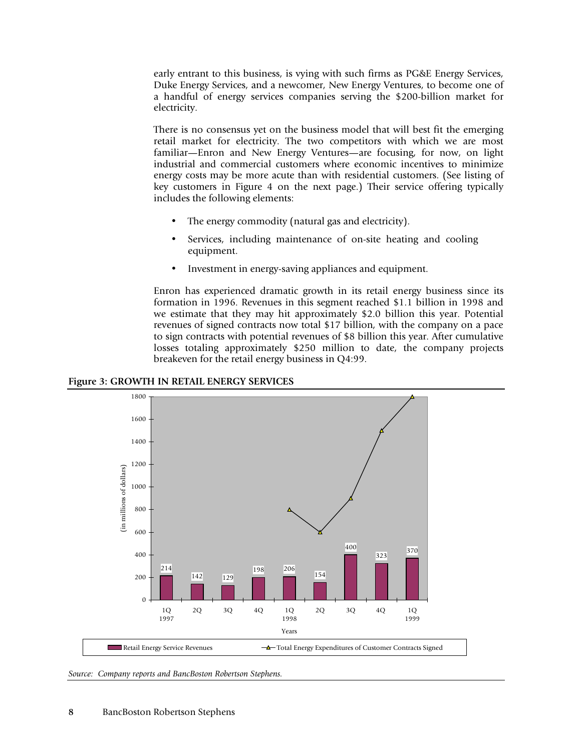early entrant to this business, is vying with such firms as PG&E Energy Services, Duke Energy Services, and a newcomer, New Energy Ventures, to become one of a handful of energy services companies serving the $200-billion market for electricity.

There is no consensus yet on the business model that will best fit the emerging retail market for electricity. The two competitors with which we are most familiar—Enron and New Energy Ventures—are focusing, for now, on light industrial and commercial customers where economic incentives to minimize energy costs may be more acute than with residential customers. (See listing of key customers in Figure 4 on the next page.) Their service offering typically includes the following elements:

- The energy commodity (natural gas and electricity).
- Services, including maintenance of on-site heating and cooling equipment.
- Investment in energy-saving appliances and equipment.

Enron has experienced dramatic growth in its retail energy business since its formation in 1996. Revenues in this segment reached $1.1 billion in 1998 and we estimate that they may hit approximately $2.0 billion this year. Potential revenues of signed contracts now total $17 billion, with the company on a pace to sign contracts with potential revenues of $8 billion this year. After cumulative losses totaling approximately $250 million to date, the company projects breakeven for the retail energy business in Q4:99.

**Figure 3: GROWTH IN RETAIL ENERGY SERVICES**

(in millions of dollars)

| Years | Retail Energy Service Revenues | Total Energy Expenditures of Customer Contracts Signed |
|---|---|---|
| 1Q 1997 | 214 | |
| 2Q | 142 | |
| 3Q | 129 | |
| 4Q | 198 | |
| 1Q 1998 | 206 | 800 |
| 2Q | 154 | 600 |
| 3Q | 400 | 900 |
| 4Q | 323 | 1500 |
| 1Q 1999 | 370 | 1800 |

*Source: Company reports and BancBoston Robertson Stephens.*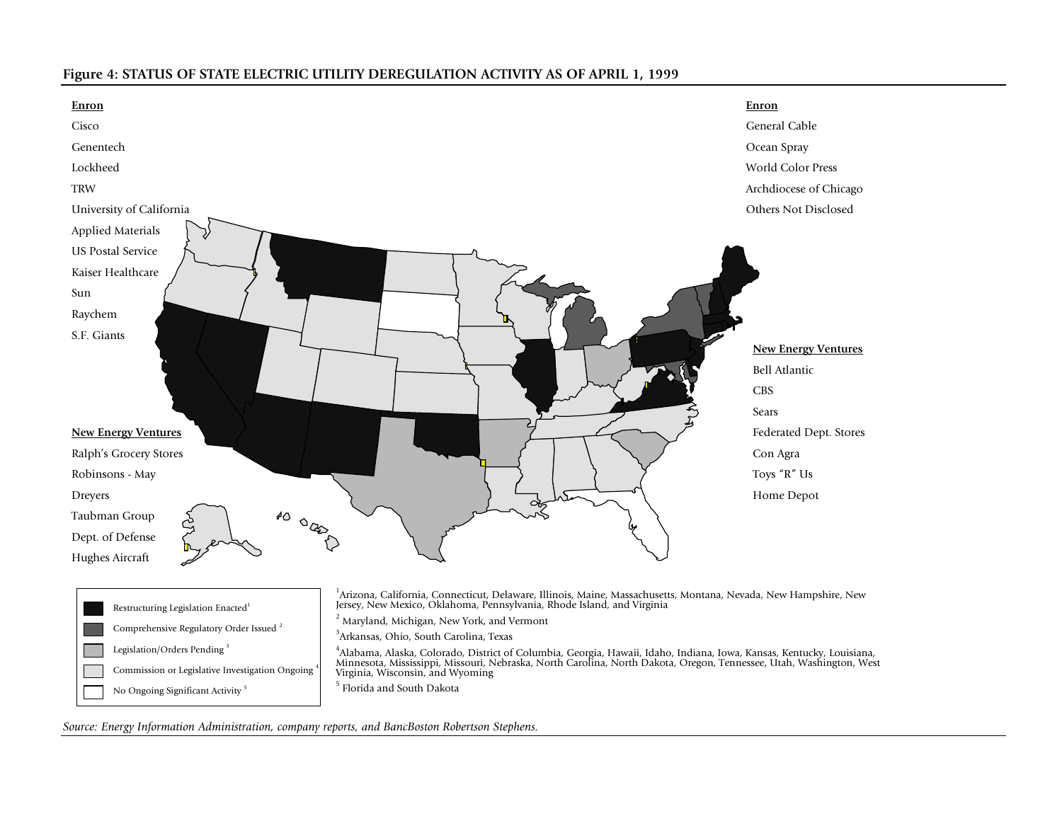**Figure 4: STATUS OF STATE ELECTRIC UTILITY DEREGULATION ACTIVITY AS OF APRIL 1, 1999**

**Enron**

Cisco
Genentech
Lockheed
TRW
University of California
Applied Materials
US Postal Service
Kaiser Healthcare
Sun
Raychem
S.F. Giants

**New Energy Ventures**

Ralph's Grocery Stores
Robinsons - May
Dreyers
Taubman Group
Dept. of Defense
Hughes Aircraft

**Enron**

General Cable
Ocean Spray
World Color Press
Archdiocese of Chicago
Others Not Disclosed

**New Energy Ventures**

Bell Atlantic
CBS
Sears
Federated Dept. Stores
Con Agra
Toys "R" Us
Home Depot

Legend:

- Restructuring Legislation Enacted[1]
- Comprehensive Regulatory Order Issued[2]
- Legislation/Orders Pending[3]
- Commission or Legislative Investigation Ongoing[4]
- No Ongoing Significant Activity[5]

[1] Arizona, California, Connecticut, Delaware, Illinois, Maine, Massachusetts, Montana, Nevada, New Hampshire, New Jersey, New Mexico, Oklahoma, Pennsylvania, Rhode Island, and Virginia

[2] Maryland, Michigan, New York, and Vermont

[3] Arkansas, Ohio, South Carolina, Texas

[4] Alabama, Alaska, Colorado, District of Columbia, Georgia, Hawaii, Idaho, Indiana, Iowa, Kansas, Kentucky, Louisiana, Minnesota, Mississippi, Missouri, Nebraska, North Carolina, North Dakota, Oregon, Tennessee, Utah, Washington, West Virginia, Wisconsin, and Wyoming

[5] Florida and South Dakota

*Source: Energy Information Administration, company reports, and BancBoston Robertson Stephens.*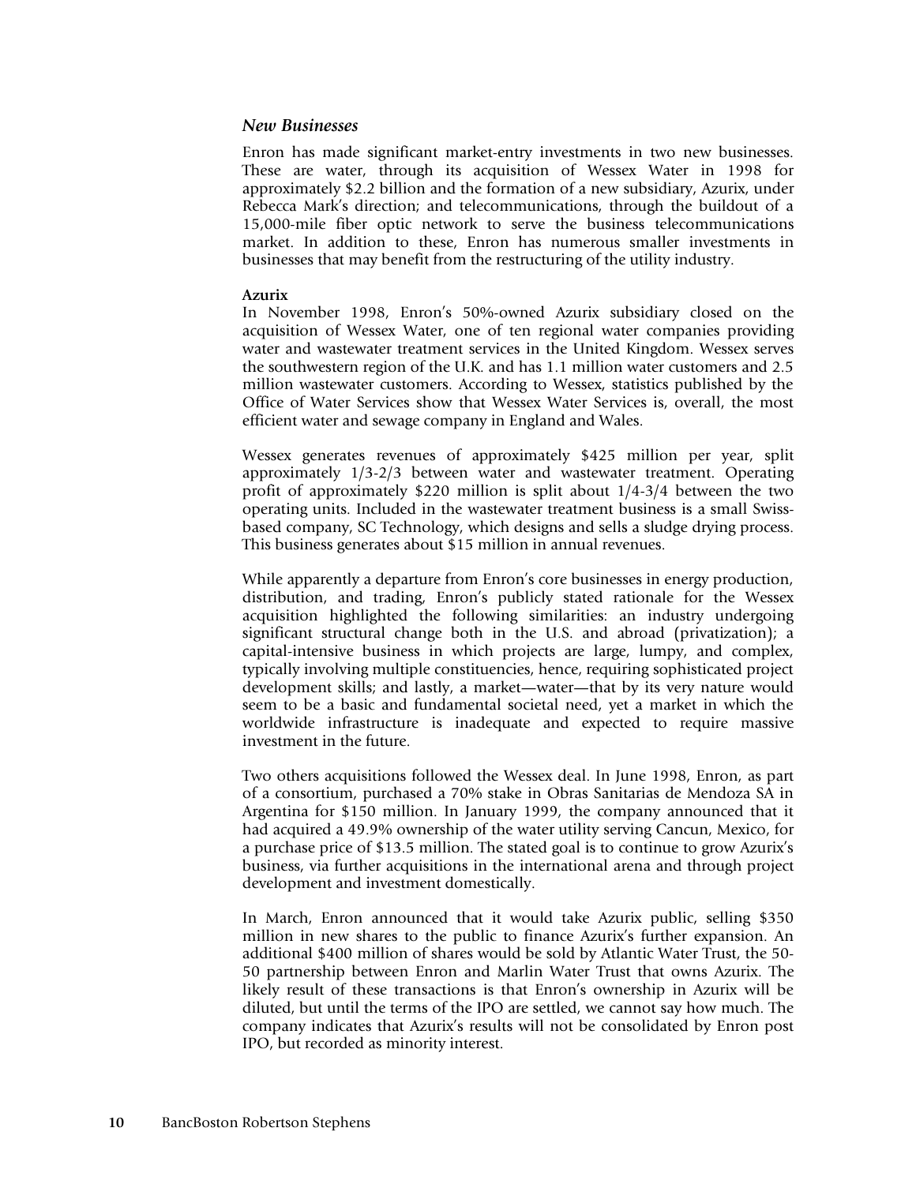### *New Businesses*

Enron has made significant market-entry investments in two new businesses. These are water, through its acquisition of Wessex Water in 1998 for approximately $2.2 billion and the formation of a new subsidiary, Azurix, under Rebecca Mark's direction; and telecommunications, through the buildout of a 15,000-mile fiber optic network to serve the business telecommunications market. In addition to these, Enron has numerous smaller investments in businesses that may benefit from the restructuring of the utility industry.

**Azurix**

In November 1998, Enron's 50%-owned Azurix subsidiary closed on the acquisition of Wessex Water, one of ten regional water companies providing water and wastewater treatment services in the United Kingdom. Wessex serves the southwestern region of the U.K. and has 1.1 million water customers and 2.5 million wastewater customers. According to Wessex, statistics published by the Office of Water Services show that Wessex Water Services is, overall, the most efficient water and sewage company in England and Wales.

Wessex generates revenues of approximately $425 million per year, split approximately 1/3-2/3 between water and wastewater treatment. Operating profit of approximately $220 million is split about 1/4-3/4 between the two operating units. Included in the wastewater treatment business is a small Swiss-based company, SC Technology, which designs and sells a sludge drying process. This business generates about $15 million in annual revenues.

While apparently a departure from Enron's core businesses in energy production, distribution, and trading, Enron's publicly stated rationale for the Wessex acquisition highlighted the following similarities: an industry undergoing significant structural change both in the U.S. and abroad (privatization); a capital-intensive business in which projects are large, lumpy, and complex, typically involving multiple constituencies, hence, requiring sophisticated project development skills; and lastly, a market—water—that by its very nature would seem to be a basic and fundamental societal need, yet a market in which the worldwide infrastructure is inadequate and expected to require massive investment in the future.

Two others acquisitions followed the Wessex deal. In June 1998, Enron, as part of a consortium, purchased a 70% stake in Obras Sanitarias de Mendoza SA in Argentina for $150 million. In January 1999, the company announced that it had acquired a 49.9% ownership of the water utility serving Cancun, Mexico, for a purchase price of $13.5 million. The stated goal is to continue to grow Azurix's business, via further acquisitions in the international arena and through project development and investment domestically.

In March, Enron announced that it would take Azurix public, selling $350 million in new shares to the public to finance Azurix's further expansion. An additional $400 million of shares would be sold by Atlantic Water Trust, the 50-50 partnership between Enron and Marlin Water Trust that owns Azurix. The likely result of these transactions is that Enron's ownership in Azurix will be diluted, but until the terms of the IPO are settled, we cannot say how much. The company indicates that Azurix's results will not be consolidated by Enron post IPO, but recorded as minority interest.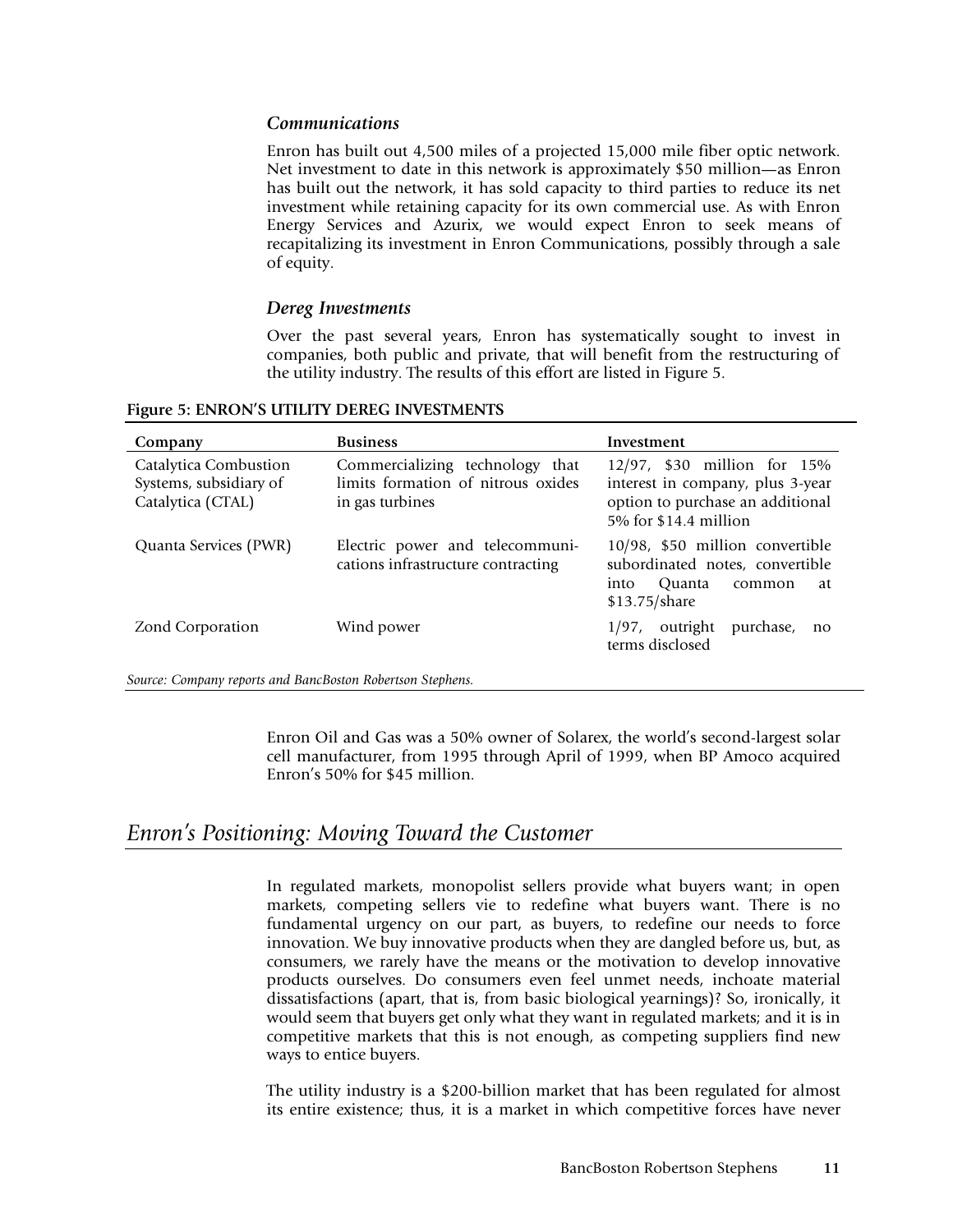### *Communications*

Enron has built out 4,500 miles of a projected 15,000 mile fiber optic network. Net investment to date in this network is approximately $50 million—as Enron has built out the network, it has sold capacity to third parties to reduce its net investment while retaining capacity for its own commercial use. As with Enron Energy Services and Azurix, we would expect Enron to seek means of recapitalizing its investment in Enron Communications, possibly through a sale of equity.

### *Dereg Investments*

Over the past several years, Enron has systematically sought to invest in companies, both public and private, that will benefit from the restructuring of the utility industry. The results of this effort are listed in Figure 5.

**Figure 5: ENRON'S UTILITY DEREG INVESTMENTS**

| Company | Business | Investment |
|---|---|---|
| Catalytica Combustion Systems, subsidiary of Catalytica (CTAL) | Commercializing technology that limits formation of nitrous oxides in gas turbines | 12/97, $30 million for 15% interest in company, plus 3-year option to purchase an additional 5% for $14.4 million |
| Quanta Services (PWR) | Electric power and telecommunications infrastructure contracting | 10/98, $50 million convertible subordinated notes, convertible into Quanta common at $13.75/share |
| Zond Corporation | Wind power | 1/97, outright purchase, no terms disclosed |

*Source: Company reports and BancBoston Robertson Stephens.*

Enron Oil and Gas was a 50% owner of Solarex, the world's second-largest solar cell manufacturer, from 1995 through April of 1999, when BP Amoco acquired Enron's 50% for $45 million.

## *Enron's Positioning: Moving Toward the Customer*

In regulated markets, monopolist sellers provide what buyers want; in open markets, competing sellers vie to redefine what buyers want. There is no fundamental urgency on our part, as buyers, to redefine our needs to force innovation. We buy innovative products when they are dangled before us, but, as consumers, we rarely have the means or the motivation to develop innovative products ourselves. Do consumers even feel unmet needs, inchoate material dissatisfactions (apart, that is, from basic biological yearnings)? So, ironically, it would seem that buyers get only what they want in regulated markets; and it is in competitive markets that this is not enough, as competing suppliers find new ways to entice buyers.

The utility industry is a $200-billion market that has been regulated for almost its entire existence; thus, it is a market in which competitive forces have never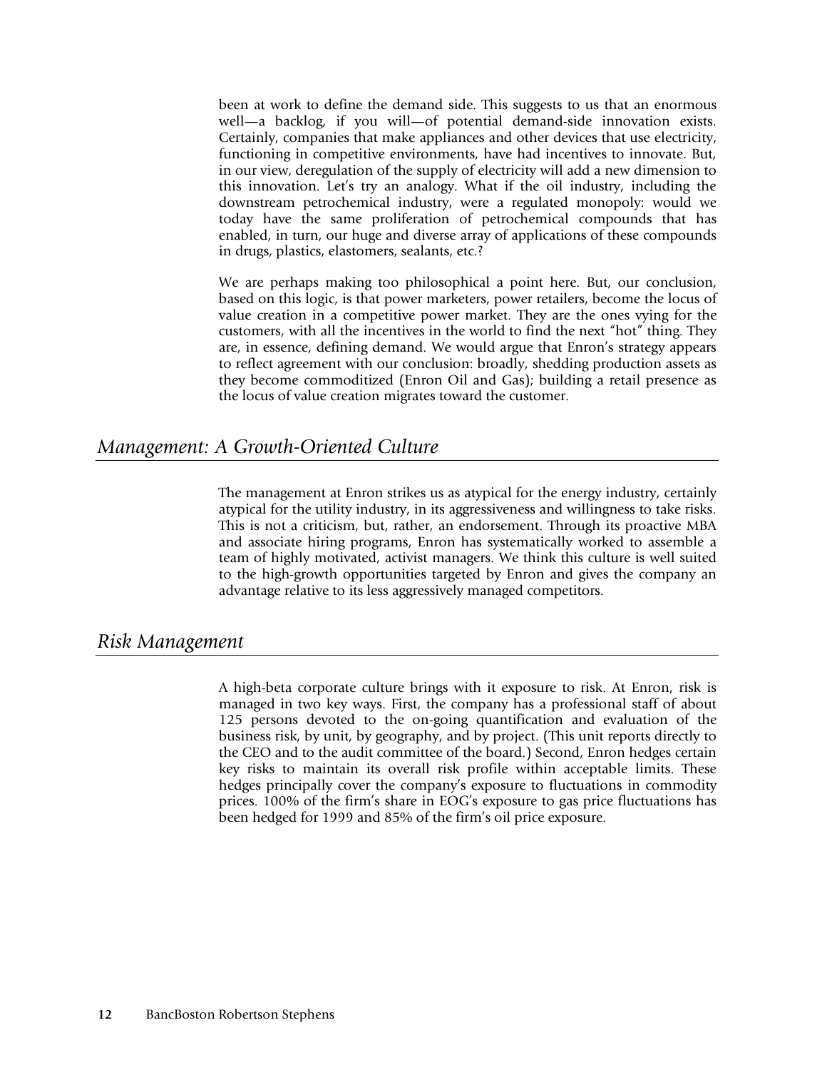been at work to define the demand side. This suggests to us that an enormous well—a backlog, if you will—of potential demand-side innovation exists. Certainly, companies that make appliances and other devices that use electricity, functioning in competitive environments, have had incentives to innovate. But, in our view, deregulation of the supply of electricity will add a new dimension to this innovation. Let's try an analogy. What if the oil industry, including the downstream petrochemical industry, were a regulated monopoly: would we today have the same proliferation of petrochemical compounds that has enabled, in turn, our huge and diverse array of applications of these compounds in drugs, plastics, elastomers, sealants, etc.?

We are perhaps making too philosophical a point here. But, our conclusion, based on this logic, is that power marketers, power retailers, become the locus of value creation in a competitive power market. They are the ones vying for the customers, with all the incentives in the world to find the next "hot" thing. They are, in essence, defining demand. We would argue that Enron's strategy appears to reflect agreement with our conclusion: broadly, shedding production assets as they become commoditized (Enron Oil and Gas); building a retail presence as the locus of value creation migrates toward the customer.

## *Management: A Growth-Oriented Culture*

The management at Enron strikes us as atypical for the energy industry, certainly atypical for the utility industry, in its aggressiveness and willingness to take risks. This is not a criticism, but, rather, an endorsement. Through its proactive MBA and associate hiring programs, Enron has systematically worked to assemble a team of highly motivated, activist managers. We think this culture is well suited to the high-growth opportunities targeted by Enron and gives the company an advantage relative to its less aggressively managed competitors.

## *Risk Management*

A high-beta corporate culture brings with it exposure to risk. At Enron, risk is managed in two key ways. First, the company has a professional staff of about 125 persons devoted to the on-going quantification and evaluation of the business risk, by unit, by geography, and by project. (This unit reports directly to the CEO and to the audit committee of the board.) Second, Enron hedges certain key risks to maintain its overall risk profile within acceptable limits. These hedges principally cover the company's exposure to fluctuations in commodity prices. 100% of the firm's share in EOG's exposure to gas price fluctuations has been hedged for 1999 and 85% of the firm's oil price exposure.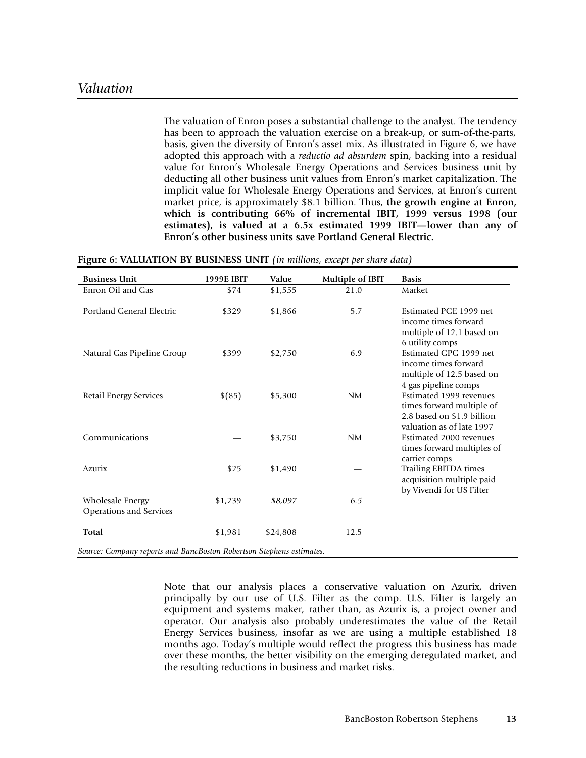## *Valuation*

The valuation of Enron poses a substantial challenge to the analyst. The tendency has been to approach the valuation exercise on a break-up, or sum-of-the-parts, basis, given the diversity of Enron's asset mix. As illustrated in Figure 6, we have adopted this approach with a *reductio ad absurdem* spin, backing into a residual value for Enron's Wholesale Energy Operations and Services business unit by deducting all other business unit values from Enron's market capitalization. The implicit value for Wholesale Energy Operations and Services, at Enron's current market price, is approximately $8.1 billion. Thus, **the growth engine at Enron, which is contributing 66% of incremental IBIT, 1999 versus 1998 (our estimates), is valued at a 6.5x estimated 1999 IBIT—lower than any of Enron's other business units save Portland General Electric.**

**Figure 6: VALUATION BY BUSINESS UNIT** *(in millions, except per share data)*

| Business Unit | 1999E IBIT | Value | Multiple of IBIT | Basis |
|---|---|---|---|---|
| Enron Oil and Gas | $74 | $1,555 | 21.0 | Market |
| Portland General Electric | $329 | $1,866 | 5.7 | Estimated PGE 1999 net income times forward multiple of 12.1 based on 6 utility comps |
| Natural Gas Pipeline Group | $399 | $2,750 | 6.9 | Estimated GPG 1999 net income times forward multiple of 12.5 based on 4 gas pipeline comps |
| Retail Energy Services | $(85) | $5,300 | NM | Estimated 1999 revenues times forward multiple of 2.8 based on $1.9 billion valuation as of late 1997 |
| Communications | — | $3,750 | NM | Estimated 2000 revenues times forward multiples of carrier comps |
| Azurix | $25 | $1,490 | — | Trailing EBITDA times acquisition multiple paid by Vivendi for US Filter |
| Wholesale Energy Operations and Services | $1,239 | *$8,097* | *6.5* | |
| **Total** | $1,981 | $24,808 | 12.5 | |

*Source: Company reports and BancBoston Robertson Stephens estimates.*

Note that our analysis places a conservative valuation on Azurix, driven principally by our use of U.S. Filter as the comp. U.S. Filter is largely an equipment and systems maker, rather than, as Azurix is, a project owner and operator. Our analysis also probably underestimates the value of the Retail Energy Services business, insofar as we are using a multiple established 18 months ago. Today's multiple would reflect the progress this business has made over these months, the better visibility on the emerging deregulated market, and the resulting reductions in business and market risks.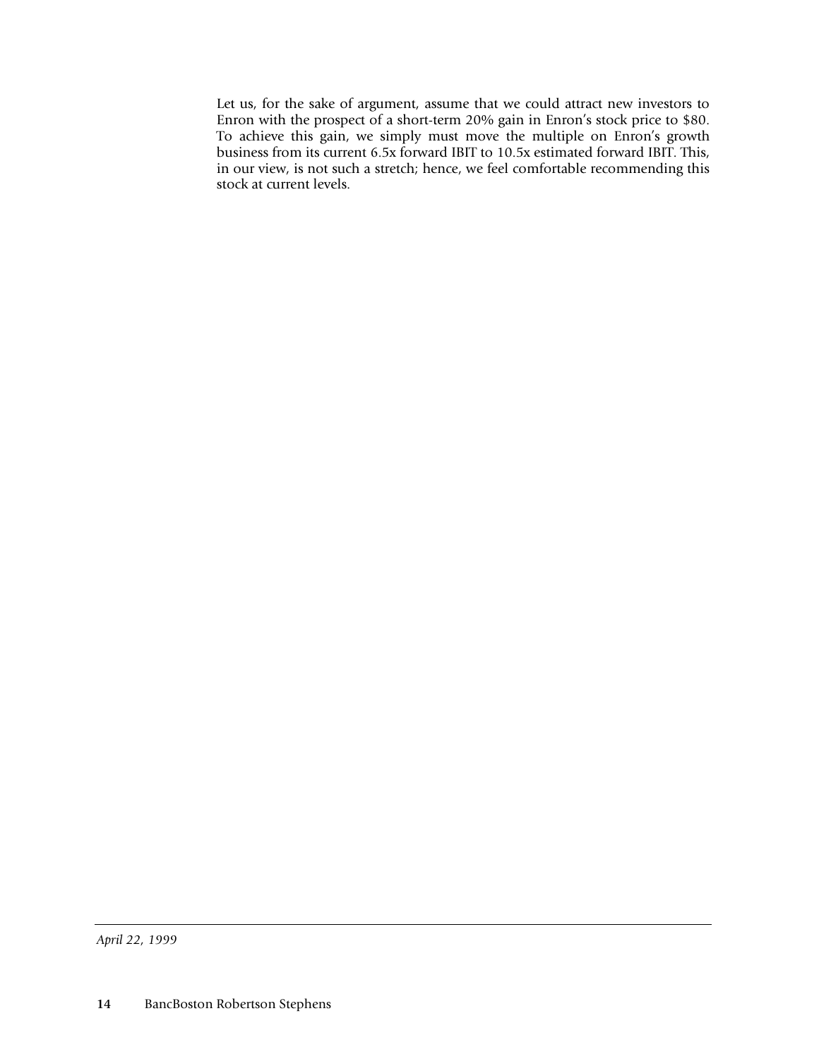Let us, for the sake of argument, assume that we could attract new investors to Enron with the prospect of a short-term 20% gain in Enron's stock price to $80. To achieve this gain, we simply must move the multiple on Enron's growth business from its current 6.5x forward IBIT to 10.5x estimated forward IBIT. This, in our view, is not such a stretch; hence, we feel comfortable recommending this stock at current levels.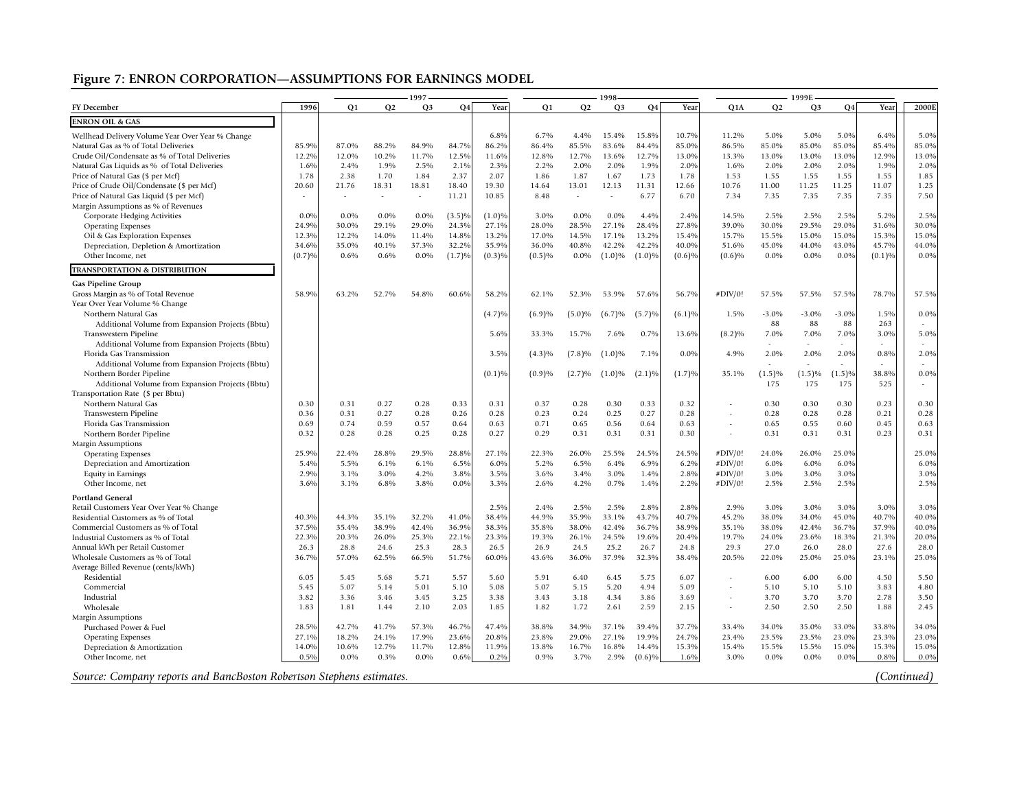## Figure 7: ENRON CORPORATION—ASSUMPTIONS FOR EARNINGS MODEL

| FY December | 1996 | 1997 Q1 | 1997 Q2 | 1997 Q3 | 1997 Q4 | 1997 Year | 1998 Q1 | 1998 Q2 | 1998 Q3 | 1998 Q4 | 1998 Year | 1999E Q1A | 1999E Q2 | 1999E Q3 | 1999E Q4 | 1999E Year | 2000E |
|---|---|---|---|---|---|---|---|---|---|---|---|---|---|---|---|---|---|
| **ENRON OIL & GAS** | | | | | | | | | | | | | | | | | |
| Wellhead Delivery Volume Year Over Year % Change | | | | | | 6.8% | 6.7% | 4.4% | 15.4% | 15.8% | 10.7% | 11.2% | 5.0% | 5.0% | 5.0% | 6.4% | 5.0% |
| Natural Gas as % of Total Deliveries | 85.9% | 87.0% | 88.2% | 84.9% | 84.7% | 86.2% | 86.4% | 85.5% | 83.6% | 84.4% | 85.0% | 86.5% | 85.0% | 85.0% | 85.0% | 85.4% | 85.0% |
| Crude Oil/Condensate as % of Total Deliveries | 12.2% | 12.0% | 10.2% | 11.7% | 12.5% | 11.6% | 12.8% | 12.7% | 13.6% | 12.7% | 13.0% | 13.3% | 13.0% | 13.0% | 13.0% | 12.9% | 13.0% |
| Natural Gas Liquids as % of Total Deliveries | 1.6% | 2.4% | 1.9% | 2.5% | 2.1% | 2.3% | 2.2% | 2.0% | 2.0% | 1.9% | 2.0% | 1.6% | 2.0% | 2.0% | 2.0% | 1.9% | 2.0% |
| Price of Natural Gas ($ per Mcf) | 1.78 | 2.38 | 1.70 | 1.84 | 2.37 | 2.07 | 1.86 | 1.87 | 1.67 | 1.73 | 1.78 | 1.53 | 1.55 | 1.55 | 1.55 | 1.55 | 1.85 |
| Price of Crude Oil/Condensate ($ per Mcf) | 20.60 | 21.76 | 18.31 | 18.81 | 18.40 | 19.30 | 14.64 | 13.01 | 12.13 | 11.31 | 12.66 | 10.76 | 11.00 | 11.25 | 11.25 | 11.07 | 1.25 |
| Price of Natural Gas Liquid ($ per Mcf) | - | - | - | - | 11.21 | 10.85 | 8.48 | - | - | 6.77 | 6.70 | 7.34 | 7.35 | 7.35 | 7.35 | 7.35 | 7.50 |
| Margin Assumptions as % of Revenues | | | | | | | | | | | | | | | | | |
| Corporate Hedging Activities | 0.0% | 0.0% | 0.0% | 0.0% | (3.5)% | (1.0)% | 3.0% | 0.0% | 0.0% | 4.4% | 2.4% | 14.5% | 2.5% | 2.5% | 2.5% | 5.2% | 2.5% |
| Operating Expenses | 24.9% | 30.0% | 29.1% | 29.0% | 24.3% | 27.1% | 28.0% | 28.5% | 27.1% | 28.4% | 27.8% | 39.0% | 30.0% | 29.5% | 29.0% | 31.6% | 30.0% |
| Oil & Gas Exploration Expenses | 12.3% | 12.2% | 14.0% | 11.4% | 14.8% | 13.2% | 17.0% | 14.5% | 17.1% | 13.2% | 15.4% | 15.7% | 15.5% | 15.0% | 15.0% | 15.3% | 15.0% |
| Depreciation, Depletion & Amortization | 34.6% | 35.0% | 40.1% | 37.3% | 32.2% | 35.9% | 36.0% | 40.8% | 42.2% | 42.2% | 40.0% | 51.6% | 45.0% | 44.0% | 43.0% | 45.7% | 44.0% |
| Other Income, net | (0.7)% | 0.6% | 0.6% | 0.0% | (1.7)% | (0.3)% | (0.5)% | 0.0% | (1.0)% | (1.0)% | (0.6)% | (0.6)% | 0.0% | 0.0% | 0.0% | (0.1)% | 0.0% |
| **TRANSPORTATION & DISTRIBUTION** | | | | | | | | | | | | | | | | | |
| **Gas Pipeline Group** | | | | | | | | | | | | | | | | | |
| Gross Margin as % of Total Revenue | 58.9% | 63.2% | 52.7% | 54.8% | 60.6% | 58.2% | 62.1% | 52.3% | 53.9% | 57.6% | 56.7% | #DIV/0! | 57.5% | 57.5% | 57.5% | 78.7% | 57.5% |
| Year Over Year Volume % Change | | | | | | | | | | | | | | | | | |
| Northern Natural Gas | | | | | | (4.7)% | (6.9)% | (5.0)% | (6.7)% | (5.7)% | (6.1)% | 1.5% | -3.0% | -3.0% | -3.0% | 1.5% | 0.0% |
| Additional Volume from Expansion Projects (Bbtu) | | | | | | | | | | | | | 88 | 88 | 88 | 263 | - |
| Transwestern Pipeline | | | | | | 5.6% | 33.3% | 15.7% | 7.6% | 0.7% | 13.6% | (8.2)% | 7.0% | 7.0% | 7.0% | 3.0% | 5.0% |
| Additional Volume from Expansion Projects (Bbtu) | | | | | | | | | | | | | - | - | - | - | - |
| Florida Gas Transmission | | | | | | 3.5% | (4.3)% | (7.8)% | (1.0)% | 7.1% | 0.0% | 4.9% | 2.0% | 2.0% | 2.0% | 0.8% | 2.0% |
| Additional Volume from Expansion Projects (Bbtu) | | | | | | | | | | | | | - | - | - | - | - |
| Northern Border Pipeline | | | | | | (0.1)% | (0.9)% | (2.7)% | (1.0)% | (2.1)% | (1.7)% | 35.1% | (1.5)% | (1.5)% | (1.5)% | 38.8% | 0.0% |
| Additional Volume from Expansion Projects (Bbtu) | | | | | | | | | | | | | 175 | 175 | 175 | 525 | - |
| Transportation Rate ($ per Bbtu) | | | | | | | | | | | | | | | | | |
| Northern Natural Gas | 0.30 | 0.31 | 0.27 | 0.28 | 0.33 | 0.31 | 0.37 | 0.28 | 0.30 | 0.33 | 0.32 | - | 0.30 | 0.30 | 0.30 | 0.23 | 0.30 |
| Transwestern Pipeline | 0.36 | 0.31 | 0.27 | 0.28 | 0.26 | 0.28 | 0.23 | 0.24 | 0.25 | 0.27 | 0.28 | - | 0.28 | 0.28 | 0.28 | 0.21 | 0.28 |
| Florida Gas Transmission | 0.69 | 0.74 | 0.59 | 0.57 | 0.64 | 0.63 | 0.71 | 0.65 | 0.56 | 0.64 | 0.63 | - | 0.65 | 0.55 | 0.60 | 0.45 | 0.63 |
| Northern Border Pipeline | 0.32 | 0.28 | 0.28 | 0.25 | 0.28 | 0.27 | 0.29 | 0.31 | 0.31 | 0.31 | 0.30 | - | 0.31 | 0.31 | 0.31 | 0.23 | 0.31 |
| Margin Assumptions | | | | | | | | | | | | | | | | | |
| Operating Expenses | 25.9% | 22.4% | 28.8% | 29.5% | 28.8% | 27.1% | 22.3% | 26.0% | 25.5% | 24.5% | 24.5% | #DIV/0! | 24.0% | 26.0% | 25.0% | | 25.0% |
| Depreciation and Amortization | 5.4% | 5.5% | 6.1% | 6.1% | 6.5% | 6.0% | 5.2% | 6.5% | 6.4% | 6.9% | 6.2% | #DIV/0! | 6.0% | 6.0% | 6.0% | | 6.0% |
| Equity in Earnings | 2.9% | 3.1% | 3.0% | 4.2% | 3.8% | 3.5% | 3.6% | 3.4% | 3.0% | 1.4% | 2.8% | #DIV/0! | 3.0% | 3.0% | 3.0% | | 3.0% |
| Other Income, net | 3.6% | 3.1% | 6.8% | 3.8% | 0.0% | 3.3% | 2.6% | 4.2% | 0.7% | 1.4% | 2.2% | #DIV/0! | 2.5% | 2.5% | 2.5% | | 2.5% |
| **Portland General** | | | | | | | | | | | | | | | | | |
| Retail Customers Year Over Year % Change | | | | | | 2.5% | 2.4% | 2.5% | 2.5% | 2.8% | 2.8% | 2.9% | 3.0% | 3.0% | 3.0% | 3.0% | 3.0% |
| Residential Customers as % of Total | 40.3% | 44.3% | 35.1% | 32.2% | 41.0% | 38.4% | 44.9% | 35.9% | 33.1% | 43.7% | 40.7% | 45.2% | 38.0% | 34.0% | 45.0% | 40.7% | 40.0% |
| Commercial Customers as % of Total | 37.5% | 35.4% | 38.9% | 42.4% | 36.9% | 38.3% | 35.8% | 38.0% | 42.4% | 36.7% | 38.9% | 35.1% | 38.0% | 42.4% | 36.7% | 37.9% | 40.0% |
| Industrial Customers as % of Total | 22.3% | 20.3% | 26.0% | 25.3% | 22.1% | 23.3% | 19.3% | 26.1% | 24.5% | 19.6% | 20.4% | 19.7% | 24.0% | 23.6% | 18.3% | 21.3% | 20.0% |
| Annual kWh per Retail Customer | 26.3 | 28.8 | 24.6 | 25.3 | 28.3 | 26.5 | 26.9 | 24.5 | 25.2 | 26.7 | 24.8 | 29.3 | 27.0 | 26.0 | 28.0 | 27.6 | 28.0 |
| Wholesale Customers as % of Total | 36.7% | 57.0% | 62.5% | 66.5% | 51.7% | 60.0% | 43.6% | 36.0% | 37.9% | 32.3% | 38.4% | 20.5% | 22.0% | 25.0% | 25.0% | 23.1% | 25.0% |
| Average Billed Revenue (cents/kWh) | | | | | | | | | | | | | | | | | |
| Residential | 6.05 | 5.45 | 5.68 | 5.71 | 5.57 | 5.60 | 5.91 | 6.40 | 6.45 | 5.75 | 6.07 | - | 6.00 | 6.00 | 6.00 | 4.50 | 5.50 |
| Commercial | 5.45 | 5.07 | 5.14 | 5.01 | 5.10 | 5.08 | 5.07 | 5.15 | 5.20 | 4.94 | 5.09 | - | 5.10 | 5.10 | 5.10 | 3.83 | 4.80 |
| Industrial | 3.82 | 3.36 | 3.46 | 3.45 | 3.25 | 3.38 | 3.43 | 3.18 | 4.34 | 3.86 | 3.69 | - | 3.70 | 3.70 | 3.70 | 2.78 | 3.50 |
| Wholesale | 1.83 | 1.81 | 1.44 | 2.10 | 2.03 | 1.85 | 1.82 | 1.72 | 2.61 | 2.59 | 2.15 | - | 2.50 | 2.50 | 2.50 | 1.88 | 2.45 |
| Margin Assumptions | | | | | | | | | | | | | | | | | |
| Purchased Power & Fuel | 28.5% | 42.7% | 41.7% | 57.3% | 46.7% | 47.4% | 38.8% | 34.9% | 37.1% | 39.4% | 37.7% | 33.4% | 34.0% | 35.0% | 33.0% | 33.8% | 34.0% |
| Operating Expenses | 27.1% | 18.2% | 24.1% | 17.9% | 23.6% | 20.8% | 23.8% | 29.0% | 27.1% | 19.9% | 24.7% | 23.4% | 23.5% | 23.5% | 23.0% | 23.3% | 23.0% |
| Depreciation & Amortization | 14.0% | 10.6% | 12.7% | 11.7% | 12.8% | 11.9% | 13.8% | 16.7% | 16.8% | 14.4% | 15.3% | 15.4% | 15.5% | 15.5% | 15.0% | 15.3% | 15.0% |
| Other Income, net | 0.5% | 0.0% | 0.3% | 0.0% | 0.6% | 0.2% | 0.9% | 3.7% | 2.9% | (0.6)% | 1.6% | 3.0% | 0.0% | 0.0% | 0.0% | 0.8% | 0.0% |

*Source: Company reports and BancBoston Robertson Stephens estimates.*

*(Continued)*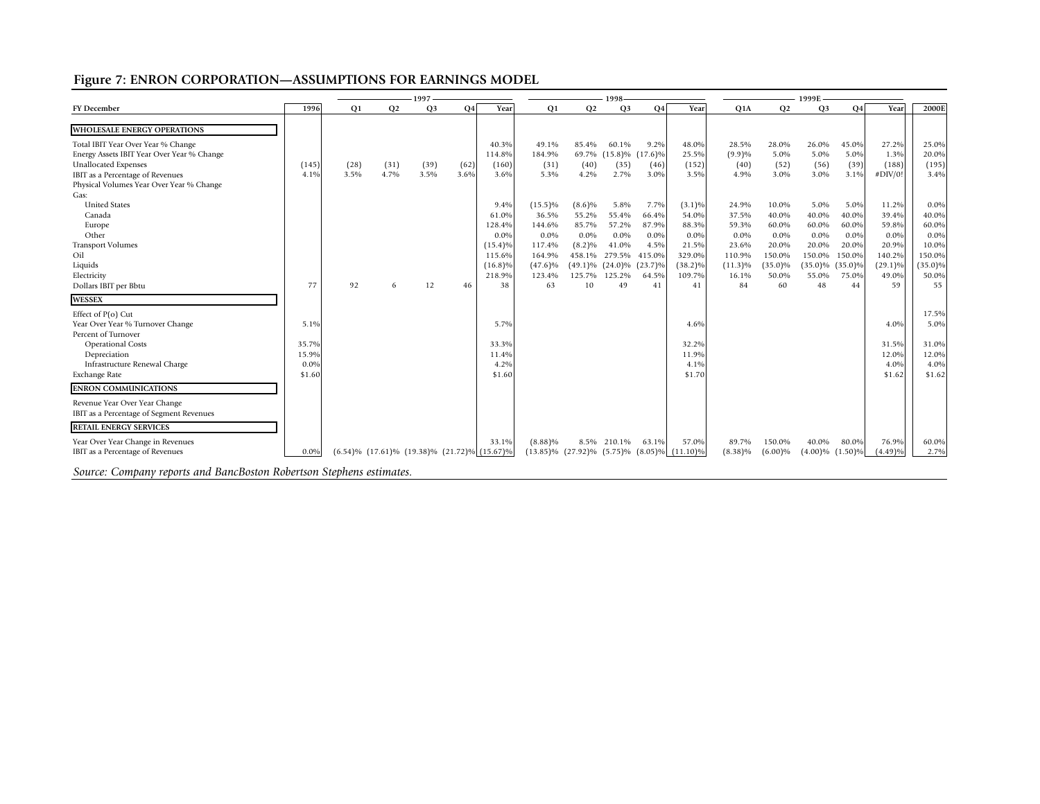## Figure 7: ENRON CORPORATION—ASSUMPTIONS FOR EARNINGS MODEL

| FY December | 1996 | 1997 Q1 | 1997 Q2 | 1997 Q3 | 1997 Q4 | 1997 Year | 1998 Q1 | 1998 Q2 | 1998 Q3 | 1998 Q4 | 1998 Year | 1999E Q1A | 1999E Q2 | 1999E Q3 | 1999E Q4 | 1999E Year | 2000E |
|---|---|---|---|---|---|---|---|---|---|---|---|---|---|---|---|---|---|
| **WHOLESALE ENERGY OPERATIONS** | | | | | | | | | | | | | | | | | |
| Total IBIT Year Over Year % Change | | | | | | 40.3% | 49.1% | 85.4% | 60.1% | 9.2% | 48.0% | 28.5% | 28.0% | 26.0% | 45.0% | 27.2% | 25.0% |
| Energy Assets IBIT Year Over Year % Change | | | | | | 114.8% | 184.9% | 69.7% | (15.8)% | (17.6)% | 25.5% | (9.9)% | 5.0% | 5.0% | 5.0% | 1.3% | 20.0% |
| Unallocated Expenses | (145) | (28) | (31) | (39) | (62) | (160) | (31) | (40) | (35) | (46) | (152) | (40) | (52) | (56) | (39) | (188) | (195) |
| IBIT as a Percentage of Revenues | 4.1% | 3.5% | 4.7% | 3.5% | 3.6% | 3.6% | 5.3% | 4.2% | 2.7% | 3.0% | 3.5% | 4.9% | 3.0% | 3.0% | 3.1% | #DIV/0! | 3.4% |
| Physical Volumes Year Over Year % Change | | | | | | | | | | | | | | | | | |
| Gas: | | | | | | | | | | | | | | | | | |
| United States | | | | | | 9.4% | (15.5)% | (8.6)% | 5.8% | 7.7% | (3.1)% | 24.9% | 10.0% | 5.0% | 5.0% | 11.2% | 0.0% |
| Canada | | | | | | 61.0% | 36.5% | 55.2% | 55.4% | 66.4% | 54.0% | 37.5% | 40.0% | 40.0% | 40.0% | 39.4% | 40.0% |
| Europe | | | | | | 128.4% | 144.6% | 85.7% | 57.2% | 87.9% | 88.3% | 59.3% | 60.0% | 60.0% | 60.0% | 59.8% | 60.0% |
| Other | | | | | | 0.0% | 0.0% | 0.0% | 0.0% | 0.0% | 0.0% | 0.0% | 0.0% | 0.0% | 0.0% | 0.0% | 0.0% |
| Transport Volumes | | | | | | (15.4)% | 117.4% | (8.2)% | 41.0% | 4.5% | 21.5% | 23.6% | 20.0% | 20.0% | 20.0% | 20.9% | 10.0% |
| Oil | | | | | | 115.6% | 164.9% | 458.1% | 279.5% | 415.0% | 329.0% | 110.9% | 150.0% | 150.0% | 150.0% | 140.2% | 150.0% |
| Liquids | | | | | | (16.8)% | (47.6)% | (49.1)% | (24.0)% | (23.7)% | (38.2)% | (11.3)% | (35.0)% | (35.0)% | (35.0)% | (29.1)% | (35.0)% |
| Electricity | | | | | | 218.9% | 123.4% | 125.7% | 125.2% | 64.5% | 109.7% | 16.1% | 50.0% | 55.0% | 75.0% | 49.0% | 50.0% |
| Dollars IBIT per Bbtu | 77 | 92 | 6 | 12 | 46 | 38 | 63 | 10 | 49 | 41 | 41 | 84 | 60 | 48 | 44 | 59 | 55 |
| **WESSEX** | | | | | | | | | | | | | | | | | |
| Effect of P(o) Cut | | | | | | | | | | | | | | | | | 17.5% |
| Year Over Year % Turnover Change | 5.1% | | | | | 5.7% | | | | | 4.6% | | | | | 4.0% | 5.0% |
| Percent of Turnover | | | | | | | | | | | | | | | | | |
| Operational Costs | 35.7% | | | | | 33.3% | | | | | 32.2% | | | | | 31.5% | 31.0% |
| Depreciation | 15.9% | | | | | 11.4% | | | | | 11.9% | | | | | 12.0% | 12.0% |
| Infrastructure Renewal Charge | 0.0% | | | | | 4.2% | | | | | 4.1% | | | | | 4.0% | 4.0% |
| Exchange Rate | $1.60 | | | | | $1.60 | | | | | $1.70 | | | | | $1.62 | $1.62 |
| **ENRON COMMUNICATIONS** | | | | | | | | | | | | | | | | | |
| Revenue Year Over Year Change | | | | | | | | | | | | | | | | | |
| IBIT as a Percentage of Segment Revenues | | | | | | | | | | | | | | | | | |
| **RETAIL ENERGY SERVICES** | | | | | | | | | | | | | | | | | |
| Year Over Year Change in Revenues | | | | | | 33.1% | (8.88)% | 8.5% | 210.1% | 63.1% | 57.0% | 89.7% | 150.0% | 40.0% | 80.0% | 76.9% | 60.0% |
| IBIT as a Percentage of Revenues | 0.0% | (6.54)% | (17.61)% | (19.38)% | (21.72)% | (15.67)% | (13.85)% | (27.92)% | (5.75)% | (8.05)% | (11.10)% | (8.38)% | (6.00)% | (4.00)% | (1.50)% | (4.49)% | 2.7% |

*Source: Company reports and BancBoston Robertson Stephens estimates.*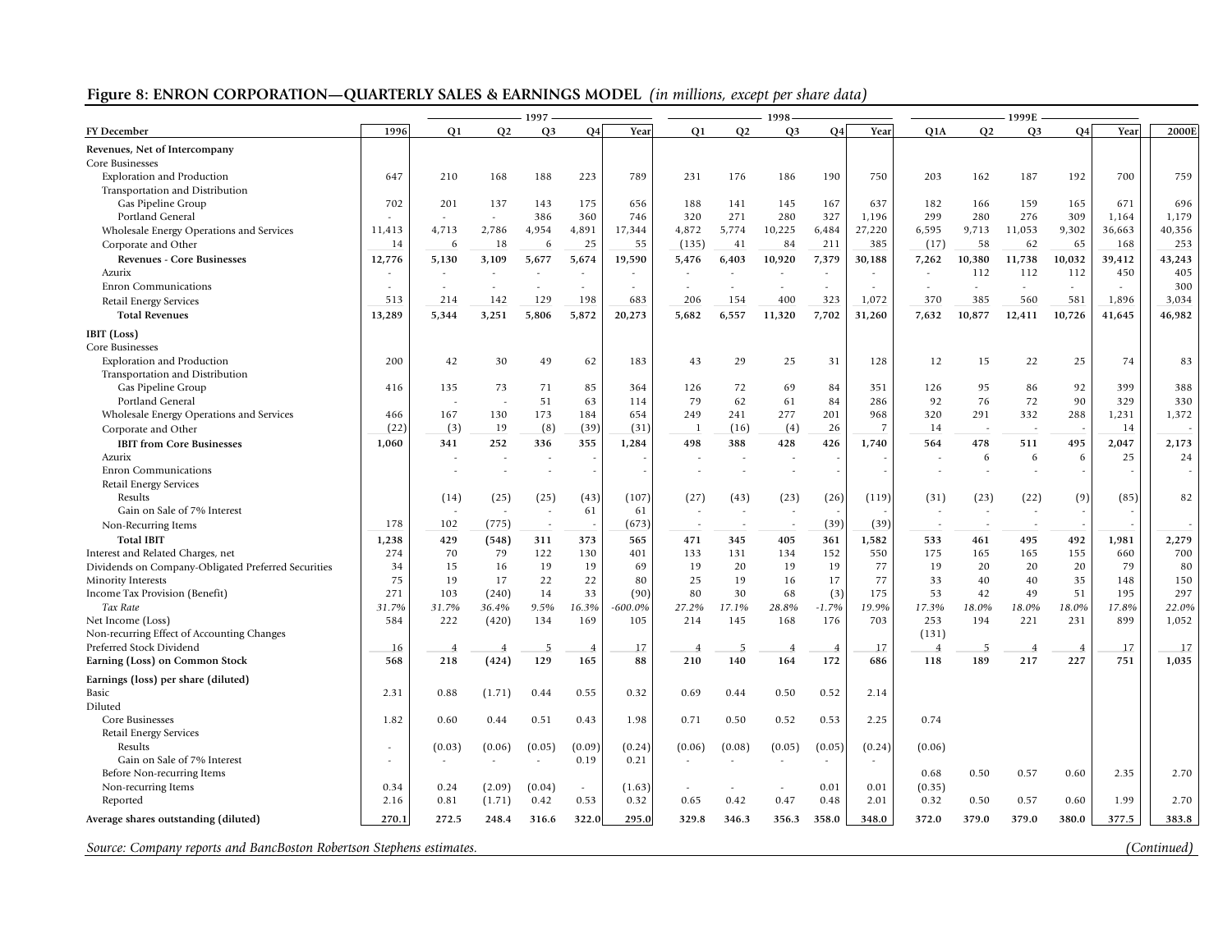## Figure 8: ENRON CORPORATION—QUARTERLY SALES & EARNINGS MODEL *(in millions, except per share data)*

| FY December | 1996 | 1997 Q1 | 1997 Q2 | 1997 Q3 | 1997 Q4 | 1997 Year | 1998 Q1 | 1998 Q2 | 1998 Q3 | 1998 Q4 | 1998 Year | 1999E Q1A | 1999E Q2 | 1999E Q3 | 1999E Q4 | 1999E Year | 2000E |
|---|---|---|---|---|---|---|---|---|---|---|---|---|---|---|---|---|---|
| **Revenues, Net of Intercompany** | | | | | | | | | | | | | | | | | |
| Core Businesses | | | | | | | | | | | | | | | | | |
| Exploration and Production | 647 | 210 | 168 | 188 | 223 | 789 | 231 | 176 | 186 | 190 | 750 | 203 | 162 | 187 | 192 | 700 | 759 |
| Transportation and Distribution | | | | | | | | | | | | | | | | | |
| Gas Pipeline Group | 702 | 201 | 137 | 143 | 175 | 656 | 188 | 141 | 145 | 167 | 637 | 182 | 166 | 159 | 165 | 671 | 696 |
| Portland General | - | - | - | 386 | 360 | 746 | 320 | 271 | 280 | 327 | 1,196 | 299 | 280 | 276 | 309 | 1,164 | 1,179 |
| Wholesale Energy Operations and Services | 11,413 | 4,713 | 2,786 | 4,954 | 4,891 | 17,344 | 4,872 | 5,774 | 10,225 | 6,484 | 27,220 | 6,595 | 9,713 | 11,053 | 9,302 | 36,663 | 40,356 |
| Corporate and Other | 14 | 6 | 18 | 6 | 25 | 55 | (135) | 41 | 84 | 211 | 385 | (17) | 58 | 62 | 65 | 168 | 253 |
| **Revenues - Core Businesses** | **12,776** | **5,130** | **3,109** | **5,677** | **5,674** | **19,590** | **5,476** | **6,403** | **10,920** | **7,379** | **30,188** | **7,262** | **10,380** | **11,738** | **10,032** | **39,412** | **43,243** |
| Azurix | - | - | - | - | - | - | - | - | - | - | - | - | 112 | 112 | 112 | 450 | 405 |
| Enron Communications | - | - | - | - | - | - | - | - | - | - | - | - | - | - | - | - | 300 |
| Retail Energy Services | 513 | 214 | 142 | 129 | 198 | 683 | 206 | 154 | 400 | 323 | 1,072 | 370 | 385 | 560 | 581 | 1,896 | 3,034 |
| **Total Revenues** | **13,289** | **5,344** | **3,251** | **5,806** | **5,872** | **20,273** | **5,682** | **6,557** | **11,320** | **7,702** | **31,260** | **7,632** | **10,877** | **12,411** | **10,726** | **41,645** | **46,982** |
| **IBIT (Loss)** | | | | | | | | | | | | | | | | | |
| Core Businesses | | | | | | | | | | | | | | | | | |
| Exploration and Production | 200 | 42 | 30 | 49 | 62 | 183 | 43 | 29 | 25 | 31 | 128 | 12 | 15 | 22 | 25 | 74 | 83 |
| Transportation and Distribution | | | | | | | | | | | | | | | | | |
| Gas Pipeline Group | 416 | 135 | 73 | 71 | 85 | 364 | 126 | 72 | 69 | 84 | 351 | 126 | 95 | 86 | 92 | 399 | 388 |
| Portland General | | - | - | 51 | 63 | 114 | 79 | 62 | 61 | 84 | 286 | 92 | 76 | 72 | 90 | 329 | 330 |
| Wholesale Energy Operations and Services | 466 | 167 | 130 | 173 | 184 | 654 | 249 | 241 | 277 | 201 | 968 | 320 | 291 | 332 | 288 | 1,231 | 1,372 |
| Corporate and Other | (22) | (3) | 19 | (8) | (39) | (31) | 1 | (16) | (4) | 26 | 7 | 14 | - | - | - | 14 | - |
| **IBIT from Core Businesses** | **1,060** | **341** | **252** | **336** | **355** | **1,284** | **498** | **388** | **428** | **426** | **1,740** | **564** | **478** | **511** | **495** | **2,047** | **2,173** |
| Azurix | | - | - | - | - | - | - | - | - | - | - | - | 6 | 6 | 6 | 25 | 24 |
| Enron Communications | | - | - | - | - | - | - | - | - | - | - | - | - | - | - | - | - |
| Retail Energy Services | | | | | | | | | | | | | | | | | |
| Results | | (14) | (25) | (25) | (43) | (107) | (27) | (43) | (23) | (26) | (119) | (31) | (23) | (22) | (9) | (85) | 82 |
| Gain on Sale of 7% Interest | | - | - | - | 61 | 61 | - | - | - | - | - | - | - | - | - | - | |
| Non-Recurring Items | 178 | 102 | (775) | - | - | (673) | - | - | - | (39) | (39) | - | - | - | - | - | - |
| **Total IBIT** | **1,238** | **429** | **(548)** | **311** | **373** | **565** | **471** | **345** | **405** | **361** | **1,582** | **533** | **461** | **495** | **492** | **1,981** | **2,279** |
| Interest and Related Charges, net | 274 | 70 | 79 | 122 | 130 | 401 | 133 | 131 | 134 | 152 | 550 | 175 | 165 | 165 | 155 | 660 | 700 |
| Dividends on Company-Obligated Preferred Securities | 34 | 15 | 16 | 19 | 19 | 69 | 19 | 20 | 19 | 19 | 77 | 19 | 20 | 20 | 20 | 79 | 80 |
| Minority Interests | 75 | 19 | 17 | 22 | 22 | 80 | 25 | 19 | 16 | 17 | 77 | 33 | 40 | 40 | 35 | 148 | 150 |
| Income Tax Provision (Benefit) | 271 | 103 | (240) | 14 | 33 | (90) | 80 | 30 | 68 | (3) | 175 | 53 | 42 | 49 | 51 | 195 | 297 |
| *Tax Rate* | *31.7%* | *31.7%* | *36.4%* | *9.5%* | *16.3%* | *-600.0%* | *27.2%* | *17.1%* | *28.8%* | *-1.7%* | *19.9%* | *17.3%* | *18.0%* | *18.0%* | *18.0%* | *17.8%* | *22.0%* |
| Net Income (Loss) | 584 | 222 | (420) | 134 | 169 | 105 | 214 | 145 | 168 | 176 | 703 | 253 | 194 | 221 | 231 | 899 | 1,052 |
| Non-recurring Effect of Accounting Changes | | | | | | | | | | | | (131) | | | | | |
| Preferred Stock Dividend | 16 | 4 | 4 | 5 | 4 | 17 | 4 | 5 | 4 | 4 | 17 | 4 | 5 | 4 | 4 | 17 | 17 |
| **Earning (Loss) on Common Stock** | **568** | **218** | **(424)** | **129** | **165** | **88** | **210** | **140** | **164** | **172** | **686** | **118** | **189** | **217** | **227** | **751** | **1,035** |
| **Earnings (loss) per share (diluted)** | | | | | | | | | | | | | | | | | |
| Basic | 2.31 | 0.88 | (1.71) | 0.44 | 0.55 | 0.32 | 0.69 | 0.44 | 0.50 | 0.52 | 2.14 | | | | | | |
| Diluted | | | | | | | | | | | | | | | | | |
| Core Businesses | 1.82 | 0.60 | 0.44 | 0.51 | 0.43 | 1.98 | 0.71 | 0.50 | 0.52 | 0.53 | 2.25 | 0.74 | | | | | |
| Retail Energy Services | | | | | | | | | | | | | | | | | |
| Results | - | (0.03) | (0.06) | (0.05) | (0.09) | (0.24) | (0.06) | (0.08) | (0.05) | (0.05) | (0.24) | (0.06) | | | | | |
| Gain on Sale of 7% Interest | - | - | - | - | 0.19 | 0.21 | - | - | - | - | - | | | | | | |
| Before Non-recurring Items | | | | | | | | | | | | 0.68 | 0.50 | 0.57 | 0.60 | 2.35 | 2.70 |
| Non-recurring Items | 0.34 | 0.24 | (2.09) | (0.04) | - | (1.63) | - | - | - | 0.01 | 0.01 | (0.35) | | | | | |
| Reported | 2.16 | 0.81 | (1.71) | 0.42 | 0.53 | 0.32 | 0.65 | 0.42 | 0.47 | 0.48 | 2.01 | 0.32 | 0.50 | 0.57 | 0.60 | 1.99 | 2.70 |
| **Average shares outstanding (diluted)** | **270.1** | **272.5** | **248.4** | **316.6** | **322.0** | **295.0** | **329.8** | **346.3** | **356.3** | **358.0** | **348.0** | **372.0** | **379.0** | **379.0** | **380.0** | **377.5** | **383.8** |

*Source: Company reports and BancBoston Robertson Stephens estimates.* *(Continued)*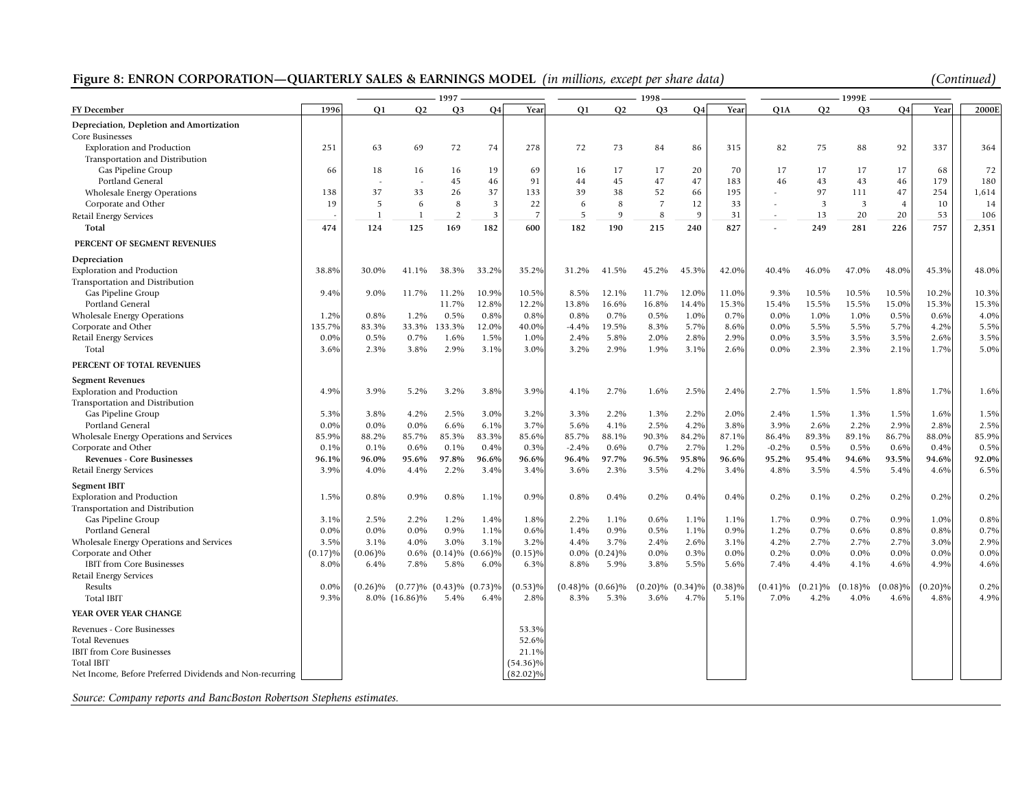## Figure 8: ENRON CORPORATION—QUARTERLY SALES & EARNINGS MODEL *(in millions, except per share data)* *(Continued)*

| FY December | 1996 | 1997 Q1 | 1997 Q2 | 1997 Q3 | 1997 Q4 | 1997 Year | 1998 Q1 | 1998 Q2 | 1998 Q3 | 1998 Q4 | 1998 Year | 1999E Q1A | 1999E Q2 | 1999E Q3 | 1999E Q4 | 1999E Year | 2000E |
|---|---|---|---|---|---|---|---|---|---|---|---|---|---|---|---|---|---|
| **Depreciation, Depletion and Amortization** | | | | | | | | | | | | | | | | | |
| Core Businesses | | | | | | | | | | | | | | | | | |
| Exploration and Production | 251 | 63 | 69 | 72 | 74 | 278 | 72 | 73 | 84 | 86 | 315 | 82 | 75 | 88 | 92 | 337 | 364 |
| Transportation and Distribution | | | | | | | | | | | | | | | | | |
| Gas Pipeline Group | 66 | 18 | 16 | 16 | 19 | 69 | 16 | 17 | 17 | 20 | 70 | 17 | 17 | 17 | 17 | 68 | 72 |
| Portland General | | - | - | 45 | 46 | 91 | 44 | 45 | 47 | 47 | 183 | 46 | 43 | 43 | 46 | 179 | 180 |
| Wholesale Energy Operations | 138 | 37 | 33 | 26 | 37 | 133 | 39 | 38 | 52 | 66 | 195 | - | 97 | 111 | 47 | 254 | 1,614 |
| Corporate and Other | 19 | 5 | 6 | 8 | 3 | 22 | 6 | 8 | 7 | 12 | 33 | - | 3 | 3 | 4 | 10 | 14 |
| Retail Energy Services | - | 1 | 1 | 2 | 3 | 7 | 5 | 9 | 8 | 9 | 31 | - | 13 | 20 | 20 | 53 | 106 |
| **Total** | **474** | **124** | **125** | **169** | **182** | **600** | **182** | **190** | **215** | **240** | **827** | - | **249** | **281** | **226** | **757** | **2,351** |
| **PERCENT OF SEGMENT REVENUES** | | | | | | | | | | | | | | | | | |
| **Depreciation** | | | | | | | | | | | | | | | | | |
| Exploration and Production | 38.8% | 30.0% | 41.1% | 38.3% | 33.2% | 35.2% | 31.2% | 41.5% | 45.2% | 45.3% | 42.0% | 40.4% | 46.0% | 47.0% | 48.0% | 45.3% | 48.0% |
| Transportation and Distribution | | | | | | | | | | | | | | | | | |
| Gas Pipeline Group | 9.4% | 9.0% | 11.7% | 11.2% | 10.9% | 10.5% | 8.5% | 12.1% | 11.7% | 12.0% | 11.0% | 9.3% | 10.5% | 10.5% | 10.5% | 10.2% | 10.3% |
| Portland General | | | | 11.7% | 12.8% | 12.2% | 13.8% | 16.6% | 16.8% | 14.4% | 15.3% | 15.4% | 15.5% | 15.5% | 15.0% | 15.3% | 15.3% |
| Wholesale Energy Operations | 1.2% | 0.8% | 1.2% | 0.5% | 0.8% | 0.8% | 0.8% | 0.7% | 0.5% | 1.0% | 0.7% | 0.0% | 1.0% | 1.0% | 0.5% | 0.6% | 4.0% |
| Corporate and Other | 135.7% | 83.3% | 33.3% | 133.3% | 12.0% | 40.0% | -4.4% | 19.5% | 8.3% | 5.7% | 8.6% | 0.0% | 5.5% | 5.5% | 5.7% | 4.2% | 5.5% |
| Retail Energy Services | 0.0% | 0.5% | 0.7% | 1.6% | 1.5% | 1.0% | 2.4% | 5.8% | 2.0% | 2.8% | 2.9% | 0.0% | 3.5% | 3.5% | 3.5% | 2.6% | 3.5% |
| Total | 3.6% | 2.3% | 3.8% | 2.9% | 3.1% | 3.0% | 3.2% | 2.9% | 1.9% | 3.1% | 2.6% | 0.0% | 2.3% | 2.3% | 2.1% | 1.7% | 5.0% |
| **PERCENT OF TOTAL REVENUES** | | | | | | | | | | | | | | | | | |
| **Segment Revenues** | | | | | | | | | | | | | | | | | |
| Exploration and Production | 4.9% | 3.9% | 5.2% | 3.2% | 3.8% | 3.9% | 4.1% | 2.7% | 1.6% | 2.5% | 2.4% | 2.7% | 1.5% | 1.5% | 1.8% | 1.7% | 1.6% |
| Transportation and Distribution | | | | | | | | | | | | | | | | | |
| Gas Pipeline Group | 5.3% | 3.8% | 4.2% | 2.5% | 3.0% | 3.2% | 3.3% | 2.2% | 1.3% | 2.2% | 2.0% | 2.4% | 1.5% | 1.3% | 1.5% | 1.6% | 1.5% |
| Portland General | 0.0% | 0.0% | 0.0% | 6.6% | 6.1% | 3.7% | 5.6% | 4.1% | 2.5% | 4.2% | 3.8% | 3.9% | 2.6% | 2.2% | 2.9% | 2.8% | 2.5% |
| Wholesale Energy Operations and Services | 85.9% | 88.2% | 85.7% | 85.3% | 83.3% | 85.6% | 85.7% | 88.1% | 90.3% | 84.2% | 87.1% | 86.4% | 89.3% | 89.1% | 86.7% | 88.0% | 85.9% |
| Corporate and Other | 0.1% | 0.1% | 0.6% | 0.1% | 0.4% | 0.3% | -2.4% | 0.6% | 0.7% | 2.7% | 1.2% | -0.2% | 0.5% | 0.5% | 0.6% | 0.4% | 0.5% |
| **Revenues - Core Businesses** | **96.1%** | **96.0%** | **95.6%** | **97.8%** | **96.6%** | **96.6%** | **96.4%** | **97.7%** | **96.5%** | **95.8%** | **96.6%** | **95.2%** | **95.4%** | **94.6%** | **93.5%** | **94.6%** | **92.0%** |
| Retail Energy Services | 3.9% | 4.0% | 4.4% | 2.2% | 3.4% | 3.4% | 3.6% | 2.3% | 3.5% | 4.2% | 3.4% | 4.8% | 3.5% | 4.5% | 5.4% | 4.6% | 6.5% |
| **Segment IBIT** | | | | | | | | | | | | | | | | | |
| Exploration and Production | 1.5% | 0.8% | 0.9% | 0.8% | 1.1% | 0.9% | 0.8% | 0.4% | 0.2% | 0.4% | 0.4% | 0.2% | 0.1% | 0.2% | 0.2% | 0.2% | 0.2% |
| Transportation and Distribution | | | | | | | | | | | | | | | | | |
| Gas Pipeline Group | 3.1% | 2.5% | 2.2% | 1.2% | 1.4% | 1.8% | 2.2% | 1.1% | 0.6% | 1.1% | 1.1% | 1.7% | 0.9% | 0.7% | 0.9% | 1.0% | 0.8% |
| Portland General | 0.0% | 0.0% | 0.0% | 0.9% | 1.1% | 0.6% | 1.4% | 0.9% | 0.5% | 1.1% | 0.9% | 1.2% | 0.7% | 0.6% | 0.8% | 0.8% | 0.7% |
| Wholesale Energy Operations and Services | 3.5% | 3.1% | 4.0% | 3.0% | 3.1% | 3.2% | 4.4% | 3.7% | 2.4% | 2.6% | 3.1% | 4.2% | 2.7% | 2.7% | 2.7% | 3.0% | 2.9% |
| Corporate and Other | (0.17)% | (0.06)% | 0.6% | (0.14)% | (0.66)% | (0.15)% | 0.0% | (0.24)% | 0.0% | 0.3% | 0.0% | 0.2% | 0.0% | 0.0% | 0.0% | 0.0% | 0.0% |
| IBIT from Core Businesses | 8.0% | 6.4% | 7.8% | 5.8% | 6.0% | 6.3% | 8.8% | 5.9% | 3.8% | 5.5% | 5.6% | 7.4% | 4.4% | 4.1% | 4.6% | 4.9% | 4.6% |
| Retail Energy Services | | | | | | | | | | | | | | | | | |
| Results | 0.0% | (0.26)% | (0.77)% | (0.43)% | (0.73)% | (0.53)% | (0.48)% | (0.66)% | (0.20)% | (0.34)% | (0.38)% | (0.41)% | (0.21)% | (0.18)% | (0.08)% | (0.20)% | 0.2% |
| Total IBIT | 9.3% | 8.0% | (16.86)% | 5.4% | 6.4% | 2.8% | 8.3% | 5.3% | 3.6% | 4.7% | 5.1% | 7.0% | 4.2% | 4.0% | 4.6% | 4.8% | 4.9% |
| **YEAR OVER YEAR CHANGE** | | | | | | | | | | | | | | | | | |
| Revenues - Core Businesses | | | | | | 53.3% | | | | | | | | | | | |
| Total Revenues | | | | | | 52.6% | | | | | | | | | | | |
| IBIT from Core Businesses | | | | | | 21.1% | | | | | | | | | | | |
| Total IBIT | | | | | | (54.36)% | | | | | | | | | | | |
| Net Income, Before Preferred Dividends and Non-recurring | | | | | | (82.02)% | | | | | | | | | | | |

*Source: Company reports and BancBoston Robertson Stephens estimates.*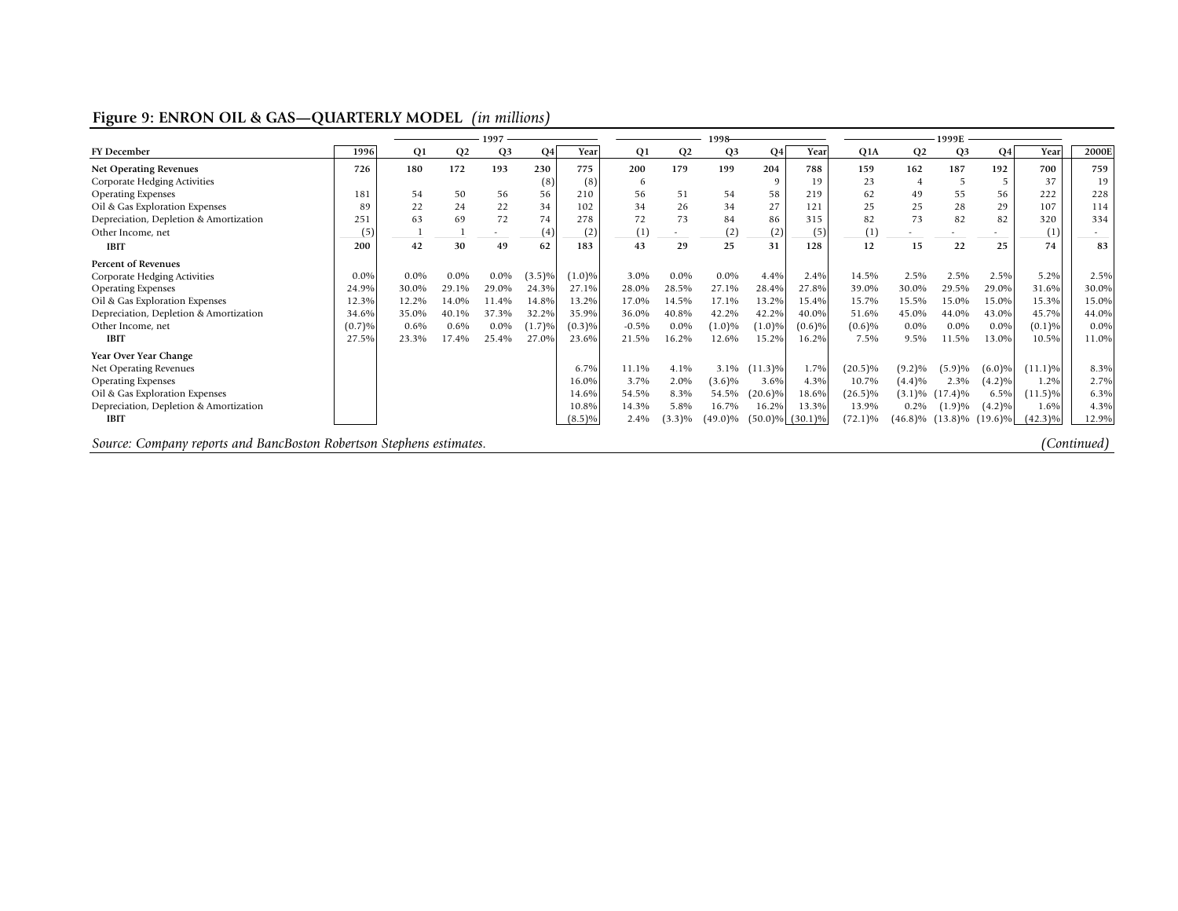## Figure 9: ENRON OIL & GAS—QUARTERLY MODEL *(in millions)*

| | | 1997 | | | | | 1998 | | | | | 1999E | | | | | |
|---|---|---|---|---|---|---|---|---|---|---|---|---|---|---|---|---|---|
| **FY December** | **1996** | **Q1** | **Q2** | **Q3** | **Q4** | **Year** | **Q1** | **Q2** | **Q3** | **Q4** | **Year** | **Q1A** | **Q2** | **Q3** | **Q4** | **Year** | **2000E** |
| **Net Operating Revenues** | **726** | **180** | **172** | **193** | **230** | **775** | **200** | **179** | **199** | **204** | **788** | **159** | **162** | **187** | **192** | **700** | **759** |
| Corporate Hedging Activities | | | | | (8) | (8) | 6 | | | 9 | 19 | 23 | 4 | 5 | 5 | 37 | 19 |
| Operating Expenses | 181 | 54 | 50 | 56 | 56 | 210 | 56 | 51 | 54 | 58 | 219 | 62 | 49 | 55 | 56 | 222 | 228 |
| Oil & Gas Exploration Expenses | 89 | 22 | 24 | 22 | 34 | 102 | 34 | 26 | 34 | 27 | 121 | 25 | 25 | 28 | 29 | 107 | 114 |
| Depreciation, Depletion & Amortization | 251 | 63 | 69 | 72 | 74 | 278 | 72 | 73 | 84 | 86 | 315 | 82 | 73 | 82 | 82 | 320 | 334 |
| Other Income, net | (5) | 1 | 1 | - | (4) | (2) | (1) | - | (2) | (2) | (5) | (1) | - | - | - | (1) | - |
| **IBIT** | **200** | **42** | **30** | **49** | **62** | **183** | **43** | **29** | **25** | **31** | **128** | **12** | **15** | **22** | **25** | **74** | **83** |
| **Percent of Revenues** | | | | | | | | | | | | | | | | | |
| Corporate Hedging Activities | 0.0% | 0.0% | 0.0% | 0.0% | (3.5)% | (1.0)% | 3.0% | 0.0% | 0.0% | 4.4% | 2.4% | 14.5% | 2.5% | 2.5% | 2.5% | 5.2% | 2.5% |
| Operating Expenses | 24.9% | 30.0% | 29.1% | 29.0% | 24.3% | 27.1% | 28.0% | 28.5% | 27.1% | 28.4% | 27.8% | 39.0% | 30.0% | 29.5% | 29.0% | 31.6% | 30.0% |
| Oil & Gas Exploration Expenses | 12.3% | 12.2% | 14.0% | 11.4% | 14.8% | 13.2% | 17.0% | 14.5% | 17.1% | 13.2% | 15.4% | 15.7% | 15.5% | 15.0% | 15.0% | 15.3% | 15.0% |
| Depreciation, Depletion & Amortization | 34.6% | 35.0% | 40.1% | 37.3% | 32.2% | 35.9% | 36.0% | 40.8% | 42.2% | 42.2% | 40.0% | 51.6% | 45.0% | 44.0% | 43.0% | 45.7% | 44.0% |
| Other Income, net | (0.7)% | 0.6% | 0.6% | 0.0% | (1.7)% | (0.3)% | -0.5% | 0.0% | (1.0)% | (1.0)% | (0.6)% | (0.6)% | 0.0% | 0.0% | 0.0% | (0.1)% | 0.0% |
| **IBIT** | 27.5% | 23.3% | 17.4% | 25.4% | 27.0% | 23.6% | 21.5% | 16.2% | 12.6% | 15.2% | 16.2% | 7.5% | 9.5% | 11.5% | 13.0% | 10.5% | 11.0% |
| **Year Over Year Change** | | | | | | | | | | | | | | | | | |
| Net Operating Revenues | | | | | | 6.7% | 11.1% | 4.1% | 3.1% | (11.3)% | 1.7% | (20.5)% | (9.2)% | (5.9)% | (6.0)% | (11.1)% | 8.3% |
| Operating Expenses | | | | | | 16.0% | 3.7% | 2.0% | (3.6)% | 3.6% | 4.3% | 10.7% | (4.4)% | 2.3% | (4.2)% | 1.2% | 2.7% |
| Oil & Gas Exploration Expenses | | | | | | 14.6% | 54.5% | 8.3% | 54.5% | (20.6)% | 18.6% | (26.5)% | (3.1)% | (17.4)% | 6.5% | (11.5)% | 6.3% |
| Depreciation, Depletion & Amortization | | | | | | 10.8% | 14.3% | 5.8% | 16.7% | 16.2% | 13.3% | 13.9% | 0.2% | (1.9)% | (4.2)% | 1.6% | 4.3% |
| **IBIT** | | | | | | (8.5)% | 2.4% | (3.3)% | (49.0)% | (50.0)% | (30.1)% | (72.1)% | (46.8)% | (13.8)% | (19.6)% | (42.3)% | 12.9% |

*Source: Company reports and BancBoston Robertson Stephens estimates.* *(Continued)*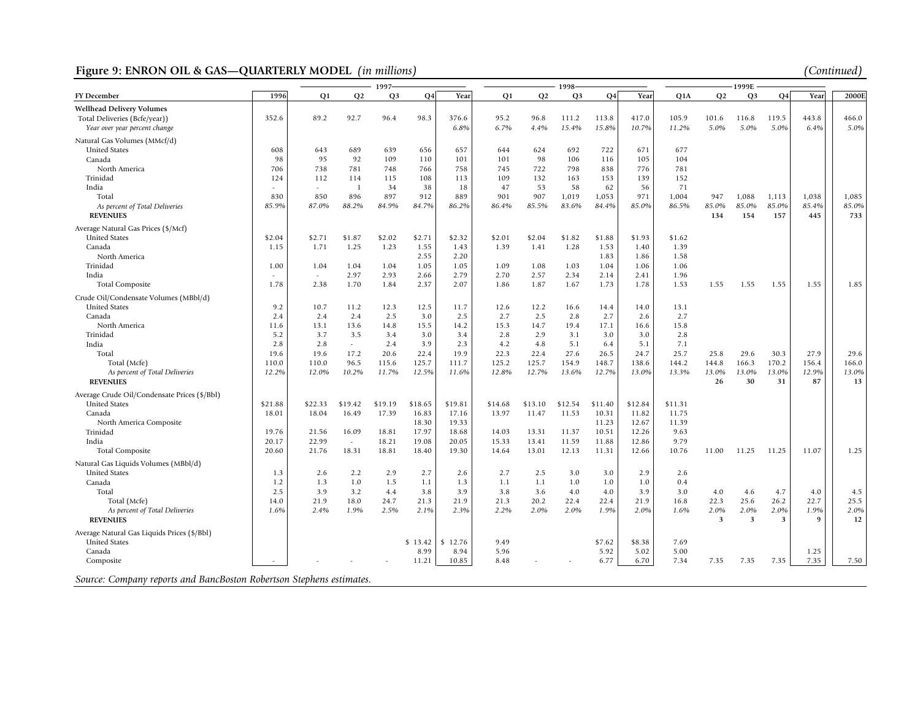## Figure 9: ENRON OIL & GAS—QUARTERLY MODEL *(in millions)* *(Continued)*

| FY December | 1996 | 1997 Q1 | 1997 Q2 | 1997 Q3 | 1997 Q4 | 1997 Year | 1998 Q1 | 1998 Q2 | 1998 Q3 | 1998 Q4 | 1998 Year | 1999E Q1A | 1999E Q2 | 1999E Q3 | 1999E Q4 | 1999E Year | 2000E |
|---|---|---|---|---|---|---|---|---|---|---|---|---|---|---|---|---|---|
| **Wellhead Delivery Volumes** | | | | | | | | | | | | | | | | | |
| Total Deliveries (Bcfe/year)) | 352.6 | 89.2 | 92.7 | 96.4 | 98.3 | 376.6 | 95.2 | 96.8 | 111.2 | 113.8 | 417.0 | 105.9 | 101.6 | 116.8 | 119.5 | 443.8 | 466.0 |
| *Year over year percent change* | | | | | | *6.8%* | *6.7%* | *4.4%* | *15.4%* | *15.8%* | *10.7%* | *11.2%* | *5.0%* | *5.0%* | *5.0%* | *6.4%* | *5.0%* |
| Natural Gas Volumes (MMcf/d) | | | | | | | | | | | | | | | | | |
| United States | 608 | 643 | 689 | 639 | 656 | 657 | 644 | 624 | 692 | 722 | 671 | 677 | | | | | |
| Canada | 98 | 95 | 92 | 109 | 110 | 101 | 101 | 98 | 106 | 116 | 105 | 104 | | | | | |
| North America | 706 | 738 | 781 | 748 | 766 | 758 | 745 | 722 | 798 | 838 | 776 | 781 | | | | | |
| Trinidad | 124 | 112 | 114 | 115 | 108 | 113 | 109 | 132 | 163 | 153 | 139 | 152 | | | | | |
| India | - | - | 1 | 34 | 38 | 18 | 47 | 53 | 58 | 62 | 56 | 71 | | | | | |
| Total | 830 | 850 | 896 | 897 | 912 | 889 | 901 | 907 | 1,019 | 1,053 | 971 | 1,004 | 947 | 1,088 | 1,113 | 1,038 | 1,085 |
| *As percent of Total Deliveries* | *85.9%* | *87.0%* | *88.2%* | *84.9%* | *84.7%* | *86.2%* | *86.4%* | *85.5%* | *83.6%* | *84.4%* | *85.0%* | *86.5%* | *85.0%* | *85.0%* | *85.0%* | *85.4%* | *85.0%* |
| **REVENUES** | | | | | | | | | | | | | **134** | **154** | **157** | **445** | **733** |
| Average Natural Gas Prices ($/Mcf) | | | | | | | | | | | | | | | | | |
| United States | $2.04 | $2.71 | $1.87 | $2.02 | $2.71 | $2.32 | $2.01 | $2.04 | $1.82 | $1.88 | $1.93 | $1.62 | | | | | |
| Canada | 1.15 | 1.71 | 1.25 | 1.23 | 1.55 | 1.43 | 1.39 | 1.41 | 1.28 | 1.53 | 1.40 | 1.39 | | | | | |
| North America | | | | | 2.55 | 2.20 | | | | 1.83 | 1.86 | 1.58 | | | | | |
| Trinidad | 1.00 | 1.04 | 1.04 | 1.04 | 1.05 | 1.05 | 1.09 | 1.08 | 1.03 | 1.04 | 1.06 | 1.06 | | | | | |
| India | - | - | 2.97 | 2.93 | 2.66 | 2.79 | 2.70 | 2.57 | 2.34 | 2.14 | 2.41 | 1.96 | | | | | |
| Total Composite | 1.78 | 2.38 | 1.70 | 1.84 | 2.37 | 2.07 | 1.86 | 1.87 | 1.67 | 1.73 | 1.78 | 1.53 | 1.55 | 1.55 | 1.55 | 1.55 | 1.85 |
| Crude Oil/Condensate Volumes (MBbl/d) | | | | | | | | | | | | | | | | | |
| United States | 9.2 | 10.7 | 11.2 | 12.3 | 12.5 | 11.7 | 12.6 | 12.2 | 16.6 | 14.4 | 14.0 | 13.1 | | | | | |
| Canada | 2.4 | 2.4 | 2.4 | 2.5 | 3.0 | 2.5 | 2.7 | 2.5 | 2.8 | 2.7 | 2.6 | 2.7 | | | | | |
| North America | 11.6 | 13.1 | 13.6 | 14.8 | 15.5 | 14.2 | 15.3 | 14.7 | 19.4 | 17.1 | 16.6 | 15.8 | | | | | |
| Trinidad | 5.2 | 3.7 | 3.5 | 3.4 | 3.0 | 3.4 | 2.8 | 2.9 | 3.1 | 3.0 | 3.0 | 2.8 | | | | | |
| India | 2.8 | 2.8 | - | 2.4 | 3.9 | 2.3 | 4.2 | 4.8 | 5.1 | 6.4 | 5.1 | 7.1 | | | | | |
| Total | 19.6 | 19.6 | 17.2 | 20.6 | 22.4 | 19.9 | 22.3 | 22.4 | 27.6 | 26.5 | 24.7 | 25.7 | 25.8 | 29.6 | 30.3 | 27.9 | 29.6 |
| Total (Mcfe) | 110.0 | 110.0 | 96.5 | 115.6 | 125.7 | 111.7 | 125.2 | 125.7 | 154.9 | 148.7 | 138.6 | 144.2 | 144.8 | 166.3 | 170.2 | 156.4 | 166.0 |
| *As percent of Total Deliveries* | *12.2%* | *12.0%* | *10.2%* | *11.7%* | *12.5%* | *11.6%* | *12.8%* | *12.7%* | *13.6%* | *12.7%* | *13.0%* | *13.3%* | *13.0%* | *13.0%* | *13.0%* | *12.9%* | *13.0%* |
| **REVENUES** | | | | | | | | | | | | | **26** | **30** | **31** | **87** | **13** |
| Average Crude Oil/Condensate Prices ($/Bbl) | | | | | | | | | | | | | | | | | |
| United States | $21.88 | $22.33 | $19.42 | $19.19 | $18.65 | $19.81 | $14.68 | $13.10 | $12.54 | $11.40 | $12.84 | $11.31 | | | | | |
| Canada | 18.01 | 18.04 | 16.49 | 17.39 | 16.83 | 17.16 | 13.97 | 11.47 | 11.53 | 10.31 | 11.82 | 11.75 | | | | | |
| North America Composite | | | | | 18.30 | 19.33 | | | | 11.23 | 12.67 | 11.39 | | | | | |
| Trinidad | 19.76 | 21.56 | 16.09 | 18.81 | 17.97 | 18.68 | 14.03 | 13.31 | 11.37 | 10.51 | 12.26 | 9.63 | | | | | |
| India | 20.17 | 22.99 | - | 18.21 | 19.08 | 20.05 | 15.33 | 13.41 | 11.59 | 11.88 | 12.86 | 9.79 | | | | | |
| Total Composite | 20.60 | 21.76 | 18.31 | 18.81 | 18.40 | 19.30 | 14.64 | 13.01 | 12.13 | 11.31 | 12.66 | 10.76 | 11.00 | 11.25 | 11.25 | 11.07 | 1.25 |
| Natural Gas Liquids Volumes (MBbl/d) | | | | | | | | | | | | | | | | | |
| United States | 1.3 | 2.6 | 2.2 | 2.9 | 2.7 | 2.6 | 2.7 | 2.5 | 3.0 | 3.0 | 2.9 | 2.6 | | | | | |
| Canada | 1.2 | 1.3 | 1.0 | 1.5 | 1.1 | 1.3 | 1.1 | 1.1 | 1.0 | 1.0 | 1.0 | 0.4 | | | | | |
| Total | 2.5 | 3.9 | 3.2 | 4.4 | 3.8 | 3.9 | 3.8 | 3.6 | 4.0 | 4.0 | 3.9 | 3.0 | 4.0 | 4.6 | 4.7 | 4.0 | 4.5 |
| Total (Mcfe) | 14.0 | 21.9 | 18.0 | 24.7 | 21.3 | 21.9 | 21.3 | 20.2 | 22.4 | 22.4 | 21.9 | 16.8 | 22.3 | 25.6 | 26.2 | 22.7 | 25.5 |
| *As percent of Total Deliveries* | *1.6%* | *2.4%* | *1.9%* | *2.5%* | *2.1%* | *2.3%* | *2.2%* | *2.0%* | *2.0%* | *1.9%* | *2.0%* | *1.6%* | *2.0%* | *2.0%* | *2.0%* | *1.9%* | *2.0%* |
| **REVENUES** | | | | | | | | | | | | | **3** | **3** | **3** | **9** | **12** |
| Average Natural Gas Liquids Prices ($/Bbl) | | | | | | | | | | | | | | | | | |
| United States | | | | | $ 13.42 | $ 12.76 | 9.49 | | | $7.62 | $8.38 | 7.69 | | | | | |
| Canada | | | | | 8.99 | 8.94 | 5.96 | | | 5.92 | 5.02 | 5.00 | | | | 1.25 | |
| Composite | - | - | - | - | 11.21 | 10.85 | 8.48 | - | - | 6.77 | 6.70 | 7.34 | 7.35 | 7.35 | 7.35 | 7.35 | 7.50 |

*Source: Company reports and BancBoston Robertson Stephens estimates.*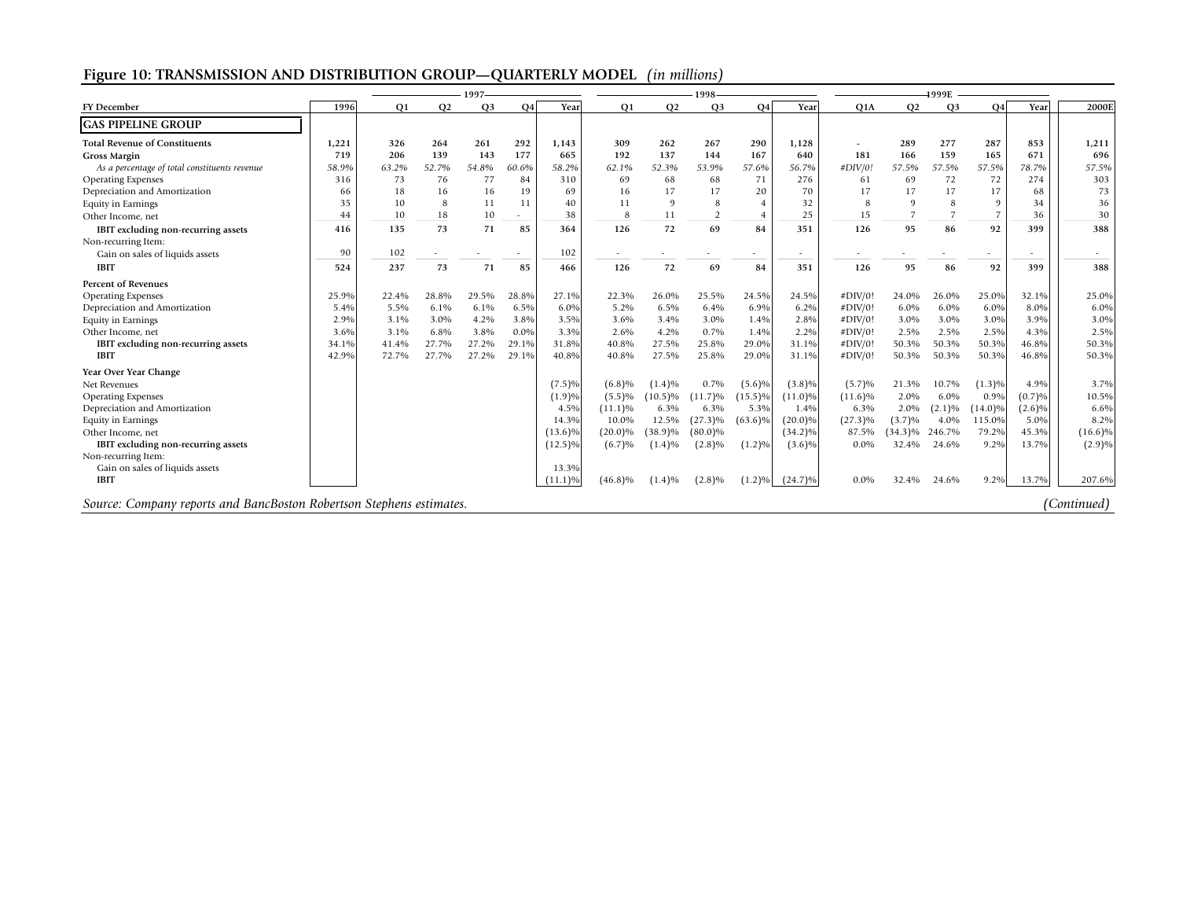## Figure 10: TRANSMISSION AND DISTRIBUTION GROUP—QUARTERLY MODEL *(in millions)*

| | | 1997 | | | | | 1998 | | | | | 1999E | | | | | |
|---|---|---|---|---|---|---|---|---|---|---|---|---|---|---|---|---|---|
| **FY December** | **1996** | **Q1** | **Q2** | **Q3** | **Q4** | **Year** | **Q1** | **Q2** | **Q3** | **Q4** | **Year** | **Q1A** | **Q2** | **Q3** | **Q4** | **Year** | **2000E** |
| **GAS PIPELINE GROUP** | | | | | | | | | | | | | | | | | |
| **Total Revenue of Constituents** | 1,221 | 326 | 264 | 261 | 292 | 1,143 | 309 | 262 | 267 | 290 | 1,128 | - | 289 | 277 | 287 | 853 | 1,211 |
| **Gross Margin** | 719 | 206 | 139 | 143 | 177 | 665 | 192 | 137 | 144 | 167 | 640 | 181 | 166 | 159 | 165 | 671 | 696 |
| *As a percentage of total constituents revenue* | *58.9%* | *63.2%* | *52.7%* | *54.8%* | *60.6%* | *58.2%* | *62.1%* | *52.3%* | *53.9%* | *57.6%* | *56.7%* | *#DIV/0!* | *57.5%* | *57.5%* | *57.5%* | *78.7%* | *57.5%* |
| Operating Expenses | 316 | 73 | 76 | 77 | 84 | 310 | 69 | 68 | 68 | 71 | 276 | 61 | 69 | 72 | 72 | 274 | 303 |
| Depreciation and Amortization | 66 | 18 | 16 | 16 | 19 | 69 | 16 | 17 | 17 | 20 | 70 | 17 | 17 | 17 | 17 | 68 | 73 |
| Equity in Earnings | 35 | 10 | 8 | 11 | 11 | 40 | 11 | 9 | 8 | 4 | 32 | 8 | 9 | 8 | 9 | 34 | 36 |
| Other Income, net | 44 | 10 | 18 | 10 | - | 38 | 8 | 11 | 2 | 4 | 25 | 15 | 7 | 7 | 7 | 36 | 30 |
| **IBIT excluding non-recurring assets** | **416** | **135** | **73** | **71** | **85** | **364** | **126** | **72** | **69** | **84** | **351** | **126** | **95** | **86** | **92** | **399** | **388** |
| Non-recurring Item: | | | | | | | | | | | | | | | | | |
| Gain on sales of liquids assets | 90 | 102 | - | - | - | 102 | - | - | - | - | - | - | - | - | - | - | - |
| **IBIT** | **524** | **237** | **73** | **71** | **85** | **466** | **126** | **72** | **69** | **84** | **351** | **126** | **95** | **86** | **92** | **399** | **388** |
| **Percent of Revenues** | | | | | | | | | | | | | | | | | |
| Operating Expenses | 25.9% | 22.4% | 28.8% | 29.5% | 28.8% | 27.1% | 22.3% | 26.0% | 25.5% | 24.5% | 24.5% | #DIV/0! | 24.0% | 26.0% | 25.0% | 32.1% | 25.0% |
| Depreciation and Amortization | 5.4% | 5.5% | 6.1% | 6.1% | 6.5% | 6.0% | 5.2% | 6.5% | 6.4% | 6.9% | 6.2% | #DIV/0! | 6.0% | 6.0% | 6.0% | 8.0% | 6.0% |
| Equity in Earnings | 2.9% | 3.1% | 3.0% | 4.2% | 3.8% | 3.5% | 3.6% | 3.4% | 3.0% | 1.4% | 2.8% | #DIV/0! | 3.0% | 3.0% | 3.0% | 3.9% | 3.0% |
| Other Income, net | 3.6% | 3.1% | 6.8% | 3.8% | 0.0% | 3.3% | 2.6% | 4.2% | 0.7% | 1.4% | 2.2% | #DIV/0! | 2.5% | 2.5% | 2.5% | 4.3% | 2.5% |
| **IBIT excluding non-recurring assets** | 34.1% | 41.4% | 27.7% | 27.2% | 29.1% | 31.8% | 40.8% | 27.5% | 25.8% | 29.0% | 31.1% | #DIV/0! | 50.3% | 50.3% | 50.3% | 46.8% | 50.3% |
| **IBIT** | 42.9% | 72.7% | 27.7% | 27.2% | 29.1% | 40.8% | 40.8% | 27.5% | 25.8% | 29.0% | 31.1% | #DIV/0! | 50.3% | 50.3% | 50.3% | 46.8% | 50.3% |
| **Year Over Year Change** | | | | | | | | | | | | | | | | | |
| Net Revenues | | | | | | (7.5)% | (6.8)% | (1.4)% | 0.7% | (5.6)% | (3.8)% | (5.7)% | 21.3% | 10.7% | (1.3)% | 4.9% | 3.7% |
| Operating Expenses | | | | | | (1.9)% | (5.5)% | (10.5)% | (11.7)% | (15.5)% | (11.0)% | (11.6)% | 2.0% | 6.0% | 0.9% | (0.7)% | 10.5% |
| Depreciation and Amortization | | | | | | 4.5% | (11.1)% | 6.3% | 6.3% | 5.3% | 1.4% | 6.3% | 2.0% | (2.1)% | (14.0)% | (2.6)% | 6.6% |
| Equity in Earnings | | | | | | 14.3% | 10.0% | 12.5% | (27.3)% | (63.6)% | (20.0)% | (27.3)% | (3.7)% | 4.0% | 115.0% | 5.0% | 8.2% |
| Other Income, net | | | | | | (13.6)% | (20.0)% | (38.9)% | (80.0)% | | (34.2)% | 87.5% | (34.3)% | 246.7% | 79.2% | 45.3% | (16.6)% |
| **IBIT excluding non-recurring assets** | | | | | | (12.5)% | (6.7)% | (1.4)% | (2.8)% | (1.2)% | (3.6)% | 0.0% | 32.4% | 24.6% | 9.2% | 13.7% | (2.9)% |
| Non-recurring Item: | | | | | | | | | | | | | | | | | |
| Gain on sales of liquids assets | | | | | | 13.3% | | | | | | | | | | | |
| **IBIT** | | | | | | (11.1)% | (46.8)% | (1.4)% | (2.8)% | (1.2)% | (24.7)% | 0.0% | 32.4% | 24.6% | 9.2% | 13.7% | 207.6% |

*Source: Company reports and BancBoston Robertson Stephens estimates.* *(Continued)*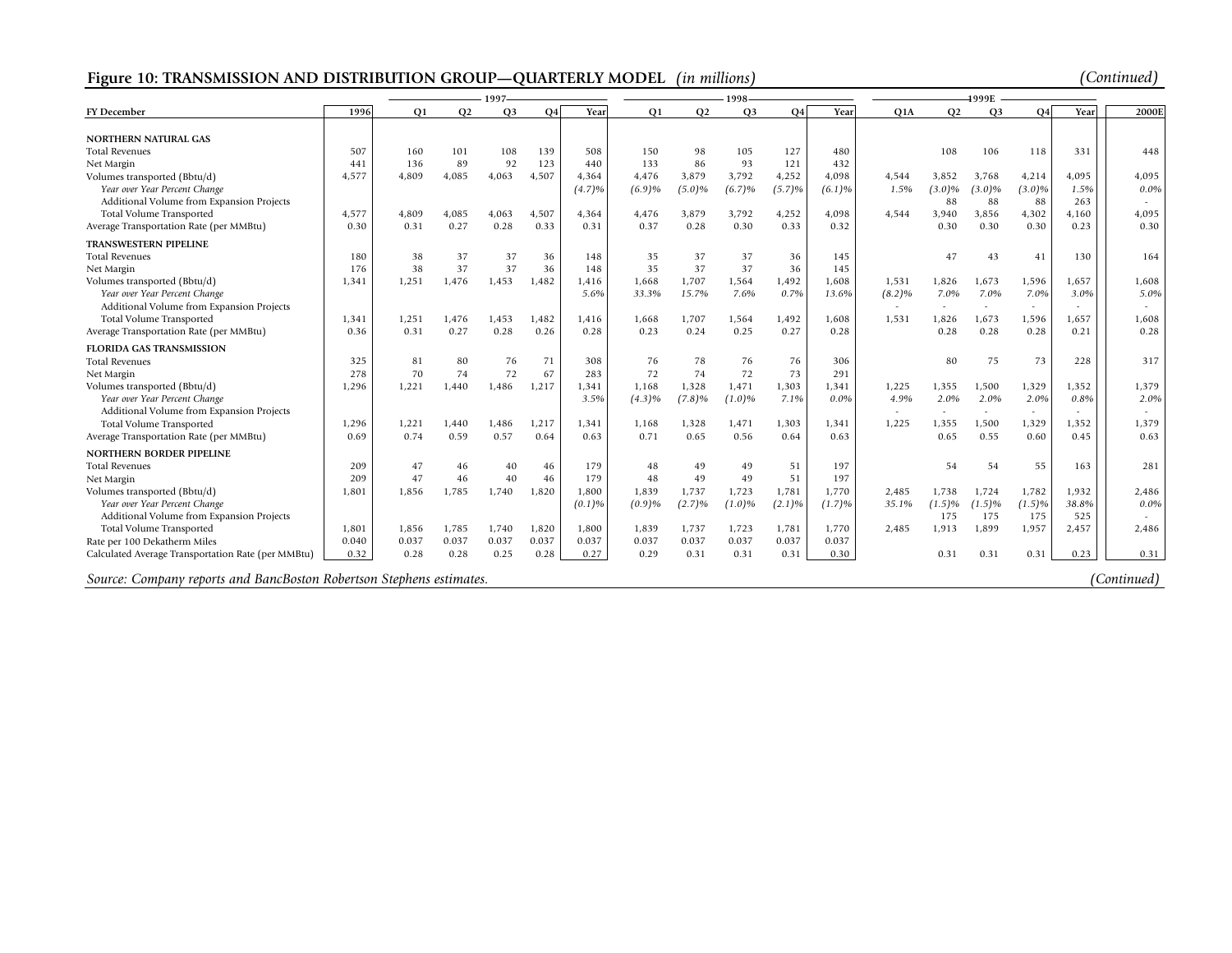## Figure 10: TRANSMISSION AND DISTRIBUTION GROUP—QUARTERLY MODEL *(in millions)* *(Continued)*

| | | 1997 | | | | | 1998 | | | | | 1999E | | | | | |
|---|---|---|---|---|---|---|---|---|---|---|---|---|---|---|---|---|---|
| **FY December** | **1996** | **Q1** | **Q2** | **Q3** | **Q4** | **Year** | **Q1** | **Q2** | **Q3** | **Q4** | **Year** | **Q1A** | **Q2** | **Q3** | **Q4** | **Year** | **2000E** |
| **NORTHERN NATURAL GAS** | | | | | | | | | | | | | | | | | |
| Total Revenues | 507 | 160 | 101 | 108 | 139 | 508 | 150 | 98 | 105 | 127 | 480 | | 108 | 106 | 118 | 331 | 448 |
| Net Margin | 441 | 136 | 89 | 92 | 123 | 440 | 133 | 86 | 93 | 121 | 432 | | | | | | |
| Volumes transported (Bbtu/d) | 4,577 | 4,809 | 4,085 | 4,063 | 4,507 | 4,364 | 4,476 | 3,879 | 3,792 | 4,252 | 4,098 | 4,544 | 3,852 | 3,768 | 4,214 | 4,095 | 4,095 |
| *Year over Year Percent Change* | | | | | | *(4.7)%* | *(6.9)%* | *(5.0)%* | *(6.7)%* | *(5.7)%* | *(6.1)%* | *1.5%* | *(3.0)%* | *(3.0)%* | *(3.0)%* | *1.5%* | *0.0%* |
| Additional Volume from Expansion Projects | | | | | | | | | | | | | 88 | 88 | 88 | 263 | - |
| Total Volume Transported | 4,577 | 4,809 | 4,085 | 4,063 | 4,507 | 4,364 | 4,476 | 3,879 | 3,792 | 4,252 | 4,098 | 4,544 | 3,940 | 3,856 | 4,302 | 4,160 | 4,095 |
| Average Transportation Rate (per MMBtu) | 0.30 | 0.31 | 0.27 | 0.28 | 0.33 | 0.31 | 0.37 | 0.28 | 0.30 | 0.33 | 0.32 | | 0.30 | 0.30 | 0.30 | 0.23 | 0.30 |
| **TRANSWESTERN PIPELINE** | | | | | | | | | | | | | | | | | |
| Total Revenues | 180 | 38 | 37 | 37 | 36 | 148 | 35 | 37 | 37 | 36 | 145 | | 47 | 43 | 41 | 130 | 164 |
| Net Margin | 176 | 38 | 37 | 37 | 36 | 148 | 35 | 37 | 37 | 36 | 145 | | | | | | |
| Volumes transported (Bbtu/d) | 1,341 | 1,251 | 1,476 | 1,453 | 1,482 | 1,416 | 1,668 | 1,707 | 1,564 | 1,492 | 1,608 | 1,531 | 1,826 | 1,673 | 1,596 | 1,657 | 1,608 |
| *Year over Year Percent Change* | | | | | | *5.6%* | *33.3%* | *15.7%* | *7.6%* | *0.7%* | *13.6%* | *(8.2)%* | *7.0%* | *7.0%* | *7.0%* | *3.0%* | *5.0%* |
| Additional Volume from Expansion Projects | | | | | | | | | | | | - | - | - | - | - | - |
| Total Volume Transported | 1,341 | 1,251 | 1,476 | 1,453 | 1,482 | 1,416 | 1,668 | 1,707 | 1,564 | 1,492 | 1,608 | 1,531 | 1,826 | 1,673 | 1,596 | 1,657 | 1,608 |
| Average Transportation Rate (per MMBtu) | 0.36 | 0.31 | 0.27 | 0.28 | 0.26 | 0.28 | 0.23 | 0.24 | 0.25 | 0.27 | 0.28 | | 0.28 | 0.28 | 0.28 | 0.21 | 0.28 |
| **FLORIDA GAS TRANSMISSION** | | | | | | | | | | | | | | | | | |
| Total Revenues | 325 | 81 | 80 | 76 | 71 | 308 | 76 | 78 | 76 | 76 | 306 | | 80 | 75 | 73 | 228 | 317 |
| Net Margin | 278 | 70 | 74 | 72 | 67 | 283 | 72 | 74 | 72 | 73 | 291 | | | | | | |
| Volumes transported (Bbtu/d) | 1,296 | 1,221 | 1,440 | 1,486 | 1,217 | 1,341 | 1,168 | 1,328 | 1,471 | 1,303 | 1,341 | 1,225 | 1,355 | 1,500 | 1,329 | 1,352 | 1,379 |
| *Year over Year Percent Change* | | | | | | *3.5%* | *(4.3)%* | *(7.8)%* | *(1.0)%* | *7.1%* | *0.0%* | *4.9%* | *2.0%* | *2.0%* | *2.0%* | *0.8%* | *2.0%* |
| Additional Volume from Expansion Projects | | | | | | | | | | | | - | - | - | - | - | - |
| Total Volume Transported | 1,296 | 1,221 | 1,440 | 1,486 | 1,217 | 1,341 | 1,168 | 1,328 | 1,471 | 1,303 | 1,341 | 1,225 | 1,355 | 1,500 | 1,329 | 1,352 | 1,379 |
| Average Transportation Rate (per MMBtu) | 0.69 | 0.74 | 0.59 | 0.57 | 0.64 | 0.63 | 0.71 | 0.65 | 0.56 | 0.64 | 0.63 | | 0.65 | 0.55 | 0.60 | 0.45 | 0.63 |
| **NORTHERN BORDER PIPELINE** | | | | | | | | | | | | | | | | | |
| Total Revenues | 209 | 47 | 46 | 40 | 46 | 179 | 48 | 49 | 49 | 51 | 197 | | 54 | 54 | 55 | 163 | 281 |
| Net Margin | 209 | 47 | 46 | 40 | 46 | 179 | 48 | 49 | 49 | 51 | 197 | | | | | | |
| Volumes transported (Bbtu/d) | 1,801 | 1,856 | 1,785 | 1,740 | 1,820 | 1,800 | 1,839 | 1,737 | 1,723 | 1,781 | 1,770 | 2,485 | 1,738 | 1,724 | 1,782 | 1,932 | 2,486 |
| *Year over Year Percent Change* | | | | | | *(0.1)%* | *(0.9)%* | *(2.7)%* | *(1.0)%* | *(2.1)%* | *(1.7)%* | *35.1%* | *(1.5)%* | *(1.5)%* | *(1.5)%* | *38.8%* | *0.0%* |
| Additional Volume from Expansion Projects | | | | | | | | | | | | | 175 | 175 | 175 | 525 | - |
| Total Volume Transported | 1,801 | 1,856 | 1,785 | 1,740 | 1,820 | 1,800 | 1,839 | 1,737 | 1,723 | 1,781 | 1,770 | 2,485 | 1,913 | 1,899 | 1,957 | 2,457 | 2,486 |
| Rate per 100 Dekatherm Miles | 0.040 | 0.037 | 0.037 | 0.037 | 0.037 | 0.037 | 0.037 | 0.037 | 0.037 | 0.037 | 0.037 | | | | | | |
| Calculated Average Transportation Rate (per MMBtu) | 0.32 | 0.28 | 0.28 | 0.25 | 0.28 | 0.27 | 0.29 | 0.31 | 0.31 | 0.31 | 0.30 | | 0.31 | 0.31 | 0.31 | 0.23 | 0.31 |

*Source: Company reports and BancBoston Robertson Stephens estimates.* *(Continued)*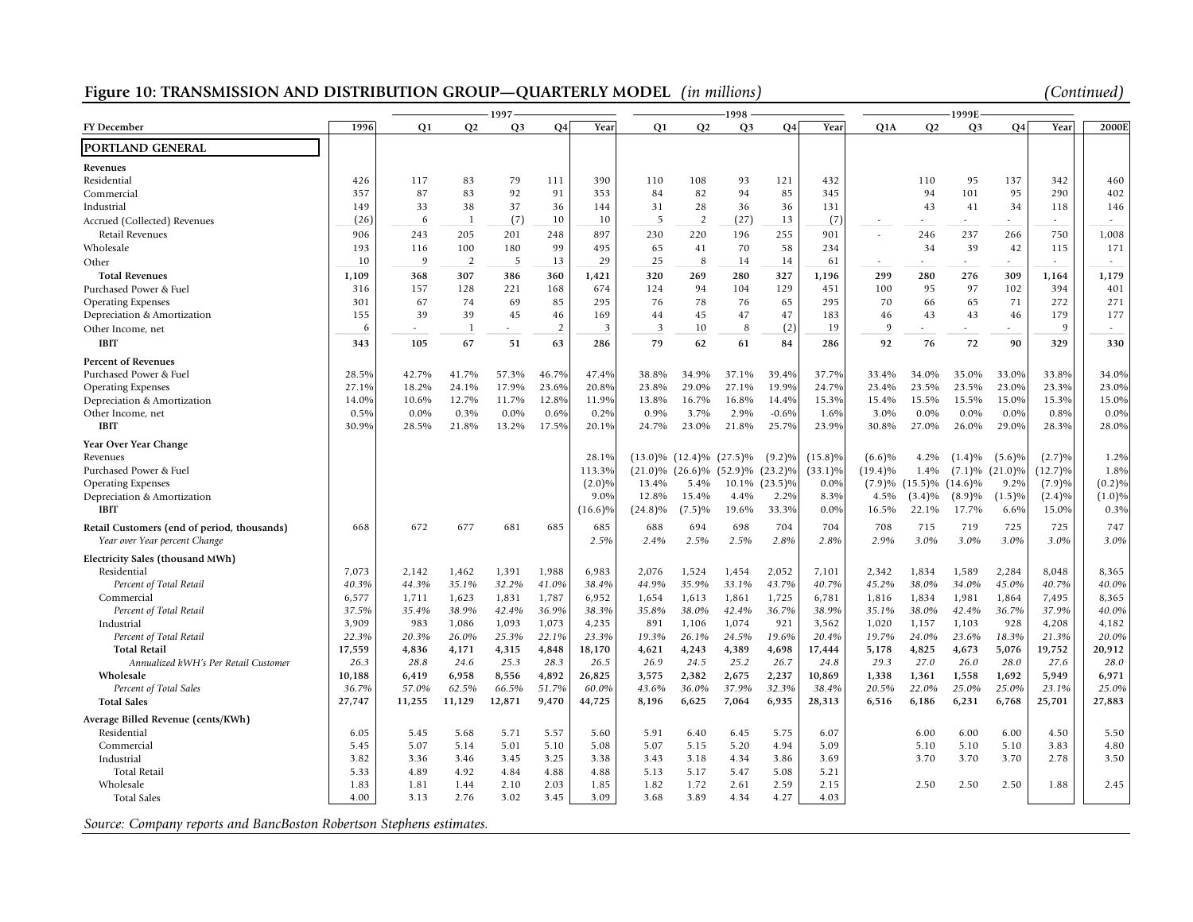## Figure 10: TRANSMISSION AND DISTRIBUTION GROUP—QUARTERLY MODEL *(in millions)* *(Continued)*

| | | 1997 | | | | | 1998 | | | | | 1999E | | | | | |
|---|---|---|---|---|---|---|---|---|---|---|---|---|---|---|---|---|---|
| FY December | 1996 | Q1 | Q2 | Q3 | Q4 | Year | Q1 | Q2 | Q3 | Q4 | Year | Q1A | Q2 | Q3 | Q4 | Year | 2000E |
| **PORTLAND GENERAL** | | | | | | | | | | | | | | | | | |
| **Revenues** | | | | | | | | | | | | | | | | | |
| Residential | 426 | 117 | 83 | 79 | 111 | 390 | 110 | 108 | 93 | 121 | 432 | | 110 | 95 | 137 | 342 | 460 |
| Commercial | 357 | 87 | 83 | 92 | 91 | 353 | 84 | 82 | 94 | 85 | 345 | | 94 | 101 | 95 | 290 | 402 |
| Industrial | 149 | 33 | 38 | 37 | 36 | 144 | 31 | 28 | 36 | 36 | 131 | | 43 | 41 | 34 | 118 | 146 |
| Accrued (Collected) Revenues | (26) | 6 | 1 | (7) | 10 | 10 | 5 | 2 | (27) | 13 | (7) | - | - | - | - | - | - |
| Retail Revenues | 906 | 243 | 205 | 201 | 248 | 897 | 230 | 220 | 196 | 255 | 901 | - | 246 | 237 | 266 | 750 | 1,008 |
| Wholesale | 193 | 116 | 100 | 180 | 99 | 495 | 65 | 41 | 70 | 58 | 234 | | 34 | 39 | 42 | 115 | 171 |
| Other | 10 | 9 | 2 | 5 | 13 | 29 | 25 | 8 | 14 | 14 | 61 | - | - | - | - | - | - |
| **Total Revenues** | **1,109** | **368** | **307** | **386** | **360** | **1,421** | **320** | **269** | **280** | **327** | **1,196** | **299** | **280** | **276** | **309** | **1,164** | **1,179** |
| Purchased Power & Fuel | 316 | 157 | 128 | 221 | 168 | 674 | 124 | 94 | 104 | 129 | 451 | 100 | 95 | 97 | 102 | 394 | 401 |
| Operating Expenses | 301 | 67 | 74 | 69 | 85 | 295 | 76 | 78 | 76 | 65 | 295 | 70 | 66 | 65 | 71 | 272 | 271 |
| Depreciation & Amortization | 155 | 39 | 39 | 45 | 46 | 169 | 44 | 45 | 47 | 47 | 183 | 46 | 43 | 43 | 46 | 179 | 177 |
| Other Income, net | 6 | - | 1 | - | 2 | 3 | 3 | 10 | 8 | (2) | 19 | 9 | - | - | - | 9 | - |
| **IBIT** | **343** | **105** | **67** | **51** | **63** | **286** | **79** | **62** | **61** | **84** | **286** | **92** | **76** | **72** | **90** | **329** | **330** |
| **Percent of Revenues** | | | | | | | | | | | | | | | | | |
| Purchased Power & Fuel | 28.5% | 42.7% | 41.7% | 57.3% | 46.7% | 47.4% | 38.8% | 34.9% | 37.1% | 39.4% | 37.7% | 33.4% | 34.0% | 35.0% | 33.0% | 33.8% | 34.0% |
| Operating Expenses | 27.1% | 18.2% | 24.1% | 17.9% | 23.6% | 20.8% | 23.8% | 29.0% | 27.1% | 19.9% | 24.7% | 23.4% | 23.5% | 23.5% | 23.0% | 23.3% | 23.0% |
| Depreciation & Amortization | 14.0% | 10.6% | 12.7% | 11.7% | 12.8% | 11.9% | 13.8% | 16.7% | 16.8% | 14.4% | 15.3% | 15.4% | 15.5% | 15.5% | 15.0% | 15.3% | 15.0% |
| Other Income, net | 0.5% | 0.0% | 0.3% | 0.0% | 0.6% | 0.2% | 0.9% | 3.7% | 2.9% | -0.6% | 1.6% | 3.0% | 0.0% | 0.0% | 0.0% | 0.8% | 0.0% |
| **IBIT** | 30.9% | 28.5% | 21.8% | 13.2% | 17.5% | 20.1% | 24.7% | 23.0% | 21.8% | 25.7% | 23.9% | 30.8% | 27.0% | 26.0% | 29.0% | 28.3% | 28.0% |
| **Year Over Year Change** | | | | | | | | | | | | | | | | | |
| Revenues | | | | | | 28.1% | (13.0)% | (12.4)% | (27.5)% | (9.2)% | (15.8)% | (6.6)% | 4.2% | (1.4)% | (5.6)% | (2.7)% | 1.2% |
| Purchased Power & Fuel | | | | | | 113.3% | (21.0)% | (26.6)% | (52.9)% | (23.2)% | (33.1)% | (19.4)% | 1.4% | (7.1)% | (21.0)% | (12.7)% | 1.8% |
| Operating Expenses | | | | | | (2.0)% | 13.4% | 5.4% | 10.1% | (23.5)% | 0.0% | (7.9)% | (15.5)% | (14.6)% | 9.2% | (7.9)% | (0.2)% |
| Depreciation & Amortization | | | | | | 9.0% | 12.8% | 15.4% | 4.4% | 2.2% | 8.3% | 4.5% | (3.4)% | (8.9)% | (1.5)% | (2.4)% | (1.0)% |
| **IBIT** | | | | | | (16.6)% | (24.8)% | (7.5)% | 19.6% | 33.3% | 0.0% | 16.5% | 22.1% | 17.7% | 6.6% | 15.0% | 0.3% |
| **Retail Customers (end of period, thousands)** | 668 | 672 | 677 | 681 | 685 | 685 | 688 | 694 | 698 | 704 | 704 | 708 | 715 | 719 | 725 | 725 | 747 |
| *Year over Year percent Change* | | | | | | *2.5%* | *2.4%* | *2.5%* | *2.5%* | *2.8%* | *2.8%* | *2.9%* | *3.0%* | *3.0%* | *3.0%* | *3.0%* | *3.0%* |
| **Electricity Sales (thousand MWh)** | | | | | | | | | | | | | | | | | |
| Residential | 7,073 | 2,142 | 1,462 | 1,391 | 1,988 | 6,983 | 2,076 | 1,524 | 1,454 | 2,052 | 7,101 | 2,342 | 1,834 | 1,589 | 2,284 | 8,048 | 8,365 |
| *Percent of Total Retail* | *40.3%* | *44.3%* | *35.1%* | *32.2%* | *41.0%* | *38.4%* | *44.9%* | *35.9%* | *33.1%* | *43.7%* | *40.7%* | *45.2%* | *38.0%* | *34.0%* | *45.0%* | *40.7%* | *40.0%* |
| Commercial | 6,577 | 1,711 | 1,623 | 1,831 | 1,787 | 6,952 | 1,654 | 1,613 | 1,861 | 1,725 | 6,781 | 1,816 | 1,834 | 1,981 | 1,864 | 7,495 | 8,365 |
| *Percent of Total Retail* | *37.5%* | *35.4%* | *38.9%* | *42.4%* | *36.9%* | *38.3%* | *35.8%* | *38.0%* | *42.4%* | *36.7%* | *38.9%* | *35.1%* | *38.0%* | *42.4%* | *36.7%* | *37.9%* | *40.0%* |
| Industrial | 3,909 | 983 | 1,086 | 1,093 | 1,073 | 4,235 | 891 | 1,106 | 1,074 | 921 | 3,562 | 1,020 | 1,157 | 1,103 | 928 | 4,208 | 4,182 |
| *Percent of Total Retail* | *22.3%* | *20.3%* | *26.0%* | *25.3%* | *22.1%* | *23.3%* | *19.3%* | *26.1%* | *24.5%* | *19.6%* | *20.4%* | *19.7%* | *24.0%* | *23.6%* | *18.3%* | *21.3%* | *20.0%* |
| **Total Retail** | **17,559** | **4,836** | **4,171** | **4,315** | **4,848** | **18,170** | **4,621** | **4,243** | **4,389** | **4,698** | **17,444** | **5,178** | **4,825** | **4,673** | **5,076** | **19,752** | **20,912** |
| *Annualized kWH's Per Retail Customer* | *26.3* | *28.8* | *24.6* | *25.3* | *28.3* | *26.5* | *26.9* | *24.5* | *25.2* | *26.7* | *24.8* | *29.3* | *27.0* | *26.0* | *28.0* | *27.6* | *28.0* |
| **Wholesale** | **10,188** | **6,419** | **6,958** | **8,556** | **4,892** | **26,825** | **3,575** | **2,382** | **2,675** | **2,237** | **10,869** | **1,338** | **1,361** | **1,558** | **1,692** | **5,949** | **6,971** |
| *Percent of Total Sales* | *36.7%* | *57.0%* | *62.5%* | *66.5%* | *51.7%* | *60.0%* | *43.6%* | *36.0%* | *37.9%* | *32.3%* | *38.4%* | *20.5%* | *22.0%* | *25.0%* | *25.0%* | *23.1%* | *25.0%* |
| **Total Sales** | **27,747** | **11,255** | **11,129** | **12,871** | **9,470** | **44,725** | **8,196** | **6,625** | **7,064** | **6,935** | **28,313** | **6,516** | **6,186** | **6,231** | **6,768** | **25,701** | **27,883** |
| **Average Billed Revenue (cents/KWh)** | | | | | | | | | | | | | | | | | |
| Residential | 6.05 | 5.45 | 5.68 | 5.71 | 5.57 | 5.60 | 5.91 | 6.40 | 6.45 | 5.75 | 6.07 | | 6.00 | 6.00 | 6.00 | 4.50 | 5.50 |
| Commercial | 5.45 | 5.07 | 5.14 | 5.01 | 5.10 | 5.08 | 5.07 | 5.15 | 5.20 | 4.94 | 5.09 | | 5.10 | 5.10 | 5.10 | 3.83 | 4.80 |
| Industrial | 3.82 | 3.36 | 3.46 | 3.45 | 3.25 | 3.38 | 3.43 | 3.18 | 4.34 | 3.86 | 3.69 | | 3.70 | 3.70 | 3.70 | 2.78 | 3.50 |
| Total Retail | 5.33 | 4.89 | 4.92 | 4.84 | 4.88 | 4.88 | 5.13 | 5.17 | 5.47 | 5.08 | 5.21 | | | | | | |
| Wholesale | 1.83 | 1.81 | 1.44 | 2.10 | 2.03 | 1.85 | 1.82 | 1.72 | 2.61 | 2.59 | 2.15 | | 2.50 | 2.50 | 2.50 | 1.88 | 2.45 |
| Total Sales | 4.00 | 3.13 | 2.76 | 3.02 | 3.45 | 3.09 | 3.68 | 3.89 | 4.34 | 4.27 | 4.03 | | | | | | |

*Source: Company reports and BancBoston Robertson Stephens estimates.*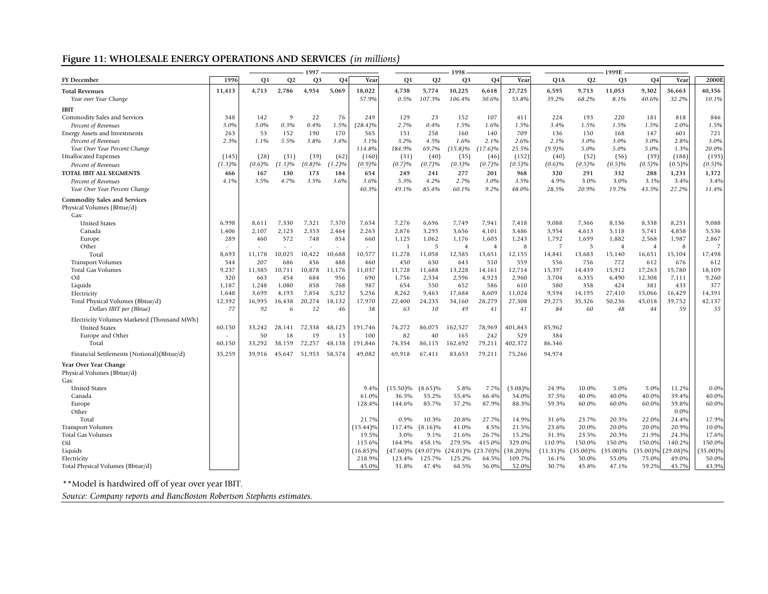## Figure 11: WHOLESALE ENERGY OPERATIONS AND SERVICES *(in millions)*

| | | 1997 | | | | | 1998 | | | | | 1999E | | | | | |
|---|---|---|---|---|---|---|---|---|---|---|---|---|---|---|---|---|---|
| FY December | 1996 | Q1 | Q2 | Q3 | Q4 | Year | Q1 | Q2 | Q3 | Q4 | Year | Q1A | Q2 | Q3 | Q4 | Year | 2000E |
| **Total Revenues** | 11,413 | 4,713 | 2,786 | 4,954 | 5,069 | 18,022 | 4,738 | 5,774 | 10,225 | 6,618 | 27,725 | 6,595 | 9,713 | 11,053 | 9,302 | 36,663 | 40,356 |
| *Year over Year Change* | | | | | | *57.9%* | *0.5%* | *107.3%* | *106.4%* | *30.6%* | *53.8%* | *39.2%* | *68.2%* | *8.1%* | *40.6%* | *32.2%* | *10.1%* |
| **IBIT** | | | | | | | | | | | | | | | | | |
| Commodity Sales and Services | 348 | 142 | 9 | 22 | 76 | 249 | 129 | 23 | 152 | 107 | 411 | 224 | 193 | 220 | 181 | 818 | 846 |
| *Percent of Revenues* | *3.0%* | *3.0%* | *0.3%* | *0.4%* | *1.5%* | *(28.4)%* | *2.7%* | *0.4%* | *1.5%* | *1.6%* | *1.5%* | *3.4%* | *1.5%* | *1.5%* | *1.5%* | *2.0%* | *1.5%* |
| Energy Assets and Investments | 263 | 53 | 152 | 190 | 170 | 565 | 151 | 258 | 160 | 140 | 709 | 136 | 150 | 168 | 147 | 601 | 721 |
| *Percent of Revenues* | *2.3%* | *1.1%* | *5.5%* | *3.8%* | *3.4%* | *3.1%* | *3.2%* | *4.5%* | *1.6%* | *2.1%* | *2.6%* | *2.1%* | *3.0%* | *3.0%* | *3.0%* | *2.8%* | *3.0%* |
| *Year Over Year Percent Change* | | | | | | *114.8%* | *184.9%* | *69.7%* | *(15.8)%* | *(17.6)%* | *25.5%* | *(9.9)%* | *5.0%* | *5.0%* | *5.0%* | *1.3%* | *20.0%* |
| Unallocated Expenses | (145) | (28) | (31) | (39) | (62) | (160) | (31) | (40) | (35) | (46) | (152) | (40) | (52) | (56) | (39) | (188) | (195) |
| *Percent of Revenues* | *(1.3)%* | *(0.6)%* | *(1.1)%* | *(0.8)%* | *(1.2)%* | *(0.9)%* | *(0.7)%* | *(0.7)%* | *(0.3)%* | *(0.7)%* | *(0.5)%* | *(0.6)%* | *(0.5)%* | *(0.5)%* | *(0.5)%* | *(0.5)%* | *(0.5)%* |
| **TOTAL IBIT ALL SEGMENTS** | **466** | **167** | **130** | **173** | **184** | **654** | **249** | **241** | **277** | **201** | **968** | **320** | **291** | **332** | **288** | **1,231** | **1,372** |
| *Percent of Revenues* | *4.1%* | *3.5%* | *4.7%* | *3.5%* | *3.6%* | *3.6%* | *5.3%* | *4.2%* | *2.7%* | *3.0%* | *3.5%* | *4.9%* | *3.0%* | *3.0%* | *3.1%* | *3.4%* | *3.4%* |
| *Year Over Year Percent Change* | | | | | | *40.3%* | *49.1%* | *85.4%* | *60.1%* | *9.2%* | *48.0%* | *28.5%* | *20.9%* | *19.7%* | *43.5%* | *27.2%* | *11.4%* |
| **Commodity Sales and Services** | | | | | | | | | | | | | | | | | |
| Physical Volumes (Bbtue/d) | | | | | | | | | | | | | | | | | |
| Gas: | | | | | | | | | | | | | | | | | |
| United States | 6,998 | 8,611 | 7,330 | 7,321 | 7,370 | 7,654 | 7,276 | 6,696 | 7,749 | 7,941 | 7,418 | 9,088 | 7,366 | 8,136 | 8,338 | 8,251 | 9,088 |
| Canada | 1,406 | 2,107 | 2,123 | 2,353 | 2,464 | 2,263 | 2,876 | 3,295 | 3,656 | 4,101 | 3,486 | 3,954 | 4,613 | 5,118 | 5,741 | 4,858 | 5,536 |
| Europe | 289 | 460 | 572 | 748 | 854 | 660 | 1,125 | 1,062 | 1,176 | 1,605 | 1,243 | 1,792 | 1,699 | 1,882 | 2,568 | 1,987 | 2,867 |
| Other | - | - | - | - | - | - | 1 | 5 | 4 | 4 | 8 | 7 | 5 | 4 | 4 | 8 | 7 |
| Total | 8,693 | 11,178 | 10,025 | 10,422 | 10,688 | 10,577 | 11,278 | 11,058 | 12,585 | 13,651 | 12,155 | 14,841 | 13,683 | 15,140 | 16,651 | 15,104 | 17,498 |
| Transport Volumes | 544 | 207 | 686 | 456 | 488 | 460 | 450 | 630 | 643 | 510 | 559 | 556 | 756 | 772 | 612 | 676 | 612 |
| Total Gas Volumes | 9,237 | 11,385 | 10,711 | 10,878 | 11,176 | 11,037 | 11,728 | 11,688 | 13,228 | 14,161 | 12,714 | 15,397 | 14,439 | 15,912 | 17,263 | 15,780 | 18,109 |
| Oil | 320 | 663 | 454 | 684 | 956 | 690 | 1,756 | 2,534 | 2,596 | 4,923 | 2,960 | 3,704 | 6,335 | 6,490 | 12,308 | 7,111 | 9,260 |
| Liquids | 1,187 | 1,248 | 1,080 | 858 | 768 | 987 | 654 | 550 | 652 | 586 | 610 | 580 | 358 | 424 | 381 | 433 | 377 |
| Electricity | 1,648 | 3,699 | 4,193 | 7,854 | 5,232 | 5,256 | 8,262 | 9,463 | 17,684 | 8,609 | 11,024 | 9,594 | 14,195 | 27,410 | 15,066 | 16,429 | 14,391 |
| Total Physical Volumes (Bbtue/d) | 12,392 | 16,995 | 16,438 | 20,274 | 18,132 | 17,970 | 22,400 | 24,235 | 34,160 | 28,279 | 27,308 | 29,275 | 35,326 | 50,236 | 45,018 | 39,752 | 42,137 |
| *Dollars IBIT per (Btue)* | *77* | *92* | *6* | *12* | *46* | *38* | *63* | *10* | *49* | *41* | *41* | *84* | *60* | *48* | *44* | *59* | *55* |
| Electricity Volumes Marketed (Thousand MWh) | | | | | | | | | | | | | | | | | |
| United States | 60,150 | 33,242 | 28,141 | 72,338 | 48,125 | 191,746 | 74,272 | 86,075 | 162,527 | 78,969 | 401,843 | 85,962 | | | | | |
| Europe and Other | - | 50 | 18 | 19 | 13 | 100 | 82 | 40 | 165 | 242 | 529 | 384 | | | | | |
| Total | 60,150 | 33,292 | 38,159 | 72,257 | 48,138 | 191,846 | 74,354 | 86,115 | 162,692 | 79,211 | 402,372 | 86,346 | | | | | |
| Financial Settlements (Notional)(Bbtue/d) | 35,259 | 39,916 | 45,647 | 51,953 | 58,574 | 49,082 | 69,918 | 67,411 | 83,653 | 79,211 | 75,266 | 94,974 | | | | | |
| **Year Over Year Change** | | | | | | | | | | | | | | | | | |
| Physical Volumes (Bbtue/d) | | | | | | | | | | | | | | | | | |
| Gas: | | | | | | | | | | | | | | | | | |
| United States | | | | | | 9.4% | (15.50)% | (8.65)% | 5.8% | 7.7% | (3.08)% | 24.9% | 10.0% | 5.0% | 5.0% | 11.2% | 0.0% |
| Canada | | | | | | 61.0% | 36.5% | 55.2% | 55.4% | 66.4% | 54.0% | 37.5% | 40.0% | 40.0% | 40.0% | 39.4% | 40.0% |
| Europe | | | | | | 128.4% | 144.6% | 85.7% | 57.2% | 87.9% | 88.3% | 59.3% | 60.0% | 60.0% | 60.0% | 59.8% | 60.0% |
| Other | | | | | | | | | | | | | | | | 0.0% | |
| Total | | | | | | 21.7% | 0.9% | 10.3% | 20.8% | 27.7% | 14.9% | 31.6% | 23.7% | 20.3% | 22.0% | 24.4% | 17.9% |
| Transport Volumes | | | | | | (15.44)% | 117.4% | (8.16)% | 41.0% | 4.5% | 21.5% | 23.6% | 20.0% | 20.0% | 20.0% | 20.9% | 10.0% |
| Total Gas Volumes | | | | | | 19.5% | 3.0% | 9.1% | 21.6% | 26.7% | 15.2% | 31.3% | 23.5% | 20.3% | 21.9% | 24.3% | 17.6% |
| Oil | | | | | | 115.6% | 164.9% | 458.1% | 279.5% | 415.0% | 329.0% | 110.9% | 150.0% | 150.0% | 150.0% | 140.2% | 150.0% |
| Liquids | | | | | | (16.85)% | (47.60)% | (49.07)% | (24.01)% | (23.70)% | (38.20)% | (11.31)% | (35.00)% | (35.00)% | (35.00)% | (29.08)% | (35.00)% |
| Electricity | | | | | | 218.9% | 123.4% | 125.7% | 125.2% | 64.5% | 109.7% | 16.1% | 50.0% | 55.0% | 75.0% | 49.0% | 50.0% |
| Total Physical Volumes (Bbtue/d) | | | | | | 45.0% | 31.8% | 47.4% | 68.5% | 56.0% | 52.0% | 30.7% | 45.8% | 47.1% | 59.2% | 45.7% | 43.9% |

**Model is hardwired off of year over year IBIT.

*Source: Company reports and BancBoston Robertson Stephens estimates.*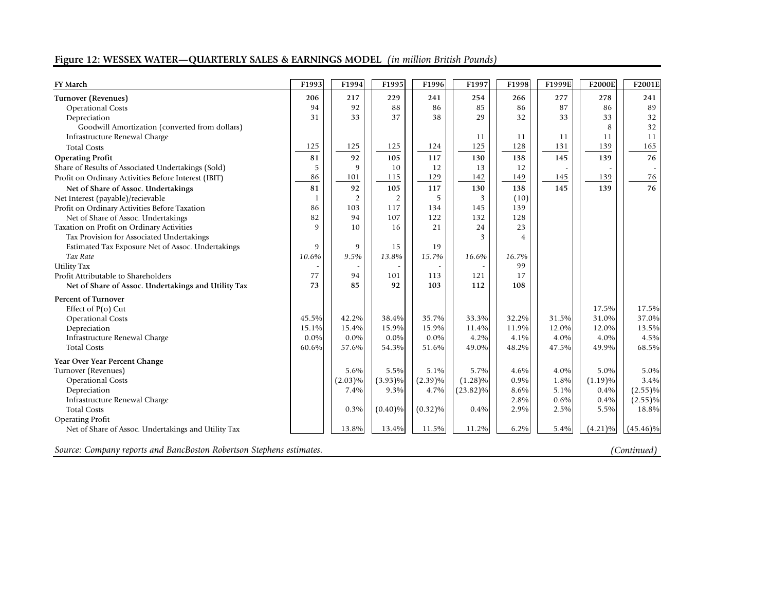**Figure 12: WESSEX WATER—QUARTERLY SALES & EARNINGS MODEL** *(in million British Pounds)*

| FY March | F1993 | F1994 | F1995 | F1996 | F1997 | F1998 | F1999E | F2000E | F2001E |
|---|---|---|---|---|---|---|---|---|---|
| **Turnover (Revenues)** | **206** | **217** | **229** | **241** | **254** | **266** | **277** | **278** | **241** |
| Operational Costs | 94 | 92 | 88 | 86 | 85 | 86 | 87 | 86 | 89 |
| Depreciation | 31 | 33 | 37 | 38 | 29 | 32 | 33 | 33 | 32 |
| Goodwill Amortization (converted from dollars) | | | | | | | | 8 | 32 |
| Infrastructure Renewal Charge | | | | | 11 | 11 | 11 | 11 | 11 |
| Total Costs | 125 | 125 | 125 | 124 | 125 | 128 | 131 | 139 | 165 |
| **Operating Profit** | **81** | **92** | **105** | **117** | **130** | **138** | **145** | **139** | **76** |
| Share of Results of Associated Undertakings (Sold) | 5 | 9 | 10 | 12 | 13 | 12 | - | - | - |
| Profit on Ordinary Activities Before Interest (IBIT) | 86 | 101 | 115 | 129 | 142 | 149 | 145 | 139 | 76 |
| **Net of Share of Assoc. Undertakings** | **81** | **92** | **105** | **117** | **130** | **138** | **145** | **139** | **76** |
| Net Interest (payable)/recievable | 1 | 2 | 2 | 5 | 3 | (10) | | | |
| Profit on Ordinary Activities Before Taxation | 86 | 103 | 117 | 134 | 145 | 139 | | | |
| Net of Share of Assoc. Undertakings | 82 | 94 | 107 | 122 | 132 | 128 | | | |
| Taxation on Profit on Ordinary Activities | 9 | 10 | 16 | 21 | 24 | 23 | | | |
| Tax Provision for Associated Undertakings | | | | | 3 | 4 | | | |
| Estimated Tax Exposure Net of Assoc. Undertakings | 9 | 9 | 15 | 19 | | | | | |
| *Tax Rate* | *10.6%* | *9.5%* | *13.8%* | *15.7%* | *16.6%* | *16.7%* | | | |
| Utility Tax | - | - | - | - | - | 99 | | | |
| Profit Attributable to Shareholders | 77 | 94 | 101 | 113 | 121 | 17 | | | |
| **Net of Share of Assoc. Undertakings and Utility Tax** | **73** | **85** | **92** | **103** | **112** | **108** | | | |
| **Percent of Turnover** | | | | | | | | | |
| Effect of P(o) Cut | | | | | | | | 17.5% | 17.5% |
| Operational Costs | 45.5% | 42.2% | 38.4% | 35.7% | 33.3% | 32.2% | 31.5% | 31.0% | 37.0% |
| Depreciation | 15.1% | 15.4% | 15.9% | 15.9% | 11.4% | 11.9% | 12.0% | 12.0% | 13.5% |
| Infrastructure Renewal Charge | 0.0% | 0.0% | 0.0% | 0.0% | 4.2% | 4.1% | 4.0% | 4.0% | 4.5% |
| Total Costs | 60.6% | 57.6% | 54.3% | 51.6% | 49.0% | 48.2% | 47.5% | 49.9% | 68.5% |
| **Year Over Year Percent Change** | | | | | | | | | |
| Turnover (Revenues) | | 5.6% | 5.5% | 5.1% | 5.7% | 4.6% | 4.0% | 5.0% | 5.0% |
| Operational Costs | | (2.03)% | (3.93)% | (2.39)% | (1.28)% | 0.9% | 1.8% | (1.19)% | 3.4% |
| Depreciation | | 7.4% | 9.3% | 4.7% | (23.82)% | 8.6% | 5.1% | 0.4% | (2.55)% |
| Infrastructure Renewal Charge | | | | | | 2.8% | 0.6% | 0.4% | (2.55)% |
| Total Costs | | 0.3% | (0.40)% | (0.32)% | 0.4% | 2.9% | 2.5% | 5.5% | 18.8% |
| Operating Profit | | | | | | | | | |
| Net of Share of Assoc. Undertakings and Utility Tax | | 13.8% | 13.4% | 11.5% | 11.2% | 6.2% | 5.4% | (4.21)% | (45.46)% |

*Source: Company reports and BancBoston Robertson Stephens estimates.* *(Continued)*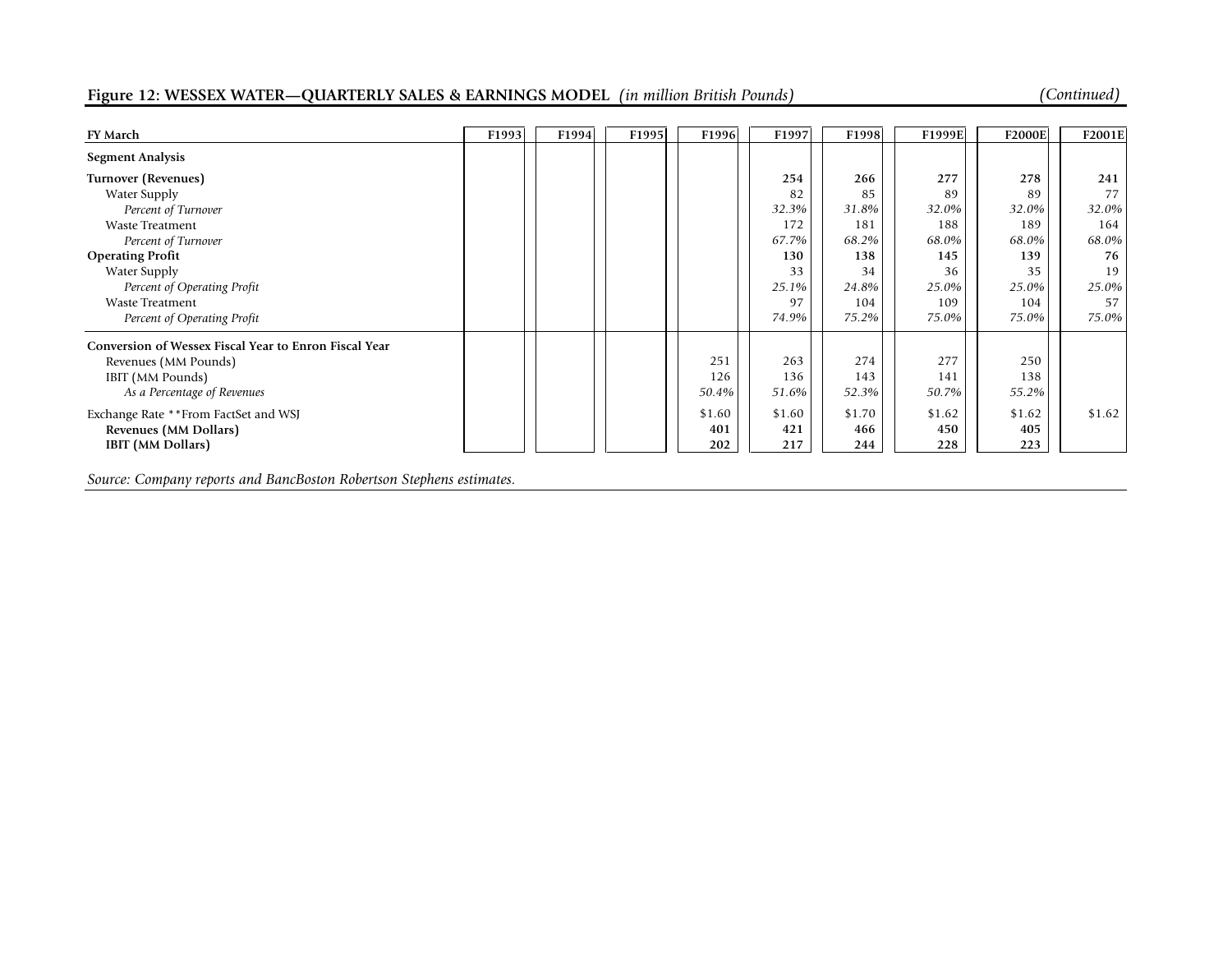## Figure 12: WESSEX WATER—QUARTERLY SALES & EARNINGS MODEL *(in million British Pounds)* *(Continued)*

| FY March | F1993 | F1994 | F1995 | F1996 | F1997 | F1998 | F1999E | F2000E | F2001E |
|---|---|---|---|---|---|---|---|---|---|
| **Segment Analysis** | | | | | | | | | |
| **Turnover (Revenues)** | | | | | **254** | **266** | **277** | **278** | **241** |
| Water Supply | | | | | 82 | 85 | 89 | 89 | 77 |
| *Percent of Turnover* | | | | | *32.3%* | *31.8%* | *32.0%* | *32.0%* | *32.0%* |
| Waste Treatment | | | | | 172 | 181 | 188 | 189 | 164 |
| *Percent of Turnover* | | | | | *67.7%* | *68.2%* | *68.0%* | *68.0%* | *68.0%* |
| **Operating Profit** | | | | | **130** | **138** | **145** | **139** | **76** |
| Water Supply | | | | | 33 | 34 | 36 | 35 | 19 |
| *Percent of Operating Profit* | | | | | *25.1%* | *24.8%* | *25.0%* | *25.0%* | *25.0%* |
| Waste Treatment | | | | | 97 | 104 | 109 | 104 | 57 |
| *Percent of Operating Profit* | | | | | *74.9%* | *75.2%* | *75.0%* | *75.0%* | *75.0%* |
| **Conversion of Wessex Fiscal Year to Enron Fiscal Year** | | | | | | | | | |
| Revenues (MM Pounds) | | | | 251 | 263 | 274 | 277 | 250 | |
| IBIT (MM Pounds) | | | | 126 | 136 | 143 | 141 | 138 | |
| *As a Percentage of Revenues* | | | | *50.4%* | *51.6%* | *52.3%* | *50.7%* | *55.2%* | |
| Exchange Rate **From FactSet and WSJ | | | | $1.60 | $1.60 | $1.70 | $1.62 | $1.62 | $1.62 |
| **Revenues (MM Dollars)** | | | | **401** | **421** | **466** | **450** | **405** | |
| **IBIT (MM Dollars)** | | | | **202** | **217** | **244** | **228** | **223** | |

*Source: Company reports and BancBoston Robertson Stephens estimates.*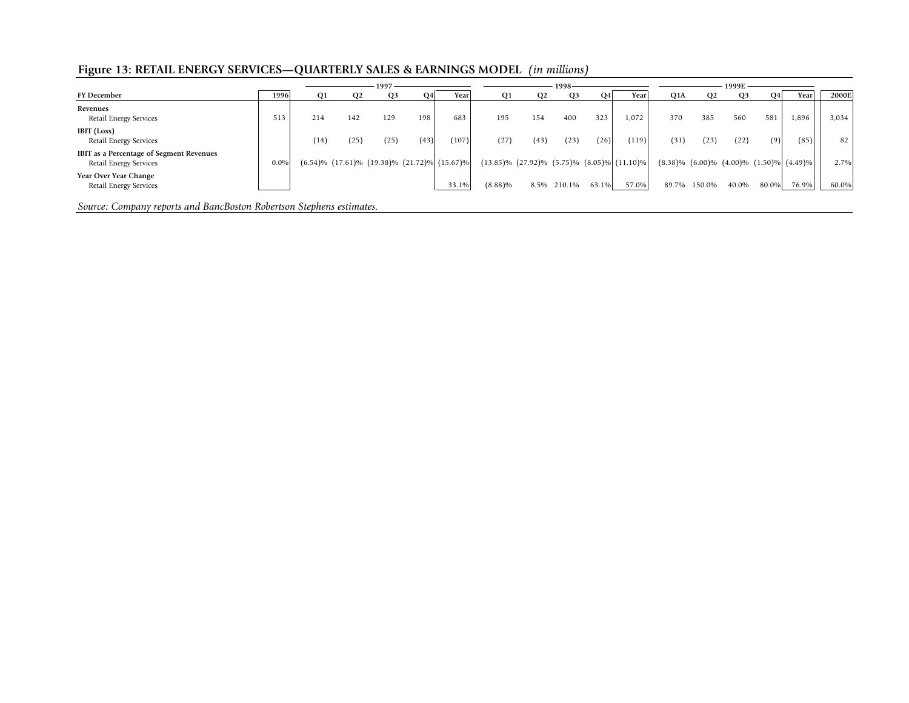## Figure 13: RETAIL ENERGY SERVICES—QUARTERLY SALES & EARNINGS MODEL *(in millions)*

| | | 1997 | | | | | 1998 | | | | | 1999E | | | | | |
|---|---|---|---|---|---|---|---|---|---|---|---|---|---|---|---|---|---|
| **FY December** | **1996** | **Q1** | **Q2** | **Q3** | **Q4** | **Year** | **Q1** | **Q2** | **Q3** | **Q4** | **Year** | **Q1A** | **Q2** | **Q3** | **Q4** | **Year** | **2000E** |
| **Revenues** | | | | | | | | | | | | | | | | | |
| Retail Energy Services | 513 | 214 | 142 | 129 | 198 | 683 | 195 | 154 | 400 | 323 | 1,072 | 370 | 385 | 560 | 581 | 1,896 | 3,034 |
| **IBIT (Loss)** | | | | | | | | | | | | | | | | | |
| Retail Energy Services | | (14) | (25) | (25) | (43) | (107) | (27) | (43) | (23) | (26) | (119) | (31) | (23) | (22) | (9) | (85) | 82 |
| **IBIT as a Percentage of Segment Revenues** | | | | | | | | | | | | | | | | | |
| Retail Energy Services | 0.0% | (6.54)% | (17.61)% | (19.38)% | (21.72)% | (15.67)% | (13.85)% | (27.92)% | (5.75)% | (8.05)% | (11.10)% | (8.38)% | (6.00)% | (4.00)% | (1.50)% | (4.49)% | 2.7% |
| **Year Over Year Change** | | | | | | | | | | | | | | | | | |
| Retail Energy Services | | | | | | 33.1% | (8.88)% | 8.5% | 210.1% | 63.1% | 57.0% | 89.7% | 150.0% | 40.0% | 80.0% | 76.9% | 60.0% |

*Source: Company reports and BancBoston Robertson Stephens estimates.*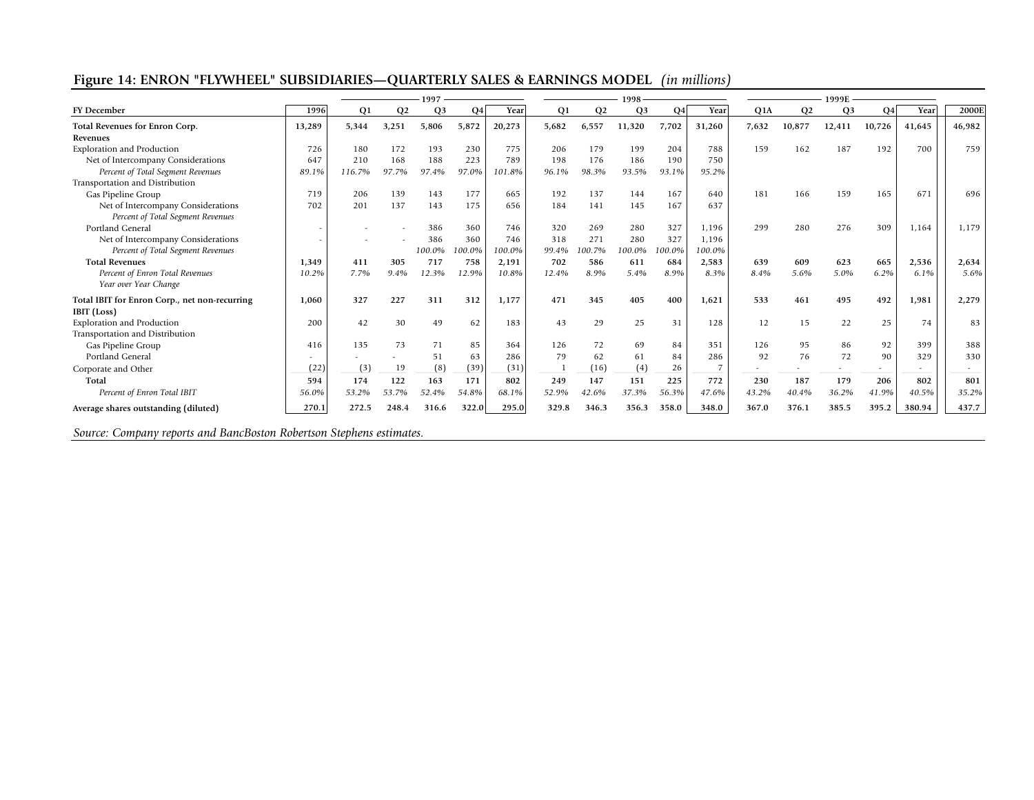## Figure 14: ENRON "FLYWHEEL" SUBSIDIARIES—QUARTERLY SALES & EARNINGS MODEL *(in millions)*

| | | 1997 | | | | | 1998 | | | | | 1999E | | | | | |
|---|---|---|---|---|---|---|---|---|---|---|---|---|---|---|---|---|---|
| **FY December** | **1996** | **Q1** | **Q2** | **Q3** | **Q4** | **Year** | **Q1** | **Q2** | **Q3** | **Q4** | **Year** | **Q1A** | **Q2** | **Q3** | **Q4** | **Year** | **2000E** |
| **Total Revenues for Enron Corp.** | **13,289** | **5,344** | **3,251** | **5,806** | **5,872** | **20,273** | **5,682** | **6,557** | **11,320** | **7,702** | **31,260** | **7,632** | **10,877** | **12,411** | **10,726** | **41,645** | **46,982** |
| **Revenues** | | | | | | | | | | | | | | | | | |
| Exploration and Production | 726 | 180 | 172 | 193 | 230 | 775 | 206 | 179 | 199 | 204 | 788 | 159 | 162 | 187 | 192 | 700 | 759 |
| Net of Intercompany Considerations | 647 | 210 | 168 | 188 | 223 | 789 | 198 | 176 | 186 | 190 | 750 | | | | | | |
| *Percent of Total Segment Revenues* | *89.1%* | *116.7%* | *97.7%* | *97.4%* | *97.0%* | *101.8%* | *96.1%* | *98.3%* | *93.5%* | *93.1%* | *95.2%* | | | | | | |
| Transportation and Distribution | | | | | | | | | | | | | | | | | |
| Gas Pipeline Group | 719 | 206 | 139 | 143 | 177 | 665 | 192 | 137 | 144 | 167 | 640 | 181 | 166 | 159 | 165 | 671 | 696 |
| Net of Intercompany Considerations | 702 | 201 | 137 | 143 | 175 | 656 | 184 | 141 | 145 | 167 | 637 | | | | | | |
| *Percent of Total Segment Revenues* | | | | | | | | | | | | | | | | | |
| Portland General | - | - | - | 386 | 360 | 746 | 320 | 269 | 280 | 327 | 1,196 | 299 | 280 | 276 | 309 | 1,164 | 1,179 |
| Net of Intercompany Considerations | - | - | - | 386 | 360 | 746 | 318 | 271 | 280 | 327 | 1,196 | | | | | | |
| *Percent of Total Segment Revenues* | | | | *100.0%* | *100.0%* | *100.0%* | *99.4%* | *100.7%* | *100.0%* | *100.0%* | *100.0%* | | | | | | |
| **Total Revenues** | **1,349** | **411** | **305** | **717** | **758** | **2,191** | **702** | **586** | **611** | **684** | **2,583** | **639** | **609** | **623** | **665** | **2,536** | **2,634** |
| *Percent of Enron Total Revenues* | *10.2%* | *7.7%* | *9.4%* | *12.3%* | *12.9%* | *10.8%* | *12.4%* | *8.9%* | *5.4%* | *8.9%* | *8.3%* | *8.4%* | *5.6%* | *5.0%* | *6.2%* | *6.1%* | *5.6%* |
| *Year over Year Change* | | | | | | | | | | | | | | | | | |
| **Total IBIT for Enron Corp., net non-recurring** | **1,060** | **327** | **227** | **311** | **312** | **1,177** | **471** | **345** | **405** | **400** | **1,621** | **533** | **461** | **495** | **492** | **1,981** | **2,279** |
| **IBIT (Loss)** | | | | | | | | | | | | | | | | | |
| Exploration and Production | 200 | 42 | 30 | 49 | 62 | 183 | 43 | 29 | 25 | 31 | 128 | 12 | 15 | 22 | 25 | 74 | 83 |
| Transportation and Distribution | | | | | | | | | | | | | | | | | |
| Gas Pipeline Group | 416 | 135 | 73 | 71 | 85 | 364 | 126 | 72 | 69 | 84 | 351 | 126 | 95 | 86 | 92 | 399 | 388 |
| Portland General | - | - | - | 51 | 63 | 286 | 79 | 62 | 61 | 84 | 286 | 92 | 76 | 72 | 90 | 329 | 330 |
| Corporate and Other | (22) | (3) | 19 | (8) | (39) | (31) | 1 | (16) | (4) | 26 | 7 | - | - | - | - | - | - |
| **Total** | **594** | **174** | **122** | **163** | **171** | **802** | **249** | **147** | **151** | **225** | **772** | **230** | **187** | **179** | **206** | **802** | **801** |
| *Percent of Enron Total IBIT* | *56.0%* | *53.2%* | *53.7%* | *52.4%* | *54.8%* | *68.1%* | *52.9%* | *42.6%* | *37.3%* | *56.3%* | *47.6%* | *43.2%* | *40.4%* | *36.2%* | *41.9%* | *40.5%* | *35.2%* |
| **Average shares outstanding (diluted)** | **270.1** | **272.5** | **248.4** | **316.6** | **322.0** | **295.0** | **329.8** | **346.3** | **356.3** | **358.0** | **348.0** | **367.0** | **376.1** | **385.5** | **395.2** | **380.94** | **437.7** |

*Source: Company reports and BancBoston Robertson Stephens estimates.*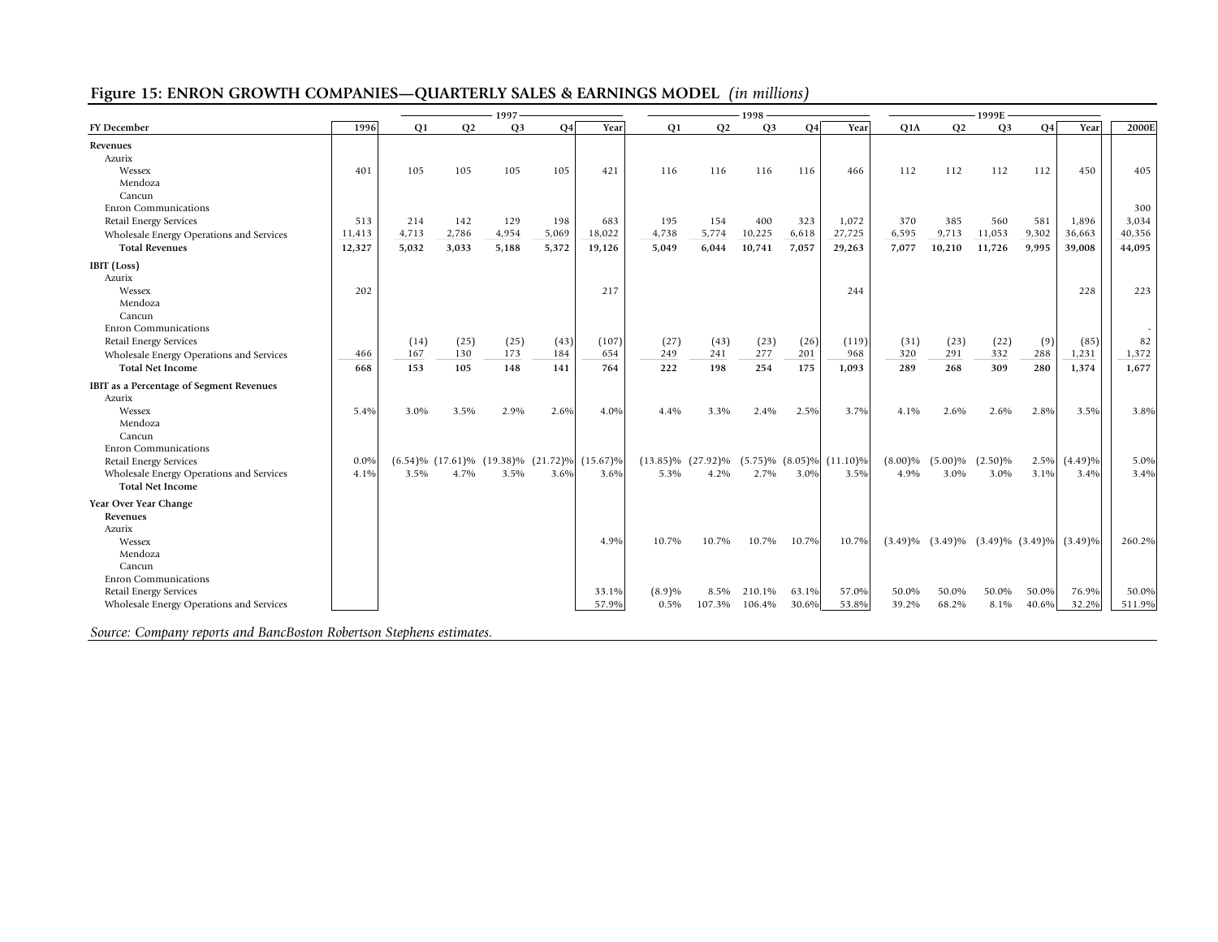## Figure 15: ENRON GROWTH COMPANIES—QUARTERLY SALES & EARNINGS MODEL *(in millions)*

| | | 1997 | | | | | 1998 | | | | | 1999E | | | | | |
|---|---|---|---|---|---|---|---|---|---|---|---|---|---|---|---|---|---|
| **FY December** | **1996** | **Q1** | **Q2** | **Q3** | **Q4** | **Year** | **Q1** | **Q2** | **Q3** | **Q4** | **Year** | **Q1A** | **Q2** | **Q3** | **Q4** | **Year** | **2000E** |
| **Revenues** | | | | | | | | | | | | | | | | | |
| Azurix | | | | | | | | | | | | | | | | | |
| Wessex | 401 | 105 | 105 | 105 | 105 | 421 | 116 | 116 | 116 | 116 | 466 | 112 | 112 | 112 | 112 | 450 | 405 |
| Mendoza | | | | | | | | | | | | | | | | | |
| Cancun | | | | | | | | | | | | | | | | | |
| Enron Communications | | | | | | | | | | | | | | | | | 300 |
| Retail Energy Services | 513 | 214 | 142 | 129 | 198 | 683 | 195 | 154 | 400 | 323 | 1,072 | 370 | 385 | 560 | 581 | 1,896 | 3,034 |
| Wholesale Energy Operations and Services | 11,413 | 4,713 | 2,786 | 4,954 | 5,069 | 18,022 | 4,738 | 5,774 | 10,225 | 6,618 | 27,725 | 6,595 | 9,713 | 11,053 | 9,302 | 36,663 | 40,356 |
| **Total Revenues** | **12,327** | **5,032** | **3,033** | **5,188** | **5,372** | **19,126** | **5,049** | **6,044** | **10,741** | **7,057** | **29,263** | **7,077** | **10,210** | **11,726** | **9,995** | **39,008** | **44,095** |
| **IBIT (Loss)** | | | | | | | | | | | | | | | | | |
| Azurix | | | | | | | | | | | | | | | | | |
| Wessex | 202 | | | | | 217 | | | | | 244 | | | | | 228 | 223 |
| Mendoza | | | | | | | | | | | | | | | | | |
| Cancun | | | | | | | | | | | | | | | | | |
| Enron Communications | | | | | | | | | | | | | | | | | - |
| Retail Energy Services | | (14) | (25) | (25) | (43) | (107) | (27) | (43) | (23) | (26) | (119) | (31) | (23) | (22) | (9) | (85) | 82 |
| Wholesale Energy Operations and Services | 466 | 167 | 130 | 173 | 184 | 654 | 249 | 241 | 277 | 201 | 968 | 320 | 291 | 332 | 288 | 1,231 | 1,372 |
| **Total Net Income** | **668** | **153** | **105** | **148** | **141** | **764** | **222** | **198** | **254** | **175** | **1,093** | **289** | **268** | **309** | **280** | **1,374** | **1,677** |
| **IBIT as a Percentage of Segment Revenues** | | | | | | | | | | | | | | | | | |
| Azurix | | | | | | | | | | | | | | | | | |
| Wessex | 5.4% | 3.0% | 3.5% | 2.9% | 2.6% | 4.0% | 4.4% | 3.3% | 2.4% | 2.5% | 3.7% | 4.1% | 2.6% | 2.6% | 2.8% | 3.5% | 3.8% |
| Mendoza | | | | | | | | | | | | | | | | | |
| Cancun | | | | | | | | | | | | | | | | | |
| Enron Communications | | | | | | | | | | | | | | | | | |
| Retail Energy Services | 0.0% | (6.54)% | (17.61)% | (19.38)% | (21.72)% | (15.67)% | (13.85)% | (27.92)% | (5.75)% | (8.05)% | (11.10)% | (8.00)% | (5.00)% | (2.50)% | 2.5% | (4.49)% | 5.0% |
| Wholesale Energy Operations and Services | 4.1% | 3.5% | 4.7% | 3.5% | 3.6% | 3.6% | 5.3% | 4.2% | 2.7% | 3.0% | 3.5% | 4.9% | 3.0% | 3.0% | 3.1% | 3.4% | 3.4% |
| **Total Net Income** | | | | | | | | | | | | | | | | | |
| **Year Over Year Change** | | | | | | | | | | | | | | | | | |
| **Revenues** | | | | | | | | | | | | | | | | | |
| Azurix | | | | | | | | | | | | | | | | | |
| Wessex | | | | | | 4.9% | 10.7% | 10.7% | 10.7% | 10.7% | 10.7% | (3.49)% | (3.49)% | (3.49)% | (3.49)% | (3.49)% | 260.2% |
| Mendoza | | | | | | | | | | | | | | | | | |
| Cancun | | | | | | | | | | | | | | | | | |
| Enron Communications | | | | | | | | | | | | | | | | | |
| Retail Energy Services | | | | | | 33.1% | (8.9)% | 8.5% | 210.1% | 63.1% | 57.0% | 50.0% | 50.0% | 50.0% | 50.0% | 76.9% | 50.0% |
| Wholesale Energy Operations and Services | | | | | | 57.9% | 0.5% | 107.3% | 106.4% | 30.6% | 53.8% | 39.2% | 68.2% | 8.1% | 40.6% | 32.2% | 511.9% |

*Source: Company reports and BancBoston Robertson Stephens estimates.*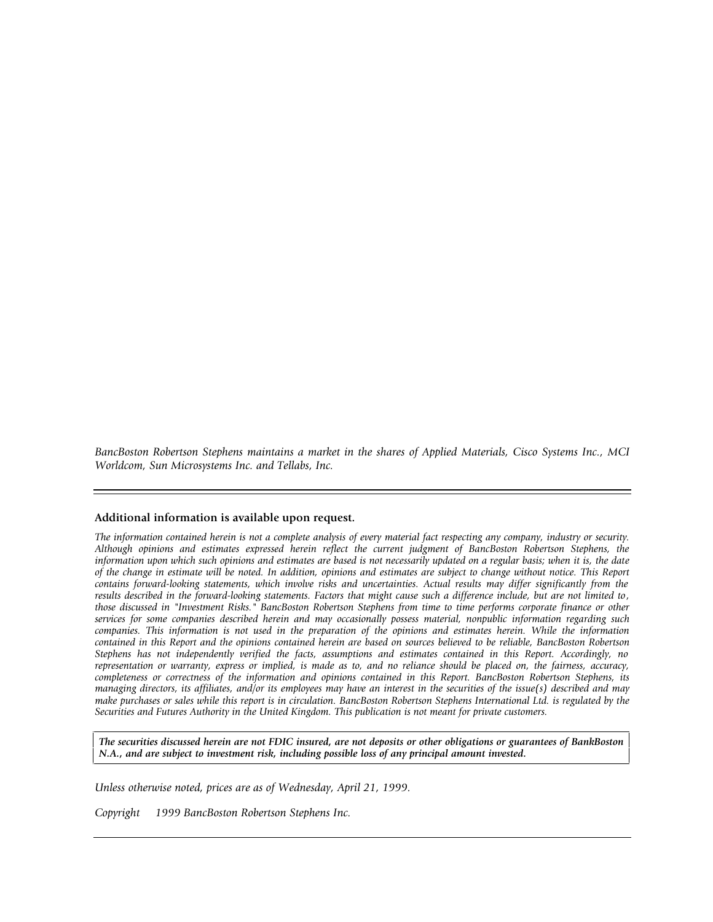*BancBoston Robertson Stephens maintains a market in the shares of Applied Materials, Cisco Systems Inc., MCI Worldcom, Sun Microsystems Inc. and Tellabs, Inc.*

---

**Additional information is available upon request.**

*The information contained herein is not a complete analysis of every material fact respecting any company, industry or security. Although opinions and estimates expressed herein reflect the current judgment of BancBoston Robertson Stephens, the information upon which such opinions and estimates are based is not necessarily updated on a regular basis; when it is, the date of the change in estimate will be noted. In addition, opinions and estimates are subject to change without notice. This Report contains forward-looking statements, which involve risks and uncertainties. Actual results may differ significantly from the results described in the forward-looking statements. Factors that might cause such a difference include, but are not limited to, those discussed in "Investment Risks." BancBoston Robertson Stephens from time to time performs corporate finance or other services for some companies described herein and may occasionally possess material, nonpublic information regarding such companies. This information is not used in the preparation of the opinions and estimates herein. While the information contained in this Report and the opinions contained herein are based on sources believed to be reliable, BancBoston Robertson Stephens has not independently verified the facts, assumptions and estimates contained in this Report. Accordingly, no representation or warranty, express or implied, is made as to, and no reliance should be placed on, the fairness, accuracy, completeness or correctness of the information and opinions contained in this Report. BancBoston Robertson Stephens, its managing directors, its affiliates, and/or its employees may have an interest in the securities of the issue(s) described and may make purchases or sales while this report is in circulation. BancBoston Robertson Stephens International Ltd. is regulated by the Securities and Futures Authority in the United Kingdom. This publication is not meant for private customers.*

***The securities discussed herein are not FDIC insured, are not deposits or other obligations or guarantees of BankBoston N.A., and are subject to investment risk, including possible loss of any principal amount invested.***

*Unless otherwise noted, prices are as of Wednesday, April 21, 1999.*

*Copyright 1999 BancBoston Robertson Stephens Inc.*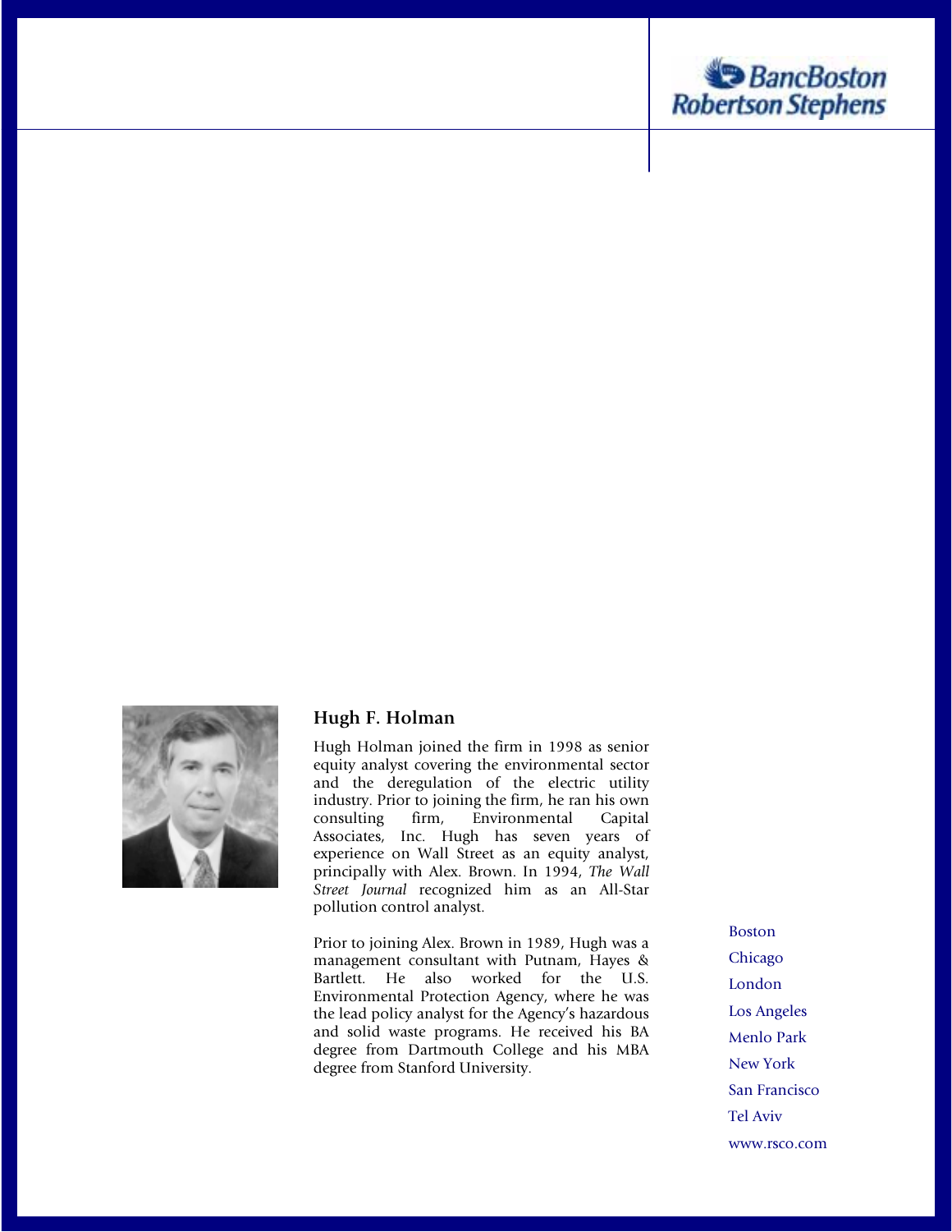BancBoston
Robertson Stephens

## Hugh F. Holman

Hugh Holman joined the firm in 1998 as senior equity analyst covering the environmental sector and the deregulation of the electric utility industry. Prior to joining the firm, he ran his own consulting firm, Environmental Capital Associates, Inc. Hugh has seven years of experience on Wall Street as an equity analyst, principally with Alex. Brown. In 1994, *The Wall Street Journal* recognized him as an All-Star pollution control analyst.

Prior to joining Alex. Brown in 1989, Hugh was a management consultant with Putnam, Hayes & Bartlett. He also worked for the U.S. Environmental Protection Agency, where he was the lead policy analyst for the Agency's hazardous and solid waste programs. He received his BA degree from Dartmouth College and his MBA degree from Stanford University.

Boston
Chicago
London
Los Angeles
Menlo Park
New York
San Francisco
Tel Aviv
www.rsco.com